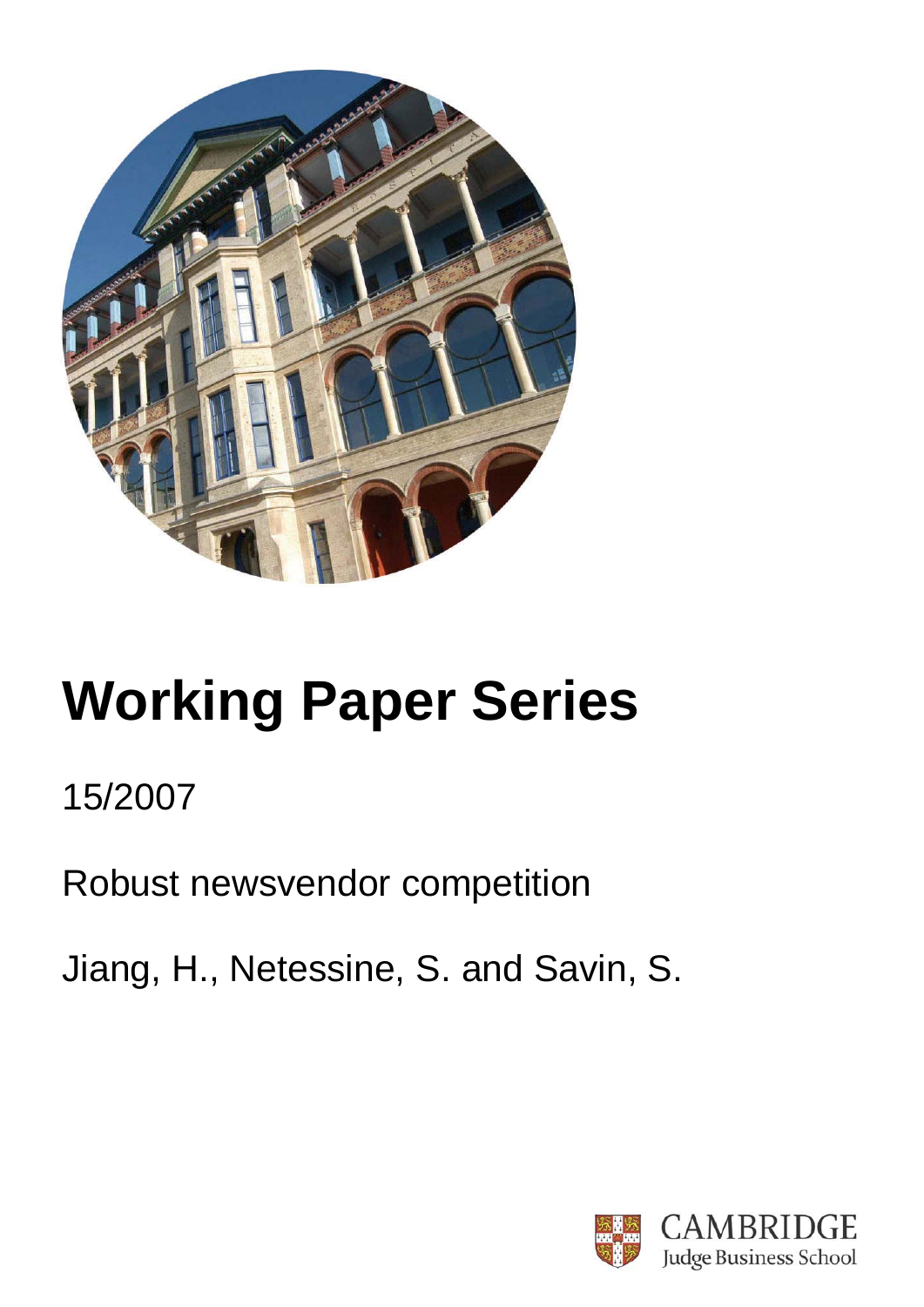# Working Paper Series

15/2007

Robust newsvendor competition

Jiang, H., Netessine, S. and Savin, S.

CAMBRIDGE
Judge Business School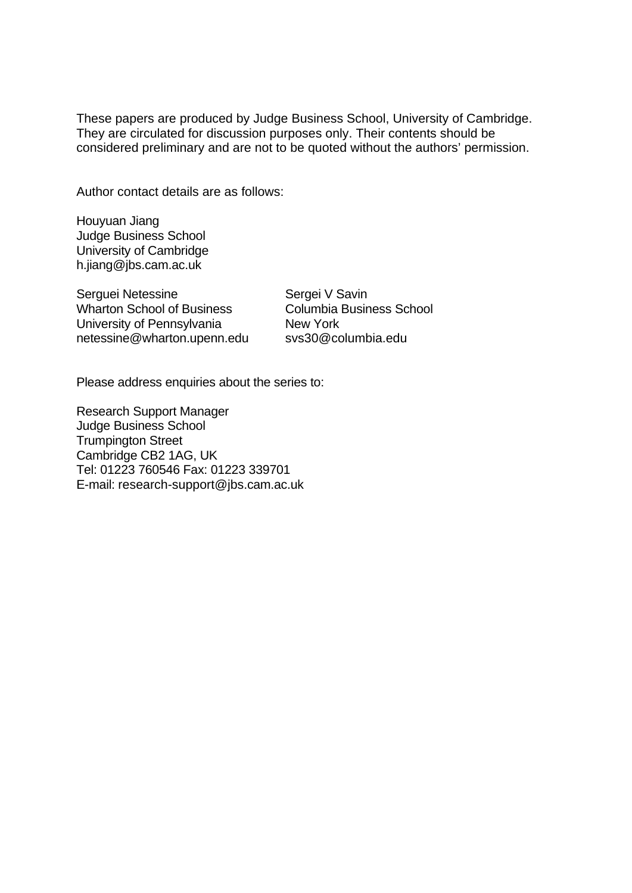These papers are produced by Judge Business School, University of Cambridge. They are circulated for discussion purposes only. Their contents should be considered preliminary and are not to be quoted without the authors' permission.

Author contact details are as follows:

Houyuan Jiang
Judge Business School
University of Cambridge
h.jiang@jbs.cam.ac.uk

Serguei Netessine
Wharton School of Business
University of Pennsylvania
netessine@wharton.upenn.edu

Sergei V Savin
Columbia Business School
New York
svs30@columbia.edu

Please address enquiries about the series to:

Research Support Manager
Judge Business School
Trumpington Street
Cambridge CB2 1AG, UK
Tel: 01223 760546 Fax: 01223 339701
E-mail: research-support@jbs.cam.ac.uk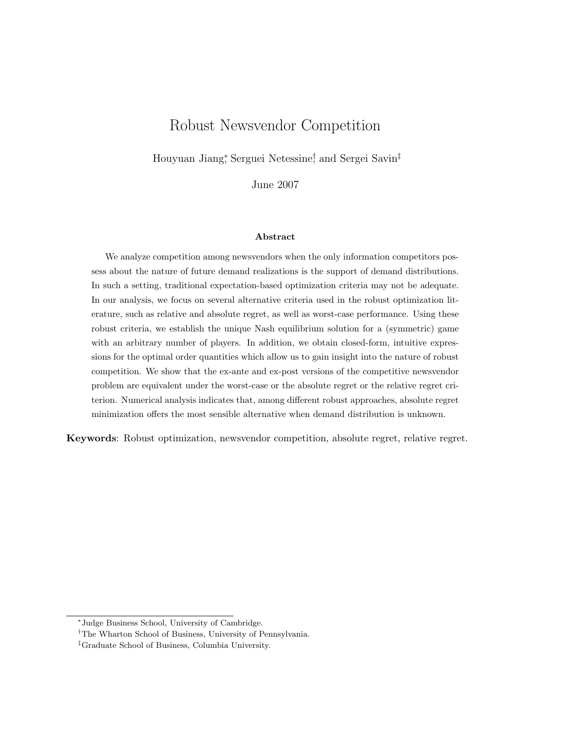# Robust Newsvendor Competition

Houyuan Jiang[*], Serguei Netessine[†], and Sergei Savin[‡]

June 2007

### Abstract

We analyze competition among newsvendors when the only information competitors possess about the nature of future demand realizations is the support of demand distributions. In such a setting, traditional expectation-based optimization criteria may not be adequate. In our analysis, we focus on several alternative criteria used in the robust optimization literature, such as relative and absolute regret, as well as worst-case performance. Using these robust criteria, we establish the unique Nash equilibrium solution for a (symmetric) game with an arbitrary number of players. In addition, we obtain closed-form, intuitive expressions for the optimal order quantities which allow us to gain insight into the nature of robust competition. We show that the ex-ante and ex-post versions of the competitive newsvendor problem are equivalent under the worst-case or the absolute regret or the relative regret criterion. Numerical analysis indicates that, among different robust approaches, absolute regret minimization offers the most sensible alternative when demand distribution is unknown.

**Keywords**: Robust optimization, newsvendor competition, absolute regret, relative regret.

---

[*] Judge Business School, University of Cambridge.

[†] The Wharton School of Business, University of Pennsylvania.

[‡] Graduate School of Business, Columbia University.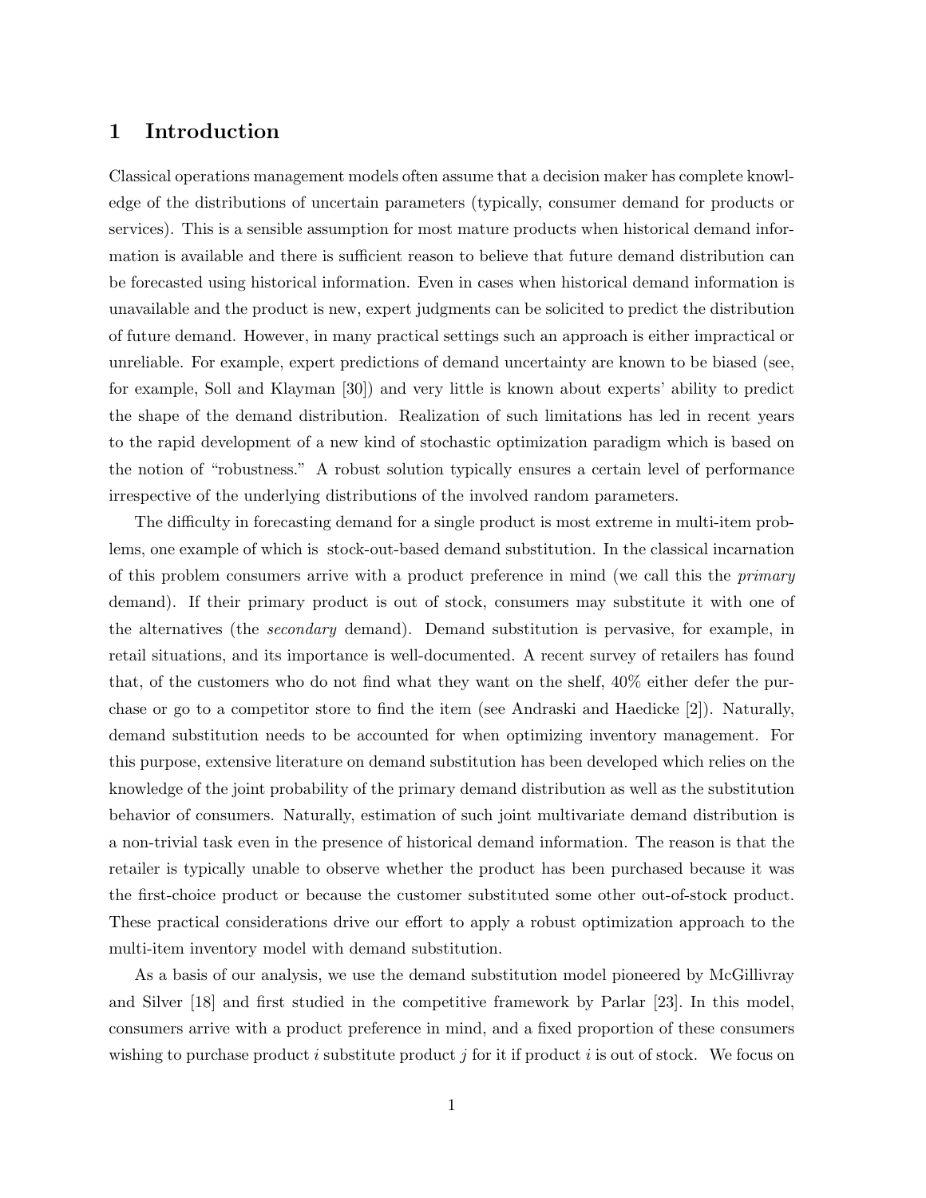# 1 Introduction

Classical operations management models often assume that a decision maker has complete knowledge of the distributions of uncertain parameters (typically, consumer demand for products or services). This is a sensible assumption for most mature products when historical demand information is available and there is sufficient reason to believe that future demand distribution can be forecasted using historical information. Even in cases when historical demand information is unavailable and the product is new, expert judgments can be solicited to predict the distribution of future demand. However, in many practical settings such an approach is either impractical or unreliable. For example, expert predictions of demand uncertainty are known to be biased (see, for example, Soll and Klayman [30]) and very little is known about experts' ability to predict the shape of the demand distribution. Realization of such limitations has led in recent years to the rapid development of a new kind of stochastic optimization paradigm which is based on the notion of "robustness." A robust solution typically ensures a certain level of performance irrespective of the underlying distributions of the involved random parameters.

The difficulty in forecasting demand for a single product is most extreme in multi-item problems, one example of which is stock-out-based demand substitution. In the classical incarnation of this problem consumers arrive with a product preference in mind (we call this the *primary* demand). If their primary product is out of stock, consumers may substitute it with one of the alternatives (the *secondary* demand). Demand substitution is pervasive, for example, in retail situations, and its importance is well-documented. A recent survey of retailers has found that, of the customers who do not find what they want on the shelf, 40% either defer the purchase or go to a competitor store to find the item (see Andraski and Haedicke [2]). Naturally, demand substitution needs to be accounted for when optimizing inventory management. For this purpose, extensive literature on demand substitution has been developed which relies on the knowledge of the joint probability of the primary demand distribution as well as the substitution behavior of consumers. Naturally, estimation of such joint multivariate demand distribution is a non-trivial task even in the presence of historical demand information. The reason is that the retailer is typically unable to observe whether the product has been purchased because it was the first-choice product or because the customer substituted some other out-of-stock product. These practical considerations drive our effort to apply a robust optimization approach to the multi-item inventory model with demand substitution.

As a basis of our analysis, we use the demand substitution model pioneered by McGillivray and Silver [18] and first studied in the competitive framework by Parlar [23]. In this model, consumers arrive with a product preference in mind, and a fixed proportion of these consumers wishing to purchase product $i$ substitute product $j$ for it if product $i$ is out of stock. We focus on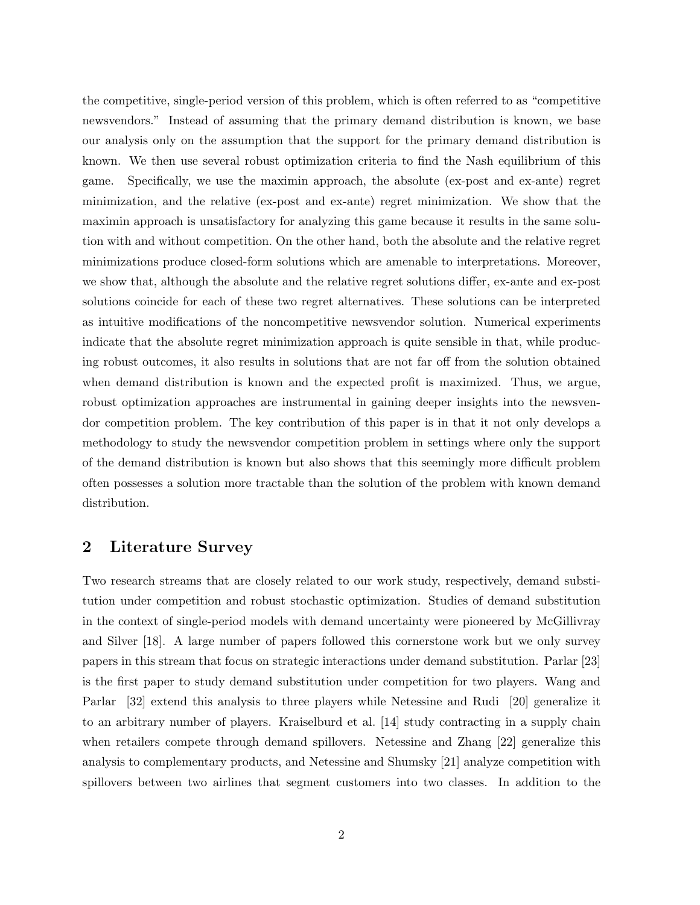the competitive, single-period version of this problem, which is often referred to as "competitive newsvendors." Instead of assuming that the primary demand distribution is known, we base our analysis only on the assumption that the support for the primary demand distribution is known. We then use several robust optimization criteria to find the Nash equilibrium of this game. Specifically, we use the maximin approach, the absolute (ex-post and ex-ante) regret minimization, and the relative (ex-post and ex-ante) regret minimization. We show that the maximin approach is unsatisfactory for analyzing this game because it results in the same solution with and without competition. On the other hand, both the absolute and the relative regret minimizations produce closed-form solutions which are amenable to interpretations. Moreover, we show that, although the absolute and the relative regret solutions differ, ex-ante and ex-post solutions coincide for each of these two regret alternatives. These solutions can be interpreted as intuitive modifications of the noncompetitive newsvendor solution. Numerical experiments indicate that the absolute regret minimization approach is quite sensible in that, while producing robust outcomes, it also results in solutions that are not far off from the solution obtained when demand distribution is known and the expected profit is maximized. Thus, we argue, robust optimization approaches are instrumental in gaining deeper insights into the newsvendor competition problem. The key contribution of this paper is in that it not only develops a methodology to study the newsvendor competition problem in settings where only the support of the demand distribution is known but also shows that this seemingly more difficult problem often possesses a solution more tractable than the solution of the problem with known demand distribution.

## 2 Literature Survey

Two research streams that are closely related to our work study, respectively, demand substitution under competition and robust stochastic optimization. Studies of demand substitution in the context of single-period models with demand uncertainty were pioneered by McGillivray and Silver [18]. A large number of papers followed this cornerstone work but we only survey papers in this stream that focus on strategic interactions under demand substitution. Parlar [23] is the first paper to study demand substitution under competition for two players. Wang and Parlar [32] extend this analysis to three players while Netessine and Rudi [20] generalize it to an arbitrary number of players. Kraiselburd et al. [14] study contracting in a supply chain when retailers compete through demand spillovers. Netessine and Zhang [22] generalize this analysis to complementary products, and Netessine and Shumsky [21] analyze competition with spillovers between two airlines that segment customers into two classes. In addition to the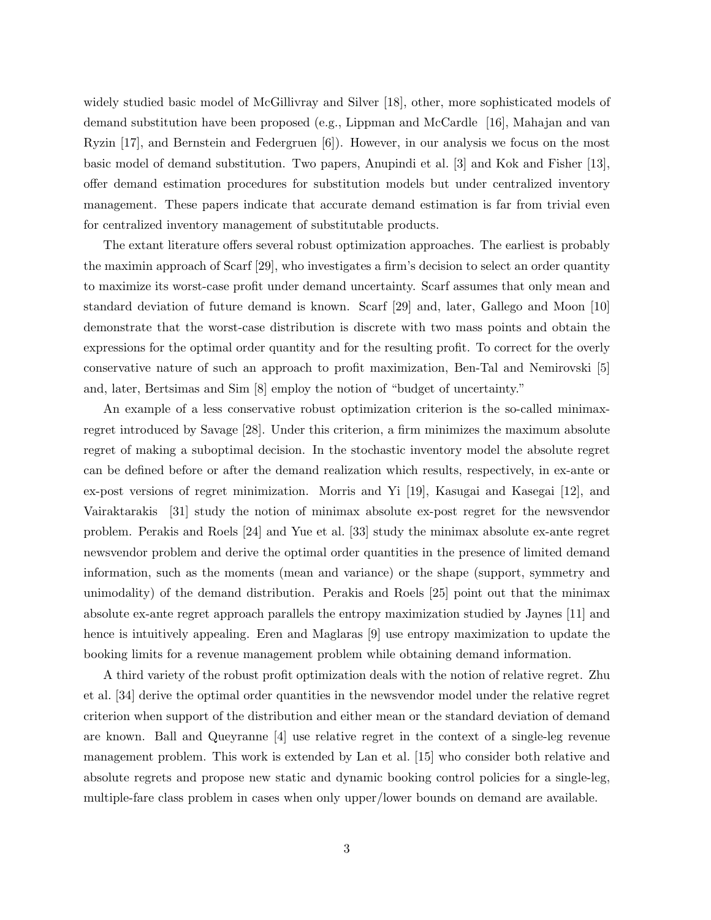widely studied basic model of McGillivray and Silver [18], other, more sophisticated models of demand substitution have been proposed (e.g., Lippman and McCardle [16], Mahajan and van Ryzin [17], and Bernstein and Federgruen [6]). However, in our analysis we focus on the most basic model of demand substitution. Two papers, Anupindi et al. [3] and Kok and Fisher [13], offer demand estimation procedures for substitution models but under centralized inventory management. These papers indicate that accurate demand estimation is far from trivial even for centralized inventory management of substitutable products.

The extant literature offers several robust optimization approaches. The earliest is probably the maximin approach of Scarf [29], who investigates a firm's decision to select an order quantity to maximize its worst-case profit under demand uncertainty. Scarf assumes that only mean and standard deviation of future demand is known. Scarf [29] and, later, Gallego and Moon [10] demonstrate that the worst-case distribution is discrete with two mass points and obtain the expressions for the optimal order quantity and for the resulting profit. To correct for the overly conservative nature of such an approach to profit maximization, Ben-Tal and Nemirovski [5] and, later, Bertsimas and Sim [8] employ the notion of "budget of uncertainty."

An example of a less conservative robust optimization criterion is the so-called minimax-regret introduced by Savage [28]. Under this criterion, a firm minimizes the maximum absolute regret of making a suboptimal decision. In the stochastic inventory model the absolute regret can be defined before or after the demand realization which results, respectively, in ex-ante or ex-post versions of regret minimization. Morris and Yi [19], Kasugai and Kasegai [12], and Vairaktarakis [31] study the notion of minimax absolute ex-post regret for the newsvendor problem. Perakis and Roels [24] and Yue et al. [33] study the minimax absolute ex-ante regret newsvendor problem and derive the optimal order quantities in the presence of limited demand information, such as the moments (mean and variance) or the shape (support, symmetry and unimodality) of the demand distribution. Perakis and Roels [25] point out that the minimax absolute ex-ante regret approach parallels the entropy maximization studied by Jaynes [11] and hence is intuitively appealing. Eren and Maglaras [9] use entropy maximization to update the booking limits for a revenue management problem while obtaining demand information.

A third variety of the robust profit optimization deals with the notion of relative regret. Zhu et al. [34] derive the optimal order quantities in the newsvendor model under the relative regret criterion when support of the distribution and either mean or the standard deviation of demand are known. Ball and Queyranne [4] use relative regret in the context of a single-leg revenue management problem. This work is extended by Lan et al. [15] who consider both relative and absolute regrets and propose new static and dynamic booking control policies for a single-leg, multiple-fare class problem in cases when only upper/lower bounds on demand are available.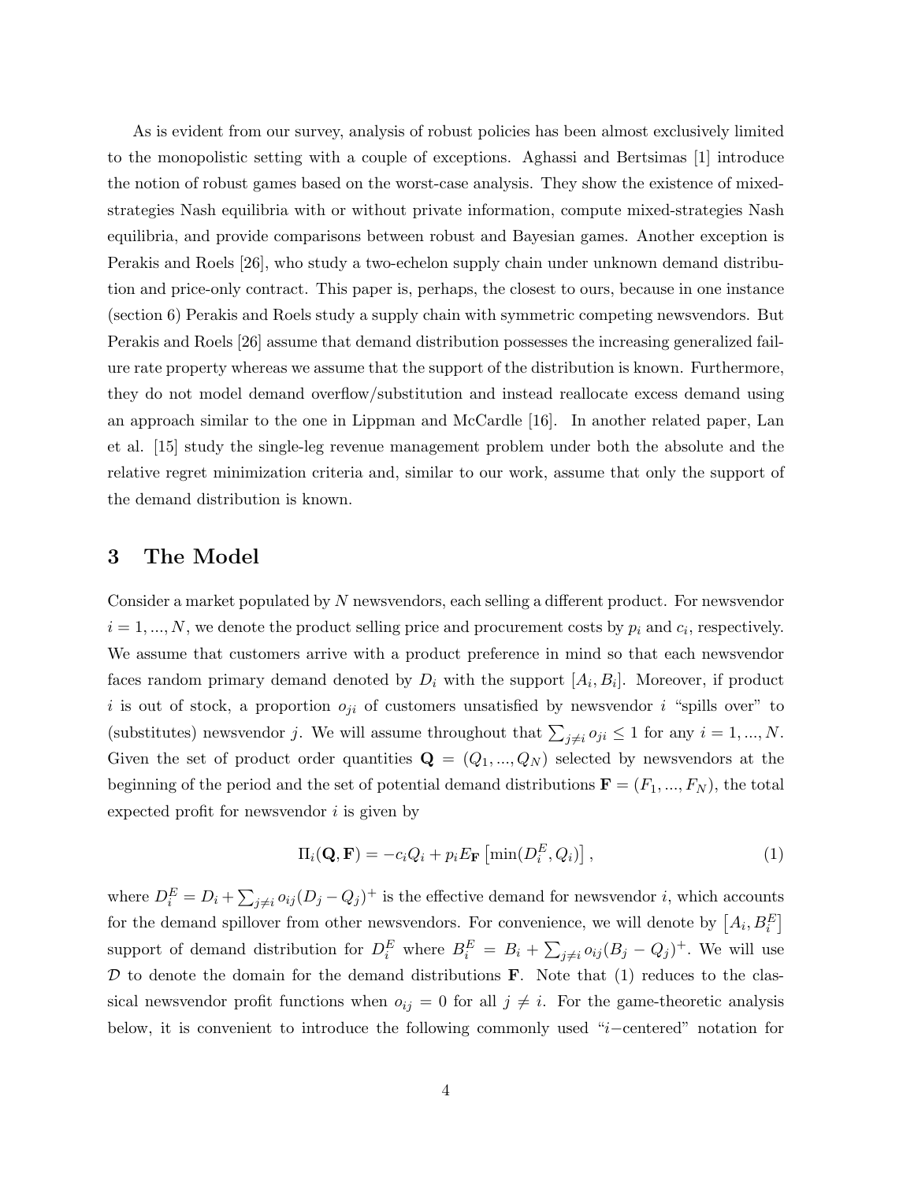As is evident from our survey, analysis of robust policies has been almost exclusively limited to the monopolistic setting with a couple of exceptions. Aghassi and Bertsimas [1] introduce the notion of robust games based on the worst-case analysis. They show the existence of mixed-strategies Nash equilibria with or without private information, compute mixed-strategies Nash equilibria, and provide comparisons between robust and Bayesian games. Another exception is Perakis and Roels [26], who study a two-echelon supply chain under unknown demand distribution and price-only contract. This paper is, perhaps, the closest to ours, because in one instance (section 6) Perakis and Roels study a supply chain with symmetric competing newsvendors. But Perakis and Roels [26] assume that demand distribution possesses the increasing generalized failure rate property whereas we assume that the support of the distribution is known. Furthermore, they do not model demand overflow/substitution and instead reallocate excess demand using an approach similar to the one in Lippman and McCardle [16]. In another related paper, Lan et al. [15] study the single-leg revenue management problem under both the absolute and the relative regret minimization criteria and, similar to our work, assume that only the support of the demand distribution is known.

# 3 The Model

Consider a market populated by $N$ newsvendors, each selling a different product. For newsvendor $i = 1, ..., N$, we denote the product selling price and procurement costs by $p_i$ and $c_i$, respectively. We assume that customers arrive with a product preference in mind so that each newsvendor faces random primary demand denoted by $D_i$ with the support $[A_i, B_i]$. Moreover, if product $i$ is out of stock, a proportion $o_{ji}$ of customers unsatisfied by newsvendor $i$ "spills over" to (substitutes) newsvendor $j$. We will assume throughout that $\sum_{j \neq i} o_{ji} \leq 1$ for any $i = 1, ..., N$. Given the set of product order quantities $\mathbf{Q} = (Q_1, ..., Q_N)$ selected by newsvendors at the beginning of the period and the set of potential demand distributions $\mathbf{F} = (F_1, ..., F_N)$, the total expected profit for newsvendor $i$ is given by

$$\Pi_i(\mathbf{Q}, \mathbf{F}) = -c_i Q_i + p_i E_{\mathbf{F}} \left[ \min(D_i^E, Q_i) \right], \tag{1}$$

where $D_i^E = D_i + \sum_{j \neq i} o_{ij}(D_j - Q_j)^+$ is the effective demand for newsvendor $i$, which accounts for the demand spillover from other newsvendors. For convenience, we will denote by $\left[A_i, B_i^E\right]$ support of demand distribution for $D_i^E$ where $B_i^E = B_i + \sum_{j \neq i} o_{ij}(B_j - Q_j)^+$. We will use $\mathcal{D}$ to denote the domain for the demand distributions $\mathbf{F}$. Note that (1) reduces to the classical newsvendor profit functions when $o_{ij} = 0$ for all $j \neq i$. For the game-theoretic analysis below, it is convenient to introduce the following commonly used "$i-$centered" notation for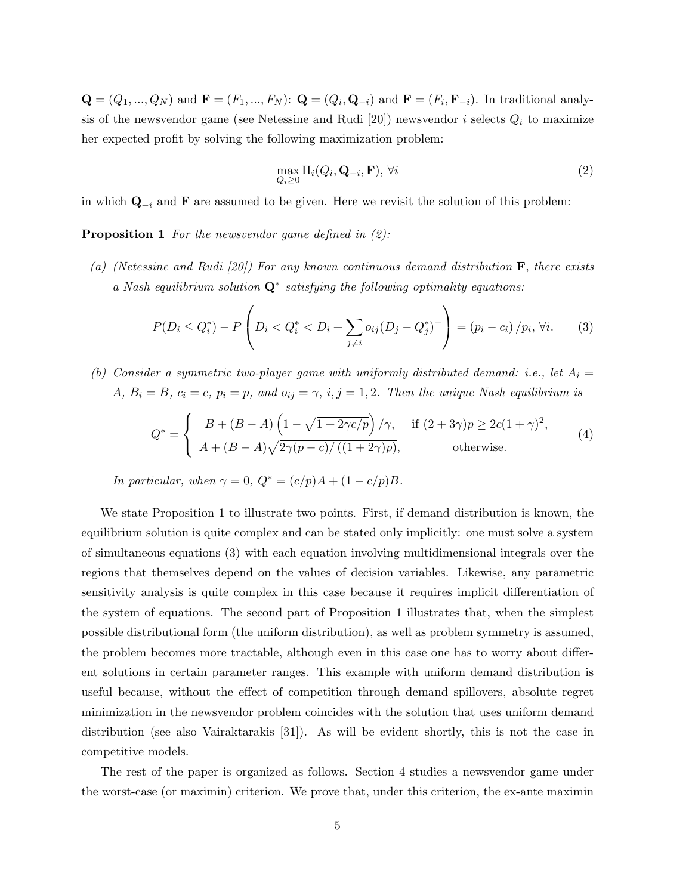$\mathbf{Q} = (Q_1, ..., Q_N)$ and $\mathbf{F} = (F_1, ..., F_N)$: $\mathbf{Q} = (Q_i, \mathbf{Q}_{-i})$ and $\mathbf{F} = (F_i, \mathbf{F}_{-i})$. In traditional analysis of the newsvendor game (see Netessine and Rudi [20]) newsvendor $i$ selects $Q_i$ to maximize her expected profit by solving the following maximization problem:

$$\max_{Q_i \geq 0} \Pi_i(Q_i, \mathbf{Q}_{-i}, \mathbf{F}), \, \forall i \tag{2}$$

in which $\mathbf{Q}_{-i}$ and $\mathbf{F}$ are assumed to be given. Here we revisit the solution of this problem:

**Proposition 1** *For the newsvendor game defined in (2):*

*(a) (Netessine and Rudi [20]) For any known continuous demand distribution $\mathbf{F}$, there exists a Nash equilibrium solution $\mathbf{Q}^*$ satisfying the following optimality equations:*

$$P(D_i \leq Q_i^*) - P\left(D_i < Q_i^* < D_i + \sum_{j \neq i} o_{ij}(D_j - Q_j^*)^+\right) = (p_i - c_i)/p_i, \, \forall i. \tag{3}$$

*(b) Consider a symmetric two-player game with uniformly distributed demand: i.e., let $A_i = A$, $B_i = B$, $c_i = c$, $p_i = p$, and $o_{ij} = \gamma$, $i, j = 1, 2$. Then the unique Nash equilibrium is*

$$Q^* = \begin{cases} B + (B - A)\left(1 - \sqrt{1 + 2\gamma c/p}\right)/\gamma, & \text{if } (2 + 3\gamma)p \geq 2c(1 + \gamma)^2, \\ A + (B - A)\sqrt{2\gamma(p - c)/\left((1 + 2\gamma)p\right)}, & \text{otherwise.} \end{cases} \tag{4}$$

*In particular, when $\gamma = 0$, $Q^* = (c/p)A + (1 - c/p)B$.*

We state Proposition 1 to illustrate two points. First, if demand distribution is known, the equilibrium solution is quite complex and can be stated only implicitly: one must solve a system of simultaneous equations (3) with each equation involving multidimensional integrals over the regions that themselves depend on the values of decision variables. Likewise, any parametric sensitivity analysis is quite complex in this case because it requires implicit differentiation of the system of equations. The second part of Proposition 1 illustrates that, when the simplest possible distributional form (the uniform distribution), as well as problem symmetry is assumed, the problem becomes more tractable, although even in this case one has to worry about different solutions in certain parameter ranges. This example with uniform demand distribution is useful because, without the effect of competition through demand spillovers, absolute regret minimization in the newsvendor problem coincides with the solution that uses uniform demand distribution (see also Vairaktarakis [31]). As will be evident shortly, this is not the case in competitive models.

The rest of the paper is organized as follows. Section 4 studies a newsvendor game under the worst-case (or maximin) criterion. We prove that, under this criterion, the ex-ante maximin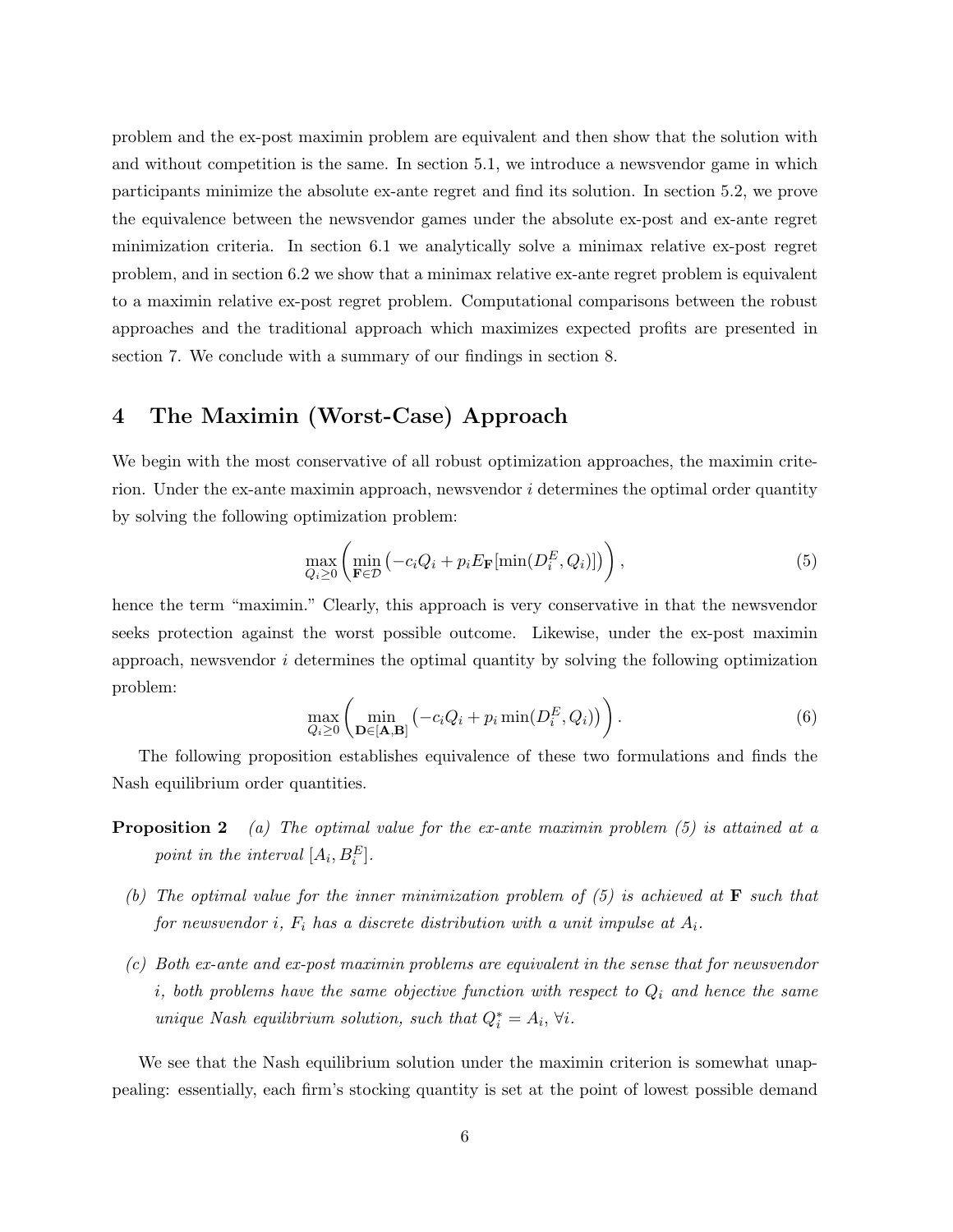problem and the ex-post maximin problem are equivalent and then show that the solution with and without competition is the same. In section 5.1, we introduce a newsvendor game in which participants minimize the absolute ex-ante regret and find its solution. In section 5.2, we prove the equivalence between the newsvendor games under the absolute ex-post and ex-ante regret minimization criteria. In section 6.1 we analytically solve a minimax relative ex-post regret problem, and in section 6.2 we show that a minimax relative ex-ante regret problem is equivalent to a maximin relative ex-post regret problem. Computational comparisons between the robust approaches and the traditional approach which maximizes expected profits are presented in section 7. We conclude with a summary of our findings in section 8.

# 4 The Maximin (Worst-Case) Approach

We begin with the most conservative of all robust optimization approaches, the maximin criterion. Under the ex-ante maximin approach, newsvendor $i$ determines the optimal order quantity by solving the following optimization problem:

$$\max_{Q_i \geq 0} \left( \min_{\mathbf{F} \in \mathcal{D}} \left( -c_i Q_i + p_i E_{\mathbf{F}}[\min(D_i^E, Q_i)] \right) \right), \tag{5}$$

hence the term "maximin." Clearly, this approach is very conservative in that the newsvendor seeks protection against the worst possible outcome. Likewise, under the ex-post maximin approach, newsvendor $i$ determines the optimal quantity by solving the following optimization problem:

$$\max_{Q_i \geq 0} \left( \min_{\mathbf{D} \in [\mathbf{A}, \mathbf{B}]} \left( -c_i Q_i + p_i \min(D_i^E, Q_i) \right) \right). \tag{6}$$

The following proposition establishes equivalence of these two formulations and finds the Nash equilibrium order quantities.

**Proposition 2** *(a) The optimal value for the ex-ante maximin problem (5) is attained at a point in the interval* $[A_i, B_i^E]$.

*(b) The optimal value for the inner minimization problem of (5) is achieved at* $\mathbf{F}$ *such that for newsvendor* $i$, $F_i$ *has a discrete distribution with a unit impulse at* $A_i$.

*(c) Both ex-ante and ex-post maximin problems are equivalent in the sense that for newsvendor* $i$, *both problems have the same objective function with respect to* $Q_i$ *and hence the same unique Nash equilibrium solution, such that* $Q_i^* = A_i$, $\forall i$.

We see that the Nash equilibrium solution under the maximin criterion is somewhat unappealing: essentially, each firm's stocking quantity is set at the point of lowest possible demand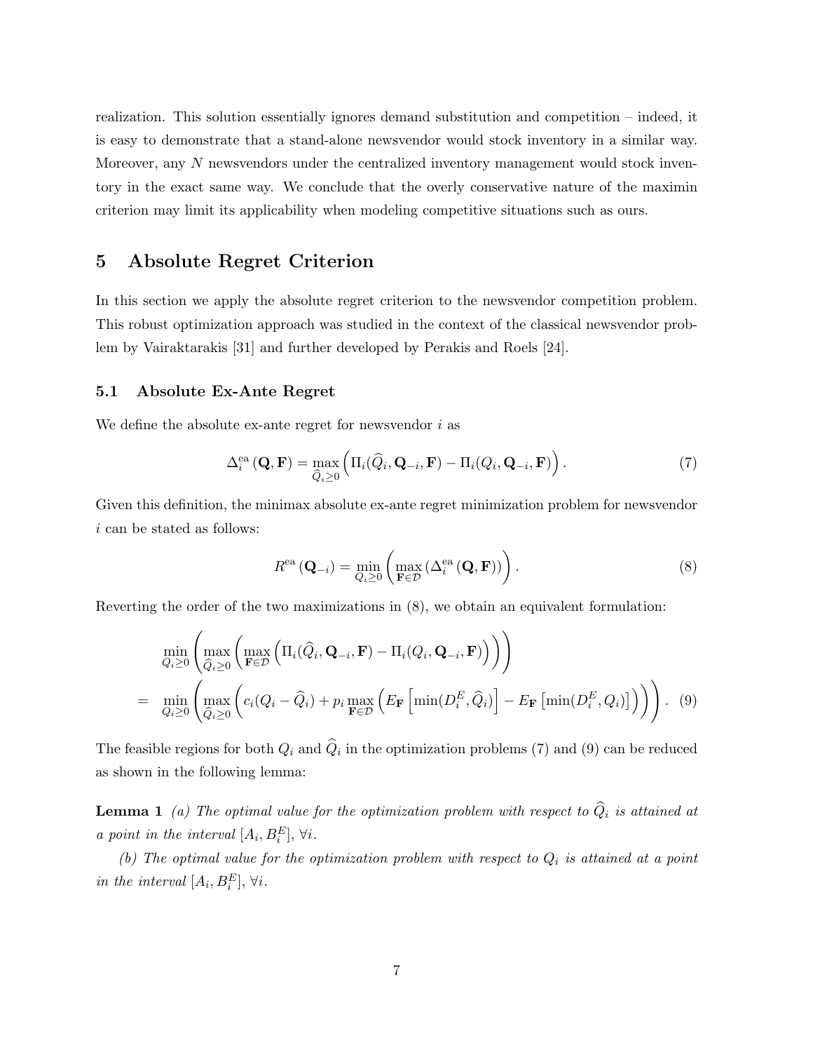realization. This solution essentially ignores demand substitution and competition – indeed, it is easy to demonstrate that a stand-alone newsvendor would stock inventory in a similar way. Moreover, any $N$ newsvendors under the centralized inventory management would stock inventory in the exact same way. We conclude that the overly conservative nature of the maximin criterion may limit its applicability when modeling competitive situations such as ours.

# 5 Absolute Regret Criterion

In this section we apply the absolute regret criterion to the newsvendor competition problem. This robust optimization approach was studied in the context of the classical newsvendor problem by Vairaktarakis [31] and further developed by Perakis and Roels [24].

## 5.1 Absolute Ex-Ante Regret

We define the absolute ex-ante regret for newsvendor $i$ as

$$\Delta_i^{\text{ea}}(\mathbf{Q}, \mathbf{F}) = \max_{\widehat{Q}_i \geq 0} \left( \Pi_i(\widehat{Q}_i, \mathbf{Q}_{-i}, \mathbf{F}) - \Pi_i(Q_i, \mathbf{Q}_{-i}, \mathbf{F}) \right). \tag{7}$$

Given this definition, the minimax absolute ex-ante regret minimization problem for newsvendor $i$ can be stated as follows:

$$R^{\text{ea}}(\mathbf{Q}_{-i}) = \min_{Q_i \geq 0} \left( \max_{\mathbf{F} \in \mathcal{D}} \left( \Delta_i^{\text{ea}}(\mathbf{Q}, \mathbf{F}) \right) \right). \tag{8}$$

Reverting the order of the two maximizations in (8), we obtain an equivalent formulation:

$$\begin{aligned}
& \min_{Q_i \geq 0} \left( \max_{\widehat{Q}_i \geq 0} \left( \max_{\mathbf{F} \in \mathcal{D}} \left( \Pi_i(\widehat{Q}_i, \mathbf{Q}_{-i}, \mathbf{F}) - \Pi_i(Q_i, \mathbf{Q}_{-i}, \mathbf{F}) \right) \right) \right) \\
= \; & \min_{Q_i \geq 0} \left( \max_{\widehat{Q}_i \geq 0} \left( c_i(Q_i - \widehat{Q}_i) + p_i \max_{\mathbf{F} \in \mathcal{D}} \left( E_{\mathbf{F}} \left[ \min(D_i^E, \widehat{Q}_i) \right] - E_{\mathbf{F}} \left[ \min(D_i^E, Q_i) \right] \right) \right) \right). \quad (9)
\end{aligned}$$

The feasible regions for both $Q_i$ and $\widehat{Q}_i$ in the optimization problems (7) and (9) can be reduced as shown in the following lemma:

**Lemma 1** *(a) The optimal value for the optimization problem with respect to $\widehat{Q}_i$ is attained at a point in the interval $[A_i, B_i^E]$, $\forall i$.*

*(b) The optimal value for the optimization problem with respect to $Q_i$ is attained at a point in the interval $[A_i, B_i^E]$, $\forall i$.*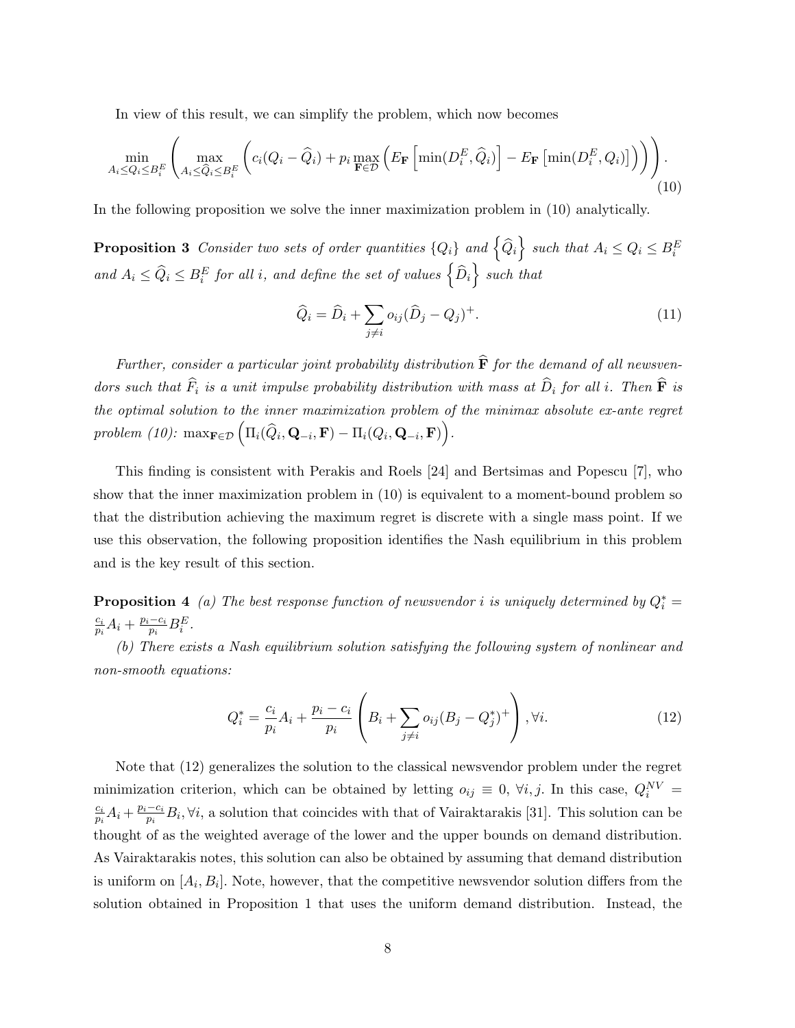In view of this result, we can simplify the problem, which now becomes

$$\min_{A_i \leq Q_i \leq B_i^E} \left( \max_{A_i \leq \widehat{Q}_i \leq B_i^E} \left( c_i(Q_i - \widehat{Q}_i) + p_i \max_{\mathbf{F} \in \mathcal{D}} \left( E_{\mathbf{F}} \left[ \min(D_i^E, \widehat{Q}_i) \right] - E_{\mathbf{F}} \left[ \min(D_i^E, Q_i) \right] \right) \right) \right). \tag{10}$$

In the following proposition we solve the inner maximization problem in (10) analytically.

**Proposition 3** *Consider two sets of order quantities $\{Q_i\}$ and $\left\{\widehat{Q}_i\right\}$ such that $A_i \leq Q_i \leq B_i^E$ and $A_i \leq \widehat{Q}_i \leq B_i^E$ for all $i$, and define the set of values $\left\{\widehat{D}_i\right\}$ such that*

$$\widehat{Q}_i = \widehat{D}_i + \sum_{j \neq i} o_{ij} (\widehat{D}_j - Q_j)^+. \tag{11}$$

*Further, consider a particular joint probability distribution $\widehat{\mathbf{F}}$ for the demand of all newsvendors such that $\widehat{F}_i$ is a unit impulse probability distribution with mass at $\widehat{D}_i$ for all $i$. Then $\widehat{\mathbf{F}}$ is the optimal solution to the inner maximization problem of the minimax absolute ex-ante regret problem (10): $\max_{\mathbf{F} \in \mathcal{D}} \left( \Pi_i(\widehat{Q}_i, \mathbf{Q}_{-i}, \mathbf{F}) - \Pi_i(Q_i, \mathbf{Q}_{-i}, \mathbf{F}) \right)$.*

This finding is consistent with Perakis and Roels [24] and Bertsimas and Popescu [7], who show that the inner maximization problem in (10) is equivalent to a moment-bound problem so that the distribution achieving the maximum regret is discrete with a single mass point. If we use this observation, the following proposition identifies the Nash equilibrium in this problem and is the key result of this section.

**Proposition 4** *(a) The best response function of newsvendor $i$ is uniquely determined by $Q_i^* = \frac{c_i}{p_i} A_i + \frac{p_i - c_i}{p_i} B_i^E$.*

*(b) There exists a Nash equilibrium solution satisfying the following system of nonlinear and non-smooth equations:*

$$Q_i^* = \frac{c_i}{p_i} A_i + \frac{p_i - c_i}{p_i} \left( B_i + \sum_{j \neq i} o_{ij} (B_j - Q_j^*)^+ \right), \forall i. \tag{12}$$

Note that (12) generalizes the solution to the classical newsvendor problem under the regret minimization criterion, which can be obtained by letting $o_{ij} \equiv 0, \forall i, j$. In this case, $Q_i^{NV} = \frac{c_i}{p_i} A_i + \frac{p_i - c_i}{p_i} B_i, \forall i$, a solution that coincides with that of Vairaktarakis [31]. This solution can be thought of as the weighted average of the lower and the upper bounds on demand distribution. As Vairaktarakis notes, this solution can also be obtained by assuming that demand distribution is uniform on $[A_i, B_i]$. Note, however, that the competitive newsvendor solution differs from the solution obtained in Proposition 1 that uses the uniform demand distribution. Instead, the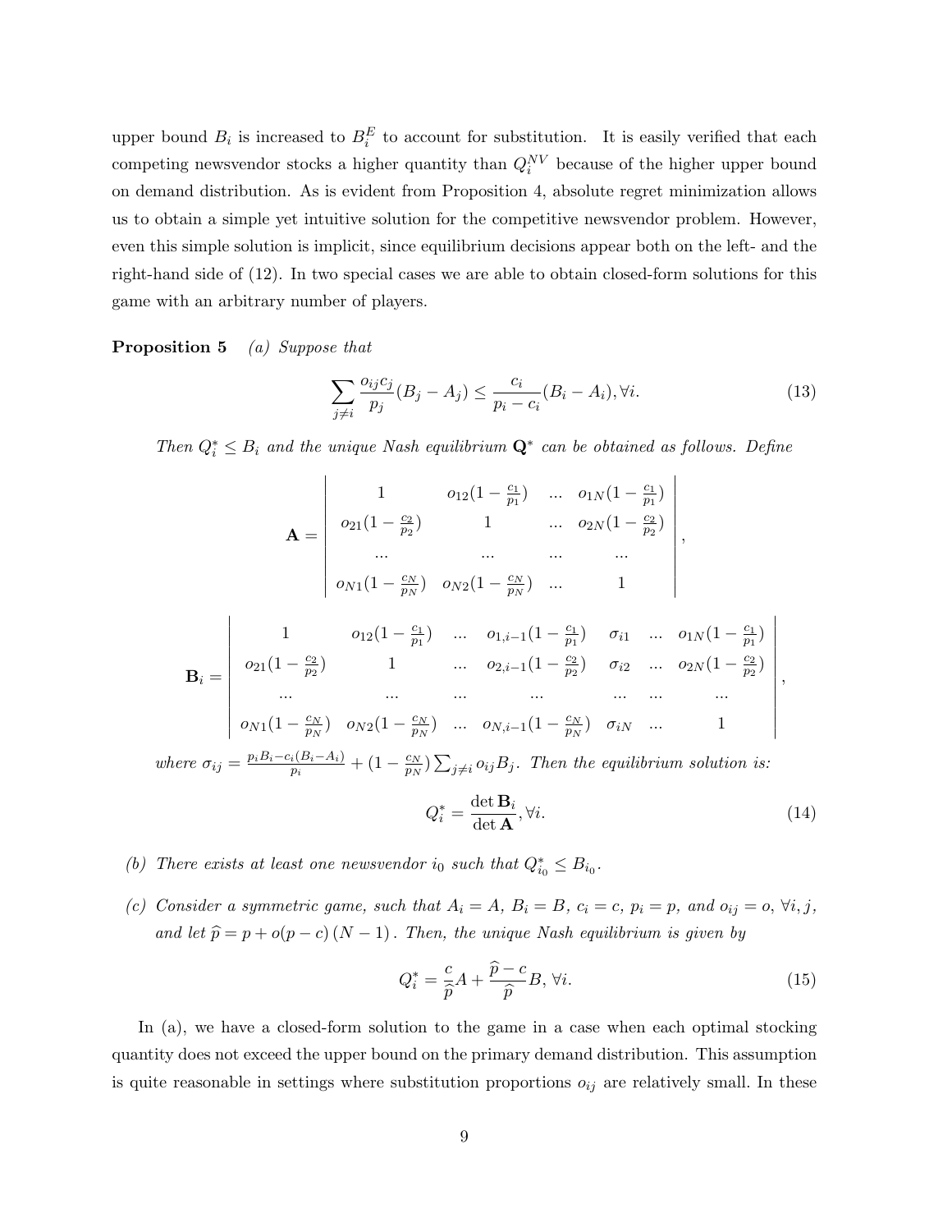upper bound $B_i$ is increased to $B_i^E$ to account for substitution. It is easily verified that each competing newsvendor stocks a higher quantity than $Q_i^{NV}$ because of the higher upper bound on demand distribution. As is evident from Proposition 4, absolute regret minimization allows us to obtain a simple yet intuitive solution for the competitive newsvendor problem. However, even this simple solution is implicit, since equilibrium decisions appear both on the left- and the right-hand side of (12). In two special cases we are able to obtain closed-form solutions for this game with an arbitrary number of players.

**Proposition 5** *(a) Suppose that*

$$\sum_{j \neq i} \frac{o_{ij} c_j}{p_j}(B_j - A_j) \leq \frac{c_i}{p_i - c_i}(B_i - A_i), \forall i. \tag{13}$$

*Then $Q_i^* \leq B_i$ and the unique Nash equilibrium $\mathbf{Q}^*$ can be obtained as follows. Define*

$$\mathbf{A} = \begin{vmatrix} 1 & o_{12}(1 - \frac{c_1}{p_1}) & \dots & o_{1N}(1 - \frac{c_1}{p_1}) \\ o_{21}(1 - \frac{c_2}{p_2}) & 1 & \dots & o_{2N}(1 - \frac{c_2}{p_2}) \\ \dots & \dots & \dots & \dots \\ o_{N1}(1 - \frac{c_N}{p_N}) & o_{N2}(1 - \frac{c_N}{p_N}) & \dots & 1 \end{vmatrix},$$

$$\mathbf{B}_i = \begin{vmatrix} 1 & o_{12}(1 - \frac{c_1}{p_1}) & \dots & o_{1,i-1}(1 - \frac{c_1}{p_1}) & \sigma_{i1} & \dots & o_{1N}(1 - \frac{c_1}{p_1}) \\ o_{21}(1 - \frac{c_2}{p_2}) & 1 & \dots & o_{2,i-1}(1 - \frac{c_2}{p_2}) & \sigma_{i2} & \dots & o_{2N}(1 - \frac{c_2}{p_2}) \\ \dots & \dots & \dots & \dots & \dots & \dots & \dots \\ o_{N1}(1 - \frac{c_N}{p_N}) & o_{N2}(1 - \frac{c_N}{p_N}) & \dots & o_{N,i-1}(1 - \frac{c_N}{p_N}) & \sigma_{iN} & \dots & 1 \end{vmatrix},$$

*where $\sigma_{ij} = \frac{p_i B_i - c_i(B_i - A_i)}{p_i} + (1 - \frac{c_N}{p_N}) \sum_{j \neq i} o_{ij} B_j$. Then the equilibrium solution is:*

$$Q_i^* = \frac{\det \mathbf{B}_i}{\det \mathbf{A}}, \forall i. \tag{14}$$

*(b) There exists at least one newsvendor $i_0$ such that $Q_{i_0}^* \leq B_{i_0}$.*

*(c) Consider a symmetric game, such that $A_i = A$, $B_i = B$, $c_i = c$, $p_i = p$, and $o_{ij} = o$, $\forall i, j$, and let $\widehat{p} = p + o(p - c)(N - 1)$. Then, the unique Nash equilibrium is given by*

$$Q_i^* = \frac{c}{\widehat{p}} A + \frac{\widehat{p} - c}{\widehat{p}} B, \forall i. \tag{15}$$

In (a), we have a closed-form solution to the game in a case when each optimal stocking quantity does not exceed the upper bound on the primary demand distribution. This assumption is quite reasonable in settings where substitution proportions $o_{ij}$ are relatively small. In these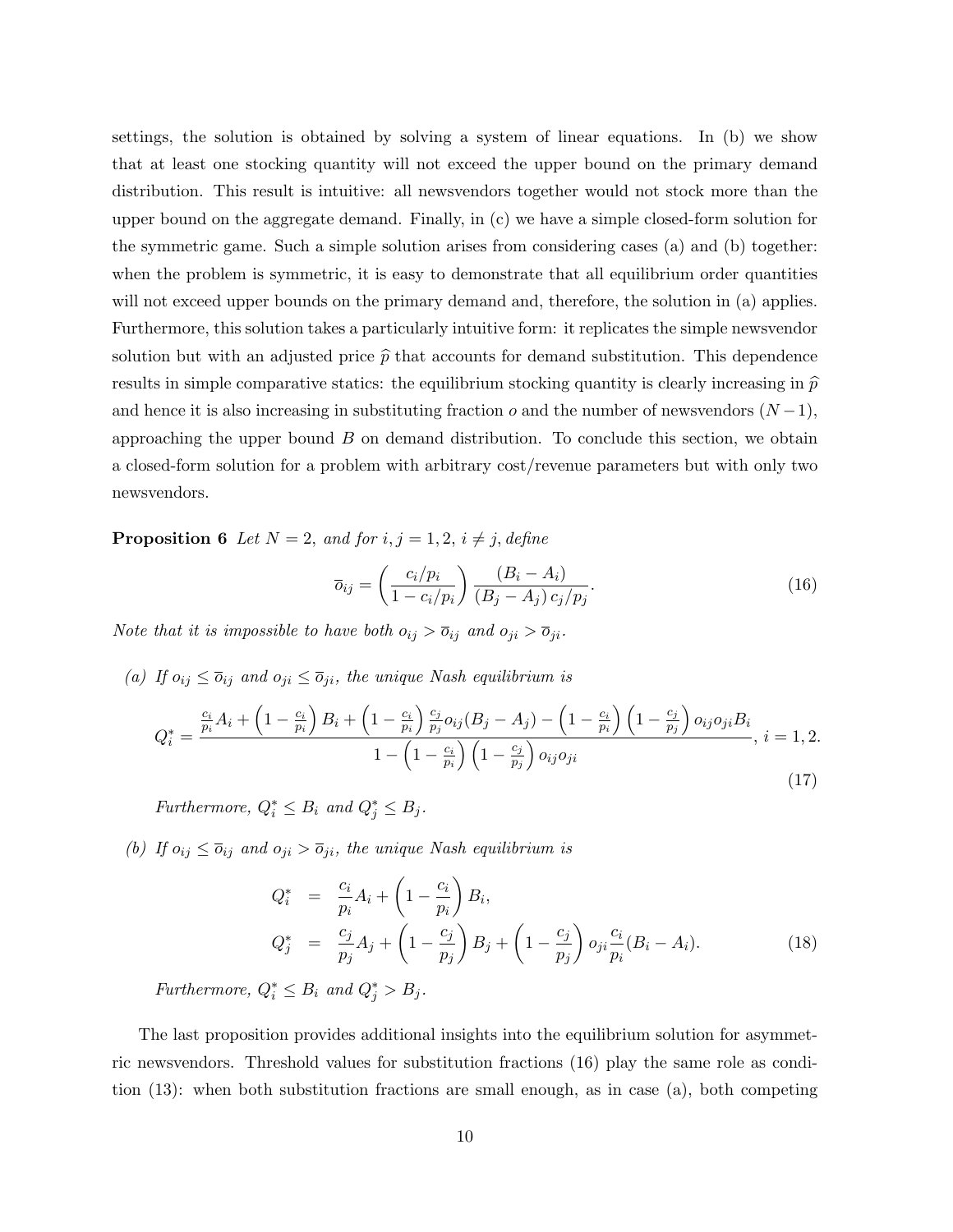settings, the solution is obtained by solving a system of linear equations. In (b) we show that at least one stocking quantity will not exceed the upper bound on the primary demand distribution. This result is intuitive: all newsvendors together would not stock more than the upper bound on the aggregate demand. Finally, in (c) we have a simple closed-form solution for the symmetric game. Such a simple solution arises from considering cases (a) and (b) together: when the problem is symmetric, it is easy to demonstrate that all equilibrium order quantities will not exceed upper bounds on the primary demand and, therefore, the solution in (a) applies. Furthermore, this solution takes a particularly intuitive form: it replicates the simple newsvendor solution but with an adjusted price $\widehat{p}$ that accounts for demand substitution. This dependence results in simple comparative statics: the equilibrium stocking quantity is clearly increasing in $\widehat{p}$ and hence it is also increasing in substituting fraction $o$ and the number of newsvendors $(N-1)$, approaching the upper bound $B$ on demand distribution. To conclude this section, we obtain a closed-form solution for a problem with arbitrary cost/revenue parameters but with only two newsvendors.

**Proposition 6** *Let $N = 2$, and for $i, j = 1, 2$, $i \neq j$, define*

$$\overline{o}_{ij} = \left(\frac{c_i/p_i}{1 - c_i/p_i}\right) \frac{(B_i - A_i)}{(B_j - A_j)\, c_j/p_j}. \tag{16}$$

*Note that it is impossible to have both $o_{ij} > \overline{o}_{ij}$ and $o_{ji} > \overline{o}_{ji}$.*

*(a) If $o_{ij} \leq \overline{o}_{ij}$ and $o_{ji} \leq \overline{o}_{ji}$, the unique Nash equilibrium is*

$$Q_i^* = \frac{\frac{c_i}{p_i} A_i + \left(1 - \frac{c_i}{p_i}\right) B_i + \left(1 - \frac{c_i}{p_i}\right) \frac{c_j}{p_j} o_{ij} (B_j - A_j) - \left(1 - \frac{c_i}{p_i}\right)\left(1 - \frac{c_j}{p_j}\right) o_{ij} o_{ji} B_i}{1 - \left(1 - \frac{c_i}{p_i}\right)\left(1 - \frac{c_j}{p_j}\right) o_{ij} o_{ji}}, \ i = 1, 2. \tag{17}$$

*Furthermore, $Q_i^* \leq B_i$ and $Q_j^* \leq B_j$.*

*(b) If $o_{ij} \leq \overline{o}_{ij}$ and $o_{ji} > \overline{o}_{ji}$, the unique Nash equilibrium is*

$$\begin{aligned} Q_i^* &= \frac{c_i}{p_i} A_i + \left(1 - \frac{c_i}{p_i}\right) B_i, \\ Q_j^* &= \frac{c_j}{p_j} A_j + \left(1 - \frac{c_j}{p_j}\right) B_j + \left(1 - \frac{c_j}{p_j}\right) o_{ji} \frac{c_i}{p_i} (B_i - A_i). \end{aligned} \tag{18}$$

*Furthermore, $Q_i^* \leq B_i$ and $Q_j^* > B_j$.*

The last proposition provides additional insights into the equilibrium solution for asymmetric newsvendors. Threshold values for substitution fractions (16) play the same role as condition (13): when both substitution fractions are small enough, as in case (a), both competing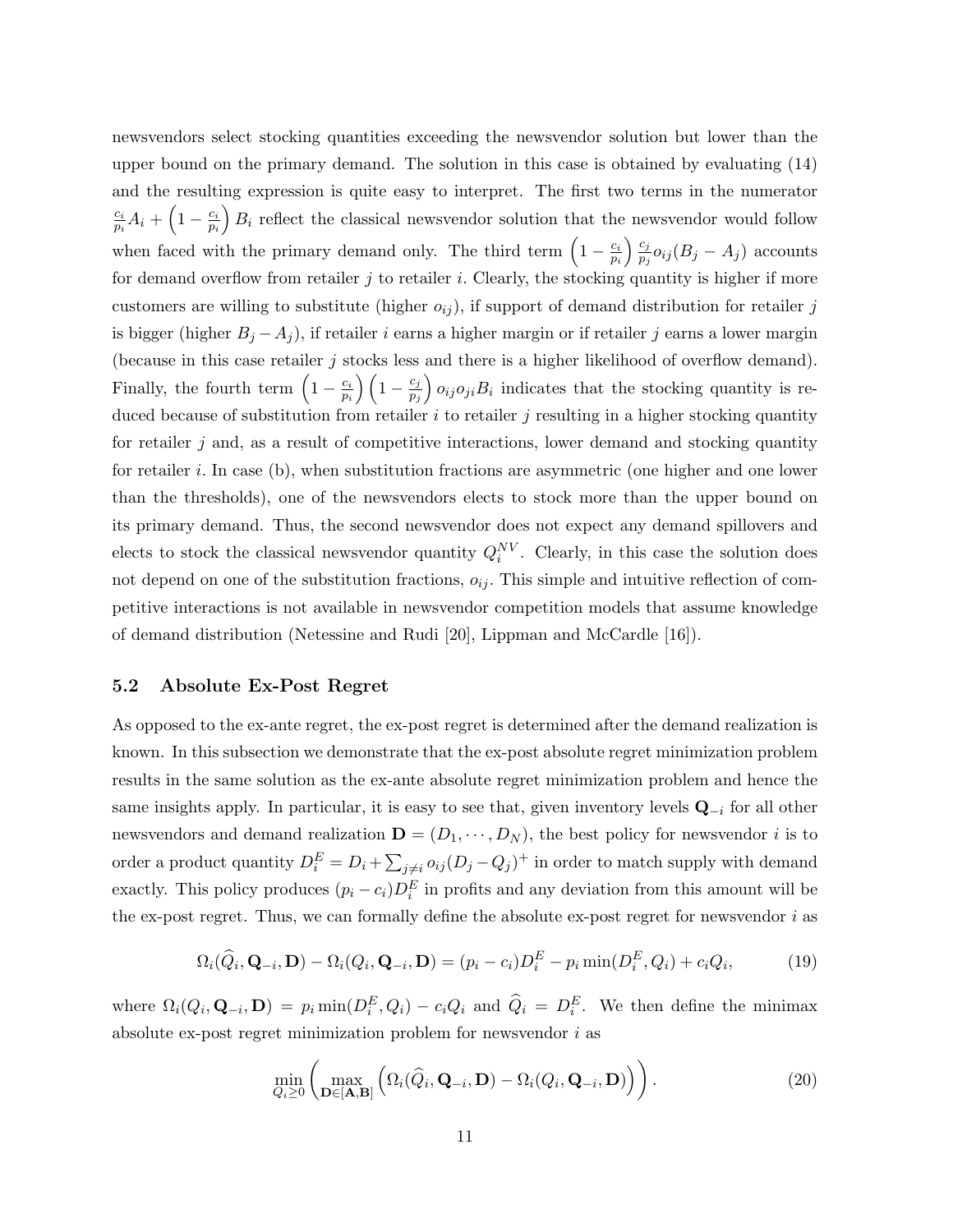newsvendors select stocking quantities exceeding the newsvendor solution but lower than the upper bound on the primary demand. The solution in this case is obtained by evaluating (14) and the resulting expression is quite easy to interpret. The first two terms in the numerator $\frac{c_i}{p_i}A_i + \left(1 - \frac{c_i}{p_i}\right) B_i$ reflect the classical newsvendor solution that the newsvendor would follow when faced with the primary demand only. The third term $\left(1 - \frac{c_i}{p_i}\right) \frac{c_j}{p_j} o_{ij}(B_j - A_j)$ accounts for demand overflow from retailer $j$ to retailer $i$. Clearly, the stocking quantity is higher if more customers are willing to substitute (higher $o_{ij}$), if support of demand distribution for retailer $j$ is bigger (higher $B_j - A_j$), if retailer $i$ earns a higher margin or if retailer $j$ earns a lower margin (because in this case retailer $j$ stocks less and there is a higher likelihood of overflow demand). Finally, the fourth term $\left(1 - \frac{c_i}{p_i}\right)\left(1 - \frac{c_j}{p_j}\right) o_{ij} o_{ji} B_i$ indicates that the stocking quantity is reduced because of substitution from retailer $i$ to retailer $j$ resulting in a higher stocking quantity for retailer $j$ and, as a result of competitive interactions, lower demand and stocking quantity for retailer $i$. In case (b), when substitution fractions are asymmetric (one higher and one lower than the thresholds), one of the newsvendors elects to stock more than the upper bound on its primary demand. Thus, the second newsvendor does not expect any demand spillovers and elects to stock the classical newsvendor quantity $Q_i^{NV}$. Clearly, in this case the solution does not depend on one of the substitution fractions, $o_{ij}$. This simple and intuitive reflection of competitive interactions is not available in newsvendor competition models that assume knowledge of demand distribution (Netessine and Rudi [20], Lippman and McCardle [16]).

## 5.2 Absolute Ex-Post Regret

As opposed to the ex-ante regret, the ex-post regret is determined after the demand realization is known. In this subsection we demonstrate that the ex-post absolute regret minimization problem results in the same solution as the ex-ante absolute regret minimization problem and hence the same insights apply. In particular, it is easy to see that, given inventory levels $\mathbf{Q}_{-i}$ for all other newsvendors and demand realization $\mathbf{D} = (D_1, \cdots, D_N)$, the best policy for newsvendor $i$ is to order a product quantity $D_i^E = D_i + \sum_{j \neq i} o_{ij}(D_j - Q_j)^+$ in order to match supply with demand exactly. This policy produces $(p_i - c_i)D_i^E$ in profits and any deviation from this amount will be the ex-post regret. Thus, we can formally define the absolute ex-post regret for newsvendor $i$ as

$$\Omega_i(\widehat{Q}_i, \mathbf{Q}_{-i}, \mathbf{D}) - \Omega_i(Q_i, \mathbf{Q}_{-i}, \mathbf{D}) = (p_i - c_i)D_i^E - p_i \min(D_i^E, Q_i) + c_i Q_i, \tag{19}$$

where $\Omega_i(Q_i, \mathbf{Q}_{-i}, \mathbf{D}) = p_i \min(D_i^E, Q_i) - c_i Q_i$ and $\widehat{Q}_i = D_i^E$. We then define the minimax absolute ex-post regret minimization problem for newsvendor $i$ as

$$\min_{Q_i \geq 0} \left( \max_{\mathbf{D} \in [\mathbf{A}, \mathbf{B}]} \left( \Omega_i(\widehat{Q}_i, \mathbf{Q}_{-i}, \mathbf{D}) - \Omega_i(Q_i, \mathbf{Q}_{-i}, \mathbf{D}) \right) \right). \tag{20}$$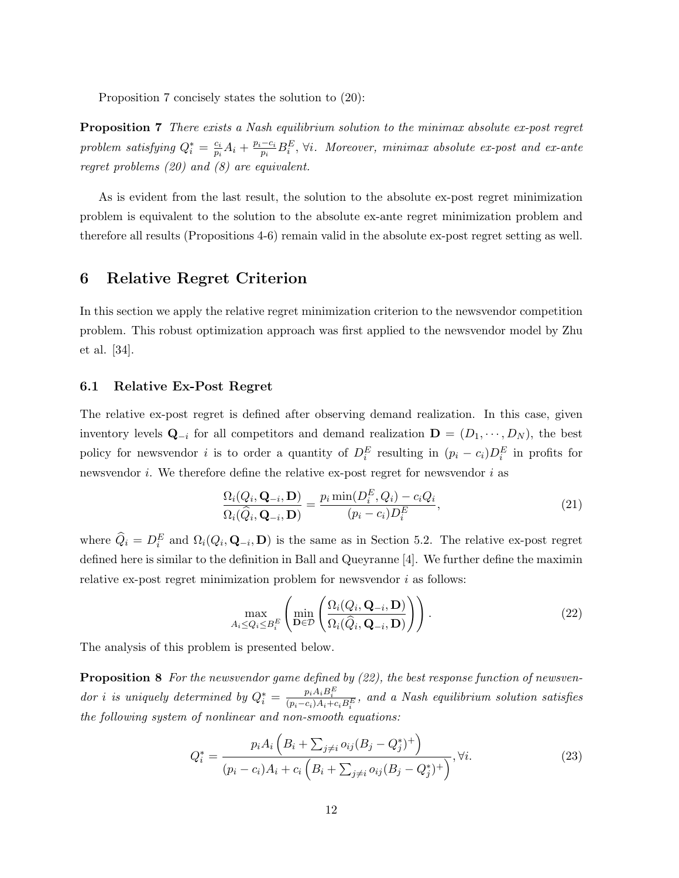Proposition 7 concisely states the solution to (20):

**Proposition 7** *There exists a Nash equilibrium solution to the minimax absolute ex-post regret problem satisfying $Q_i^* = \frac{c_i}{p_i}A_i + \frac{p_i - c_i}{p_i}B_i^E$, $\forall i$. Moreover, minimax absolute ex-post and ex-ante regret problems (20) and (8) are equivalent.*

As is evident from the last result, the solution to the absolute ex-post regret minimization problem is equivalent to the solution to the absolute ex-ante regret minimization problem and therefore all results (Propositions 4-6) remain valid in the absolute ex-post regret setting as well.

## 6 Relative Regret Criterion

In this section we apply the relative regret minimization criterion to the newsvendor competition problem. This robust optimization approach was first applied to the newsvendor model by Zhu et al. [34].

### 6.1 Relative Ex-Post Regret

The relative ex-post regret is defined after observing demand realization. In this case, given inventory levels $\mathbf{Q}_{-i}$ for all competitors and demand realization $\mathbf{D} = (D_1, \cdots, D_N)$, the best policy for newsvendor $i$ is to order a quantity of $D_i^E$ resulting in $(p_i - c_i)D_i^E$ in profits for newsvendor $i$. We therefore define the relative ex-post regret for newsvendor $i$ as

$$\frac{\Omega_i(Q_i, \mathbf{Q}_{-i}, \mathbf{D})}{\Omega_i(\widehat{Q}_i, \mathbf{Q}_{-i}, \mathbf{D})} = \frac{p_i \min(D_i^E, Q_i) - c_i Q_i}{(p_i - c_i)D_i^E}, \tag{21}$$

where $\widehat{Q}_i = D_i^E$ and $\Omega_i(Q_i, \mathbf{Q}_{-i}, \mathbf{D})$ is the same as in Section 5.2. The relative ex-post regret defined here is similar to the definition in Ball and Queyranne [4]. We further define the maximin relative ex-post regret minimization problem for newsvendor $i$ as follows:

$$\max_{A_i \leq Q_i \leq B_i^E} \left( \min_{\mathbf{D} \in \mathcal{D}} \left( \frac{\Omega_i(Q_i, \mathbf{Q}_{-i}, \mathbf{D})}{\Omega_i(\widehat{Q}_i, \mathbf{Q}_{-i}, \mathbf{D})} \right) \right). \tag{22}$$

The analysis of this problem is presented below.

**Proposition 8** *For the newsvendor game defined by (22), the best response function of newsvendor $i$ is uniquely determined by $Q_i^* = \frac{p_i A_i B_i^E}{(p_i - c_i)A_i + c_i B_i^E}$, and a Nash equilibrium solution satisfies the following system of nonlinear and non-smooth equations:*

$$Q_i^* = \frac{p_i A_i \left( B_i + \sum_{j \neq i} o_{ij}(B_j - Q_j^*)^+ \right)}{(p_i - c_i)A_i + c_i \left( B_i + \sum_{j \neq i} o_{ij}(B_j - Q_j^*)^+ \right)}, \forall i. \tag{23}$$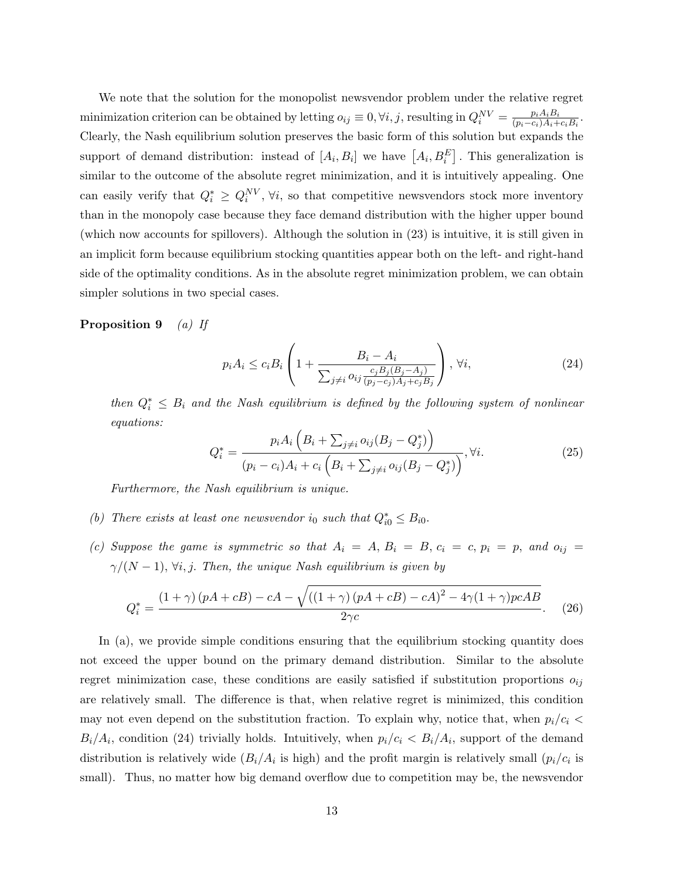We note that the solution for the monopolist newsvendor problem under the relative regret minimization criterion can be obtained by letting $o_{ij} \equiv 0, \forall i, j$, resulting in $Q_i^{NV} = \frac{p_i A_i B_i}{(p_i - c_i)A_i + c_i B_i}$. Clearly, the Nash equilibrium solution preserves the basic form of this solution but expands the support of demand distribution: instead of $[A_i, B_i]$ we have $\left[A_i, B_i^E\right]$. This generalization is similar to the outcome of the absolute regret minimization, and it is intuitively appealing. One can easily verify that $Q_i^* \geq Q_i^{NV}, \forall i$, so that competitive newsvendors stock more inventory than in the monopoly case because they face demand distribution with the higher upper bound (which now accounts for spillovers). Although the solution in (23) is intuitive, it is still given in an implicit form because equilibrium stocking quantities appear both on the left- and right-hand side of the optimality conditions. As in the absolute regret minimization problem, we can obtain simpler solutions in two special cases.

**Proposition 9** *(a) If*

$$p_i A_i \leq c_i B_i \left(1 + \frac{B_i - A_i}{\sum_{j \neq i} o_{ij} \frac{c_j B_j (B_j - A_j)}{(p_j - c_j)A_j + c_j B_j}}\right), \forall i, \tag{24}$$

*then $Q_i^* \leq B_i$ and the Nash equilibrium is defined by the following system of nonlinear equations:*

$$Q_i^* = \frac{p_i A_i \left(B_i + \sum_{j \neq i} o_{ij}(B_j - Q_j^*)\right)}{(p_i - c_i)A_i + c_i \left(B_i + \sum_{j \neq i} o_{ij}(B_j - Q_j^*)\right)}, \forall i. \tag{25}$$

*Furthermore, the Nash equilibrium is unique.*

*(b) There exists at least one newsvendor $i_0$ such that $Q_{i0}^* \leq B_{i0}$.*

*(c) Suppose the game is symmetric so that $A_i = A$, $B_i = B$, $c_i = c$, $p_i = p$, and $o_{ij} = \gamma/(N-1)$, $\forall i, j$. Then, the unique Nash equilibrium is given by*

$$Q_i^* = \frac{(1+\gamma)(pA + cB) - cA - \sqrt{((1+\gamma)(pA + cB) - cA)^2 - 4\gamma(1+\gamma)pcAB}}{2\gamma c}. \tag{26}$$

In (a), we provide simple conditions ensuring that the equilibrium stocking quantity does not exceed the upper bound on the primary demand distribution. Similar to the absolute regret minimization case, these conditions are easily satisfied if substitution proportions $o_{ij}$ are relatively small. The difference is that, when relative regret is minimized, this condition may not even depend on the substitution fraction. To explain why, notice that, when $p_i/c_i < B_i/A_i$, condition (24) trivially holds. Intuitively, when $p_i/c_i < B_i/A_i$, support of the demand distribution is relatively wide ($B_i/A_i$ is high) and the profit margin is relatively small ($p_i/c_i$ is small). Thus, no matter how big demand overflow due to competition may be, the newsvendor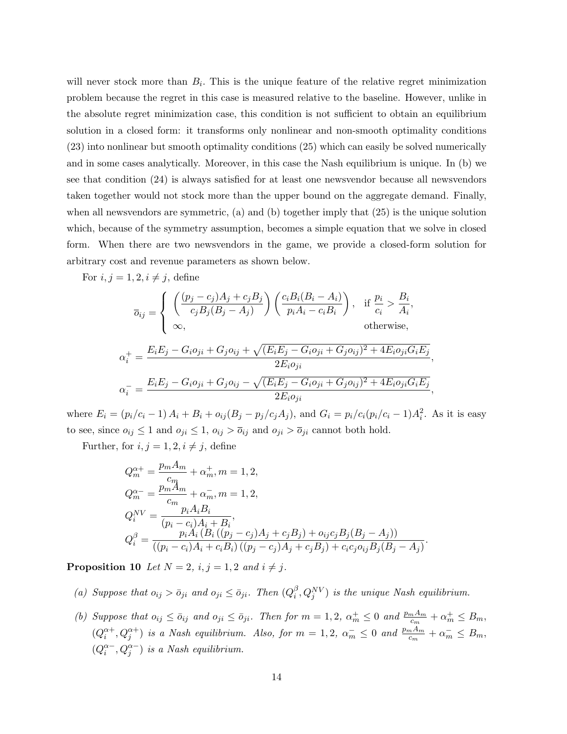will never stock more than $B_i$. This is the unique feature of the relative regret minimization problem because the regret in this case is measured relative to the baseline. However, unlike in the absolute regret minimization case, this condition is not sufficient to obtain an equilibrium solution in a closed form: it transforms only nonlinear and non-smooth optimality conditions (23) into nonlinear but smooth optimality conditions (25) which can easily be solved numerically and in some cases analytically. Moreover, in this case the Nash equilibrium is unique. In (b) we see that condition (24) is always satisfied for at least one newsvendor because all newsvendors taken together would not stock more than the upper bound on the aggregate demand. Finally, when all newsvendors are symmetric, (a) and (b) together imply that (25) is the unique solution which, because of the symmetry assumption, becomes a simple equation that we solve in closed form. When there are two newsvendors in the game, we provide a closed-form solution for arbitrary cost and revenue parameters as shown below.

For $i, j = 1, 2, i \neq j$, define

$$
\bar{o}_{ij} = \begin{cases} \left( \dfrac{(p_j - c_j)A_j + c_j B_j}{c_j B_j (B_j - A_j)} \right) \left( \dfrac{c_i B_i (B_i - A_i)}{p_i A_i - c_i B_i} \right), & \text{if } \dfrac{p_i}{c_i} > \dfrac{B_i}{A_i}, \\ \infty, & \text{otherwise,} \end{cases}
$$

$$
\alpha_i^+ = \frac{E_i E_j - G_i o_{ji} + G_j o_{ij} + \sqrt{(E_i E_j - G_i o_{ji} + G_j o_{ij})^2 + 4 E_i o_{ji} G_i E_j}}{2 E_i o_{ji}},
$$

$$
\alpha_i^- = \frac{E_i E_j - G_i o_{ji} + G_j o_{ij} - \sqrt{(E_i E_j - G_i o_{ji} + G_j o_{ij})^2 + 4 E_i o_{ji} G_i E_j}}{2 E_i o_{ji}},
$$

where $E_i = (p_i/c_i - 1) A_i + B_i + o_{ij}(B_j - p_j/c_j A_j)$, and $G_i = p_i/c_i(p_i/c_i - 1)A_i^2$. As it is easy to see, since $o_{ij} \leq 1$ and $o_{ji} \leq 1$, $o_{ij} > \bar{o}_{ij}$ and $o_{ji} > \bar{o}_{ji}$ cannot both hold.

Further, for $i, j = 1, 2, i \neq j$, define

$$
Q_m^{\alpha+} = \frac{p_m A_m}{c_m} + \alpha_m^+, m = 1, 2,
$$

$$
Q_m^{\alpha-} = \frac{p_m A_m}{c_m} + \alpha_m^-, m = 1, 2,
$$

$$
Q_i^{NV} = \frac{p_i A_i B_i}{(p_i - c_i)A_i + B_i},
$$

$$
Q_i^{\beta} = \frac{p_i A_i \left( B_i \left( (p_j - c_j)A_j + c_j B_j \right) + o_{ij} c_j B_j (B_j - A_j) \right)}{((p_i - c_i)A_i + c_i B_i)\left( (p_j - c_j)A_j + c_j B_j \right) + c_i c_j o_{ij} B_j (B_j - A_j)}.
$$

**Proposition 10** *Let $N = 2$, $i, j = 1, 2$ and $i \neq j$.*

*(a) Suppose that $o_{ij} > \bar{o}_{ji}$ and $o_{ji} \leq \bar{o}_{ji}$. Then $(Q_i^{\beta}, Q_j^{NV})$ is the unique Nash equilibrium.*

*(b) Suppose that $o_{ij} \leq \bar{o}_{ij}$ and $o_{ji} \leq \bar{o}_{ji}$. Then for $m = 1, 2$, $\alpha_m^+ \leq 0$ and $\frac{p_m A_m}{c_m} + \alpha_m^+ \leq B_m$, $(Q_i^{\alpha+}, Q_j^{\alpha+})$ is a Nash equilibrium. Also, for $m = 1, 2$, $\alpha_m^- \leq 0$ and $\frac{p_m A_m}{c_m} + \alpha_m^- \leq B_m$, $(Q_i^{\alpha-}, Q_j^{\alpha-})$ is a Nash equilibrium.*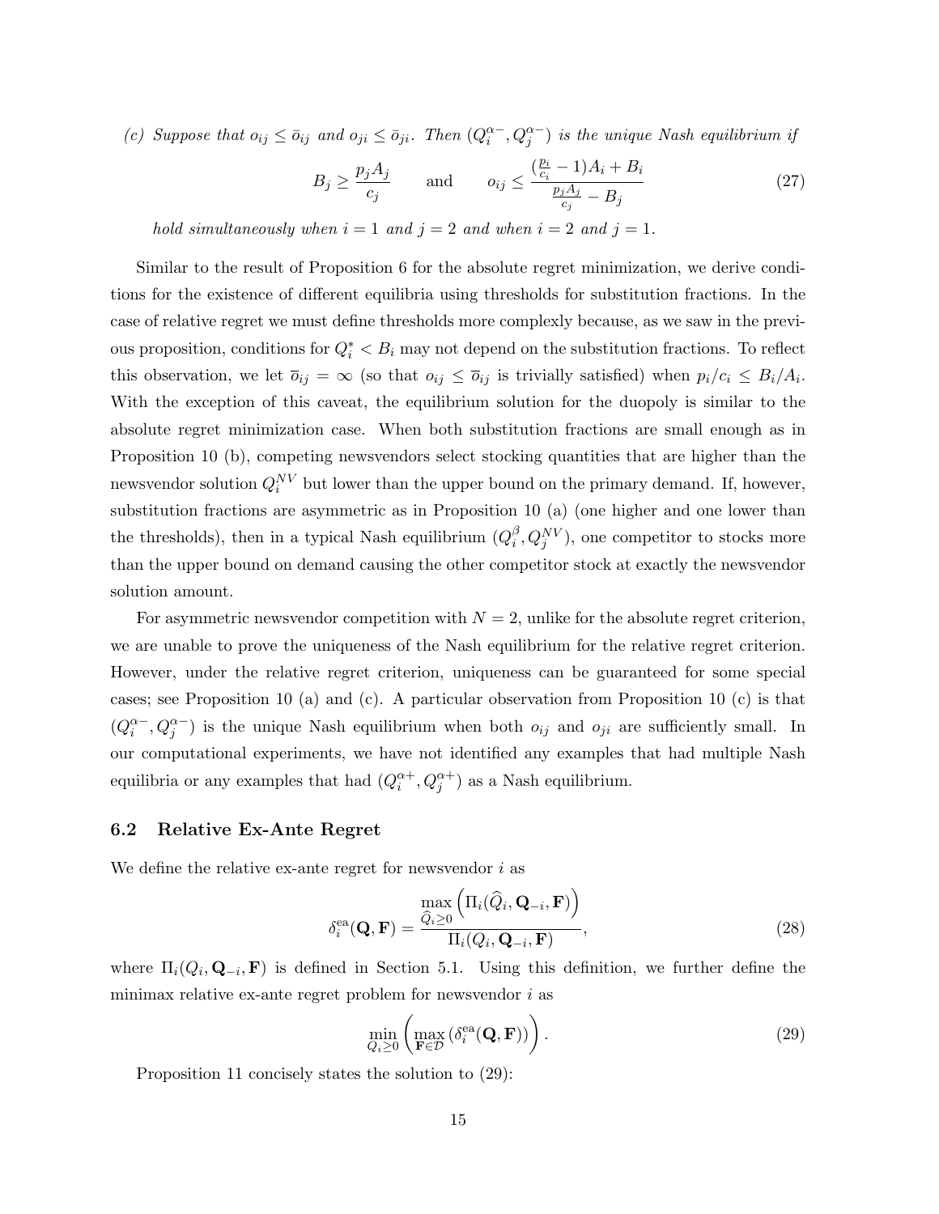*(c) Suppose that $o_{ij} \leq \bar{o}_{ij}$ and $o_{ji} \leq \bar{o}_{ji}$. Then $(Q_i^{\alpha-}, Q_j^{\alpha-})$ is the unique Nash equilibrium if*

$$B_j \geq \frac{p_j A_j}{c_j} \qquad \text{and} \qquad o_{ij} \leq \frac{(\frac{p_i}{c_i} - 1)A_i + B_i}{\frac{p_j A_j}{c_j} - B_j} \tag{27}$$

*hold simultaneously when $i = 1$ and $j = 2$ and when $i = 2$ and $j = 1$.*

Similar to the result of Proposition 6 for the absolute regret minimization, we derive conditions for the existence of different equilibria using thresholds for substitution fractions. In the case of relative regret we must define thresholds more complexly because, as we saw in the previous proposition, conditions for $Q_i^* < B_i$ may not depend on the substitution fractions. To reflect this observation, we let $\bar{o}_{ij} = \infty$ (so that $o_{ij} \leq \bar{o}_{ij}$ is trivially satisfied) when $p_i/c_i \leq B_i/A_i$. With the exception of this caveat, the equilibrium solution for the duopoly is similar to the absolute regret minimization case. When both substitution fractions are small enough as in Proposition 10 (b), competing newsvendors select stocking quantities that are higher than the newsvendor solution $Q_i^{NV}$ but lower than the upper bound on the primary demand. If, however, substitution fractions are asymmetric as in Proposition 10 (a) (one higher and one lower than the thresholds), then in a typical Nash equilibrium $(Q_i^{\beta}, Q_j^{NV})$, one competitor to stocks more than the upper bound on demand causing the other competitor stock at exactly the newsvendor solution amount.

For asymmetric newsvendor competition with $N = 2$, unlike for the absolute regret criterion, we are unable to prove the uniqueness of the Nash equilibrium for the relative regret criterion. However, under the relative regret criterion, uniqueness can be guaranteed for some special cases; see Proposition 10 (a) and (c). A particular observation from Proposition 10 (c) is that $(Q_i^{\alpha-}, Q_j^{\alpha-})$ is the unique Nash equilibrium when both $o_{ij}$ and $o_{ji}$ are sufficiently small. In our computational experiments, we have not identified any examples that had multiple Nash equilibria or any examples that had $(Q_i^{\alpha+}, Q_j^{\alpha+})$ as a Nash equilibrium.

### 6.2 Relative Ex-Ante Regret

We define the relative ex-ante regret for newsvendor $i$ as

$$\delta_i^{\text{ea}}(\mathbf{Q}, \mathbf{F}) = \frac{\max\limits_{\widehat{Q}_i \geq 0} \left( \Pi_i(\widehat{Q}_i, \mathbf{Q}_{-i}, \mathbf{F}) \right)}{\Pi_i(Q_i, \mathbf{Q}_{-i}, \mathbf{F})}, \tag{28}$$

where $\Pi_i(Q_i, \mathbf{Q}_{-i}, \mathbf{F})$ is defined in Section 5.1. Using this definition, we further define the minimax relative ex-ante regret problem for newsvendor $i$ as

$$\min_{Q_i \geq 0} \left( \max_{\mathbf{F} \in \mathcal{D}} \left( \delta_i^{\text{ea}}(\mathbf{Q}, \mathbf{F}) \right) \right). \tag{29}$$

Proposition 11 concisely states the solution to (29):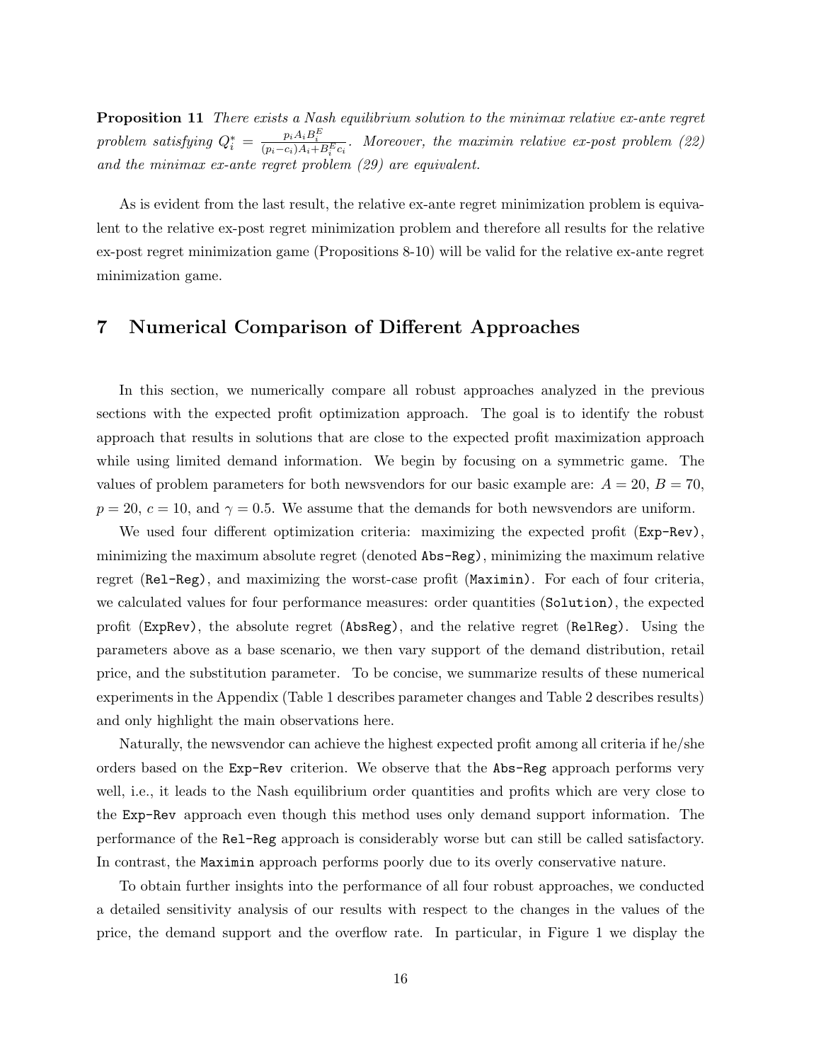**Proposition 11** *There exists a Nash equilibrium solution to the minimax relative ex-ante regret problem satisfying $Q_i^* = \frac{p_i A_i B_i^E}{(p_i - c_i)A_i + B_i^E c_i}$. Moreover, the maximin relative ex-post problem (22) and the minimax ex-ante regret problem (29) are equivalent.*

As is evident from the last result, the relative ex-ante regret minimization problem is equivalent to the relative ex-post regret minimization problem and therefore all results for the relative ex-post regret minimization game (Propositions 8-10) will be valid for the relative ex-ante regret minimization game.

# 7 Numerical Comparison of Different Approaches

In this section, we numerically compare all robust approaches analyzed in the previous sections with the expected profit optimization approach. The goal is to identify the robust approach that results in solutions that are close to the expected profit maximization approach while using limited demand information. We begin by focusing on a symmetric game. The values of problem parameters for both newsvendors for our basic example are: $A = 20$, $B = 70$, $p = 20$, $c = 10$, and $\gamma = 0.5$. We assume that the demands for both newsvendors are uniform.

We used four different optimization criteria: maximizing the expected profit (`Exp-Rev`), minimizing the maximum absolute regret (denoted `Abs-Reg`), minimizing the maximum relative regret (`Rel-Reg`), and maximizing the worst-case profit (`Maximin`). For each of four criteria, we calculated values for four performance measures: order quantities (`Solution`), the expected profit (`ExpRev`), the absolute regret (`AbsReg`), and the relative regret (`RelReg`). Using the parameters above as a base scenario, we then vary support of the demand distribution, retail price, and the substitution parameter. To be concise, we summarize results of these numerical experiments in the Appendix (Table 1 describes parameter changes and Table 2 describes results) and only highlight the main observations here.

Naturally, the newsvendor can achieve the highest expected profit among all criteria if he/she orders based on the `Exp-Rev` criterion. We observe that the `Abs-Reg` approach performs very well, i.e., it leads to the Nash equilibrium order quantities and profits which are very close to the `Exp-Rev` approach even though this method uses only demand support information. The performance of the `Rel-Reg` approach is considerably worse but can still be called satisfactory. In contrast, the `Maximin` approach performs poorly due to its overly conservative nature.

To obtain further insights into the performance of all four robust approaches, we conducted a detailed sensitivity analysis of our results with respect to the changes in the values of the price, the demand support and the overflow rate. In particular, in Figure 1 we display the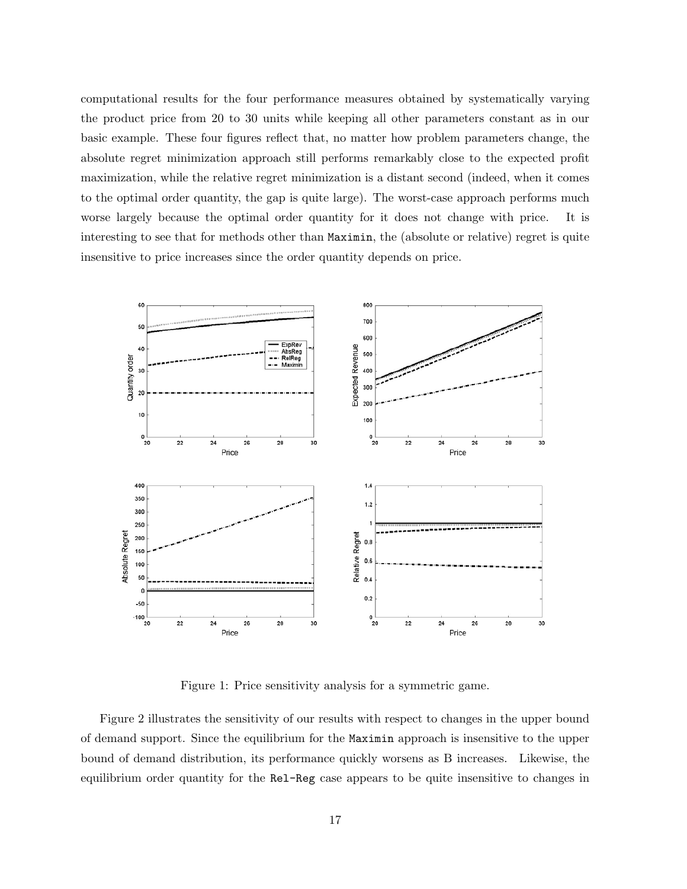computational results for the four performance measures obtained by systematically varying the product price from 20 to 30 units while keeping all other parameters constant as in our basic example. These four figures reflect that, no matter how problem parameters change, the absolute regret minimization approach still performs remarkably close to the expected profit maximization, while the relative regret minimization is a distant second (indeed, when it comes to the optimal order quantity, the gap is quite large). The worst-case approach performs much worse largely because the optimal order quantity for it does not change with price. It is interesting to see that for methods other than `Maximin`, the (absolute or relative) regret is quite insensitive to price increases since the order quantity depends on price.

Figure 1: Price sensitivity analysis for a symmetric game.

Figure 2 illustrates the sensitivity of our results with respect to changes in the upper bound of demand support. Since the equilibrium for the `Maximin` approach is insensitive to the upper bound of demand distribution, its performance quickly worsens as B increases. Likewise, the equilibrium order quantity for the `Rel-Reg` case appears to be quite insensitive to changes in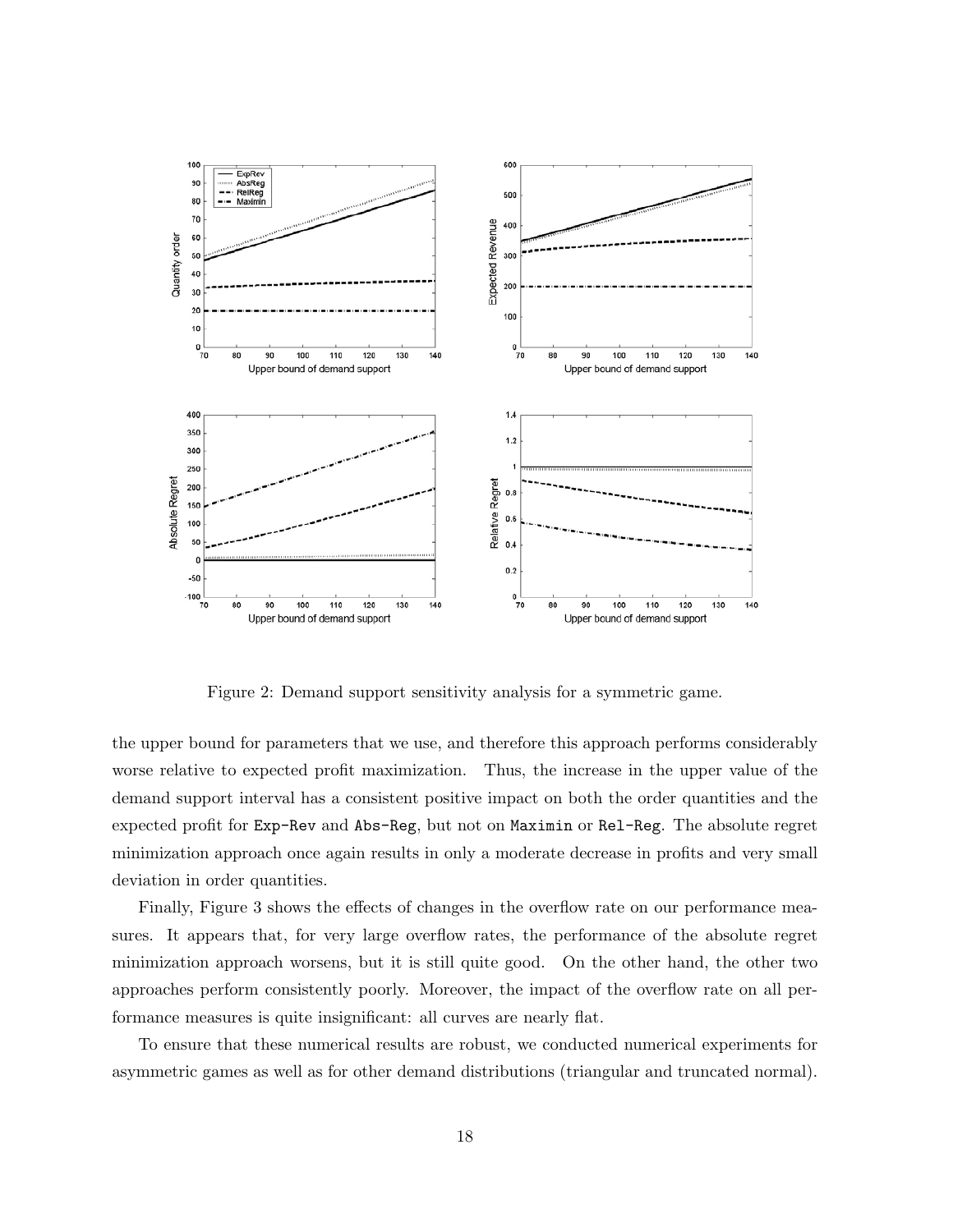Figure 2: Demand support sensitivity analysis for a symmetric game.

the upper bound for parameters that we use, and therefore this approach performs considerably worse relative to expected profit maximization. Thus, the increase in the upper value of the demand support interval has a consistent positive impact on both the order quantities and the expected profit for `Exp-Rev` and `Abs-Reg`, but not on `Maximin` or `Rel-Reg`. The absolute regret minimization approach once again results in only a moderate decrease in profits and very small deviation in order quantities.

Finally, Figure 3 shows the effects of changes in the overflow rate on our performance measures. It appears that, for very large overflow rates, the performance of the absolute regret minimization approach worsens, but it is still quite good. On the other hand, the other two approaches perform consistently poorly. Moreover, the impact of the overflow rate on all performance measures is quite insignificant: all curves are nearly flat.

To ensure that these numerical results are robust, we conducted numerical experiments for asymmetric games as well as for other demand distributions (triangular and truncated normal).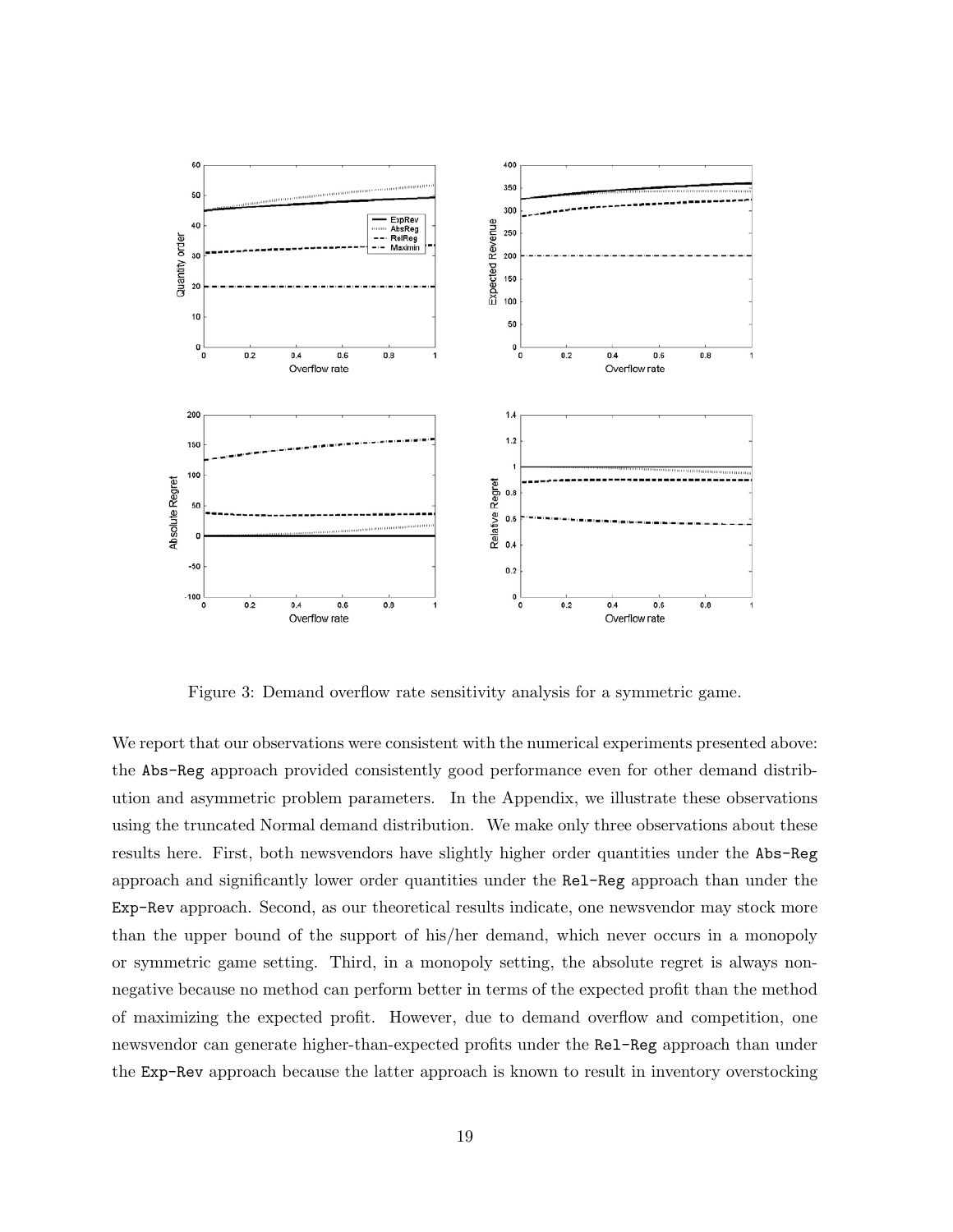Figure 3: Demand overflow rate sensitivity analysis for a symmetric game.

We report that our observations were consistent with the numerical experiments presented above: the Abs-Reg approach provided consistently good performance even for other demand distribution and asymmetric problem parameters. In the Appendix, we illustrate these observations using the truncated Normal demand distribution. We make only three observations about these results here. First, both newsvendors have slightly higher order quantities under the Abs-Reg approach and significantly lower order quantities under the Rel-Reg approach than under the Exp-Rev approach. Second, as our theoretical results indicate, one newsvendor may stock more than the upper bound of the support of his/her demand, which never occurs in a monopoly or symmetric game setting. Third, in a monopoly setting, the absolute regret is always non-negative because no method can perform better in terms of the expected profit than the method of maximizing the expected profit. However, due to demand overflow and competition, one newsvendor can generate higher-than-expected profits under the Rel-Reg approach than under the Exp-Rev approach because the latter approach is known to result in inventory overstocking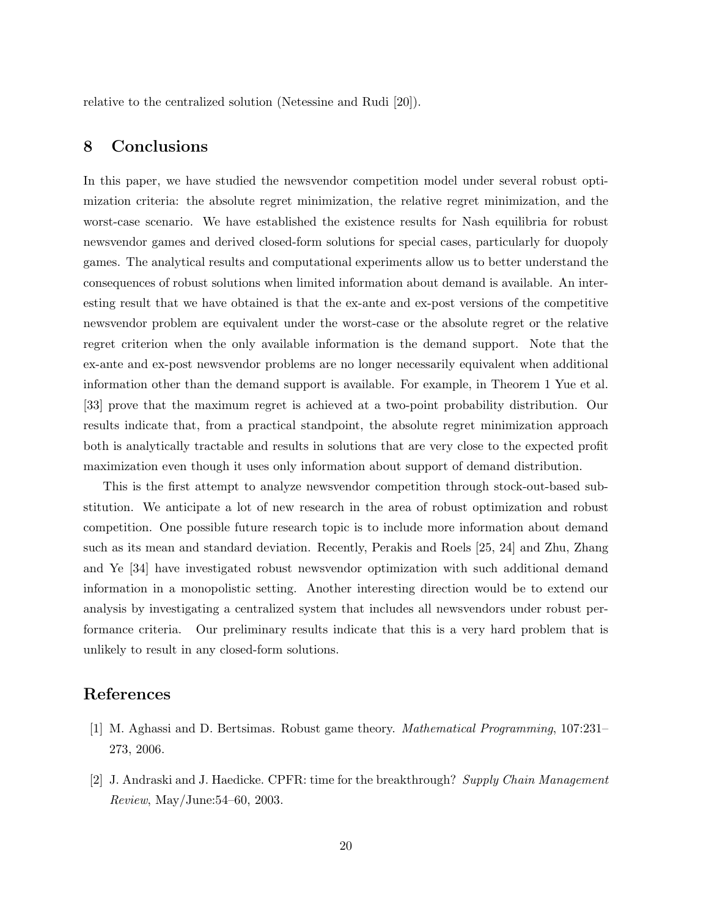relative to the centralized solution (Netessine and Rudi [20]).

## 8 Conclusions

In this paper, we have studied the newsvendor competition model under several robust optimization criteria: the absolute regret minimization, the relative regret minimization, and the worst-case scenario. We have established the existence results for Nash equilibria for robust newsvendor games and derived closed-form solutions for special cases, particularly for duopoly games. The analytical results and computational experiments allow us to better understand the consequences of robust solutions when limited information about demand is available. An interesting result that we have obtained is that the ex-ante and ex-post versions of the competitive newsvendor problem are equivalent under the worst-case or the absolute regret or the relative regret criterion when the only available information is the demand support. Note that the ex-ante and ex-post newsvendor problems are no longer necessarily equivalent when additional information other than the demand support is available. For example, in Theorem 1 Yue et al. [33] prove that the maximum regret is achieved at a two-point probability distribution. Our results indicate that, from a practical standpoint, the absolute regret minimization approach both is analytically tractable and results in solutions that are very close to the expected profit maximization even though it uses only information about support of demand distribution.

This is the first attempt to analyze newsvendor competition through stock-out-based substitution. We anticipate a lot of new research in the area of robust optimization and robust competition. One possible future research topic is to include more information about demand such as its mean and standard deviation. Recently, Perakis and Roels [25, 24] and Zhu, Zhang and Ye [34] have investigated robust newsvendor optimization with such additional demand information in a monopolistic setting. Another interesting direction would be to extend our analysis by investigating a centralized system that includes all newsvendors under robust performance criteria. Our preliminary results indicate that this is a very hard problem that is unlikely to result in any closed-form solutions.

## References

[1] M. Aghassi and D. Bertsimas. Robust game theory. *Mathematical Programming*, 107:231–273, 2006.

[2] J. Andraski and J. Haedicke. CPFR: time for the breakthrough? *Supply Chain Management Review*, May/June:54–60, 2003.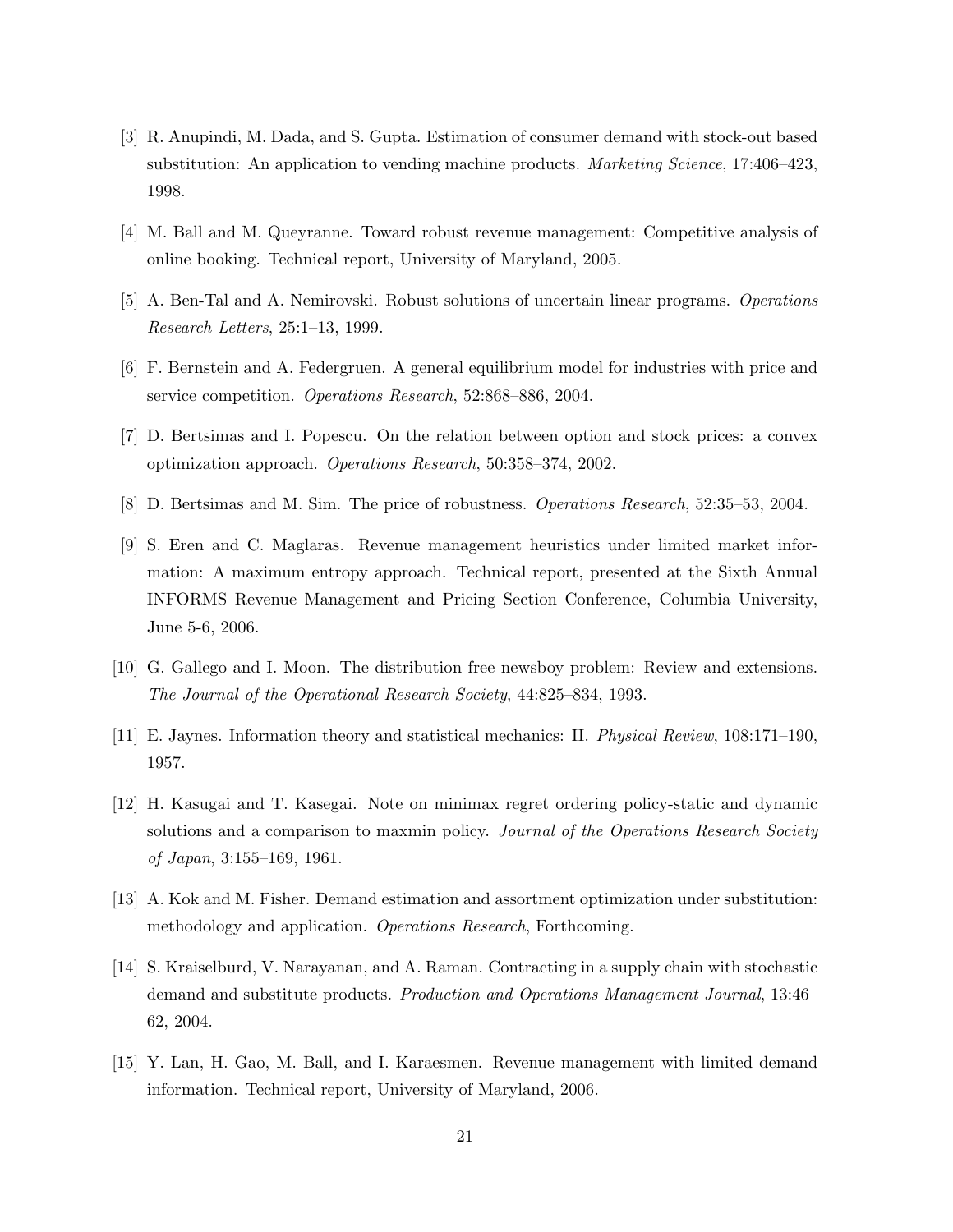[3] R. Anupindi, M. Dada, and S. Gupta. Estimation of consumer demand with stock-out based substitution: An application to vending machine products. *Marketing Science*, 17:406–423, 1998.

[4] M. Ball and M. Queyranne. Toward robust revenue management: Competitive analysis of online booking. Technical report, University of Maryland, 2005.

[5] A. Ben-Tal and A. Nemirovski. Robust solutions of uncertain linear programs. *Operations Research Letters*, 25:1–13, 1999.

[6] F. Bernstein and A. Federgruen. A general equilibrium model for industries with price and service competition. *Operations Research*, 52:868–886, 2004.

[7] D. Bertsimas and I. Popescu. On the relation between option and stock prices: a convex optimization approach. *Operations Research*, 50:358–374, 2002.

[8] D. Bertsimas and M. Sim. The price of robustness. *Operations Research*, 52:35–53, 2004.

[9] S. Eren and C. Maglaras. Revenue management heuristics under limited market information: A maximum entropy approach. Technical report, presented at the Sixth Annual INFORMS Revenue Management and Pricing Section Conference, Columbia University, June 5-6, 2006.

[10] G. Gallego and I. Moon. The distribution free newsboy problem: Review and extensions. *The Journal of the Operational Research Society*, 44:825–834, 1993.

[11] E. Jaynes. Information theory and statistical mechanics: II. *Physical Review*, 108:171–190, 1957.

[12] H. Kasugai and T. Kasegai. Note on minimax regret ordering policy-static and dynamic solutions and a comparison to maxmin policy. *Journal of the Operations Research Society of Japan*, 3:155–169, 1961.

[13] A. Kok and M. Fisher. Demand estimation and assortment optimization under substitution: methodology and application. *Operations Research*, Forthcoming.

[14] S. Kraiselburd, V. Narayanan, and A. Raman. Contracting in a supply chain with stochastic demand and substitute products. *Production and Operations Management Journal*, 13:46–62, 2004.

[15] Y. Lan, H. Gao, M. Ball, and I. Karaesmen. Revenue management with limited demand information. Technical report, University of Maryland, 2006.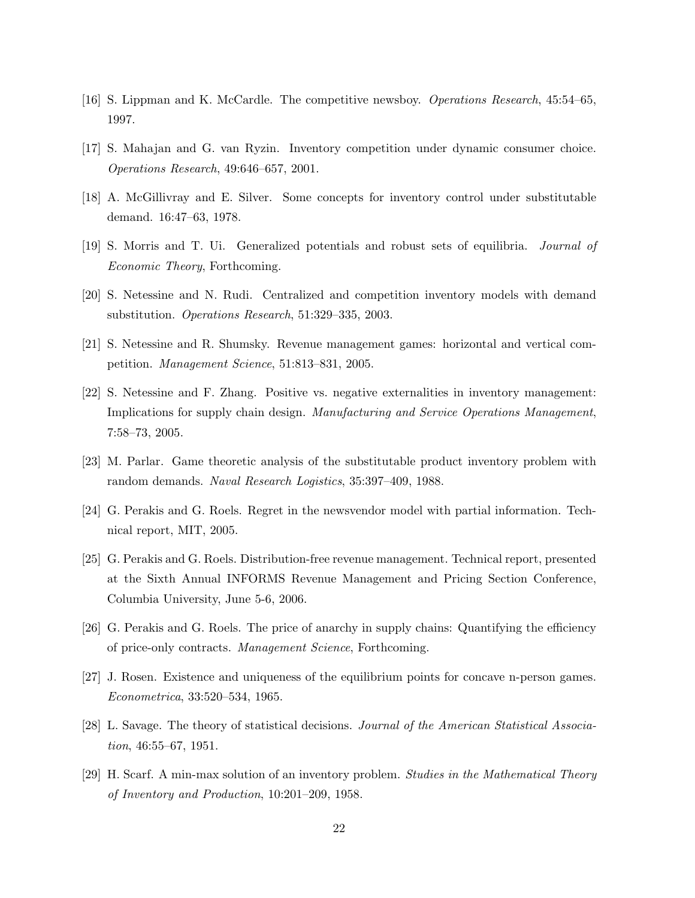[16] S. Lippman and K. McCardle. The competitive newsboy. *Operations Research*, 45:54–65, 1997.

[17] S. Mahajan and G. van Ryzin. Inventory competition under dynamic consumer choice. *Operations Research*, 49:646–657, 2001.

[18] A. McGillivray and E. Silver. Some concepts for inventory control under substitutable demand. 16:47–63, 1978.

[19] S. Morris and T. Ui. Generalized potentials and robust sets of equilibria. *Journal of Economic Theory*, Forthcoming.

[20] S. Netessine and N. Rudi. Centralized and competition inventory models with demand substitution. *Operations Research*, 51:329–335, 2003.

[21] S. Netessine and R. Shumsky. Revenue management games: horizontal and vertical competition. *Management Science*, 51:813–831, 2005.

[22] S. Netessine and F. Zhang. Positive vs. negative externalities in inventory management: Implications for supply chain design. *Manufacturing and Service Operations Management*, 7:58–73, 2005.

[23] M. Parlar. Game theoretic analysis of the substitutable product inventory problem with random demands. *Naval Research Logistics*, 35:397–409, 1988.

[24] G. Perakis and G. Roels. Regret in the newsvendor model with partial information. Technical report, MIT, 2005.

[25] G. Perakis and G. Roels. Distribution-free revenue management. Technical report, presented at the Sixth Annual INFORMS Revenue Management and Pricing Section Conference, Columbia University, June 5-6, 2006.

[26] G. Perakis and G. Roels. The price of anarchy in supply chains: Quantifying the efficiency of price-only contracts. *Management Science*, Forthcoming.

[27] J. Rosen. Existence and uniqueness of the equilibrium points for concave n-person games. *Econometrica*, 33:520–534, 1965.

[28] L. Savage. The theory of statistical decisions. *Journal of the American Statistical Association*, 46:55–67, 1951.

[29] H. Scarf. A min-max solution of an inventory problem. *Studies in the Mathematical Theory of Inventory and Production*, 10:201–209, 1958.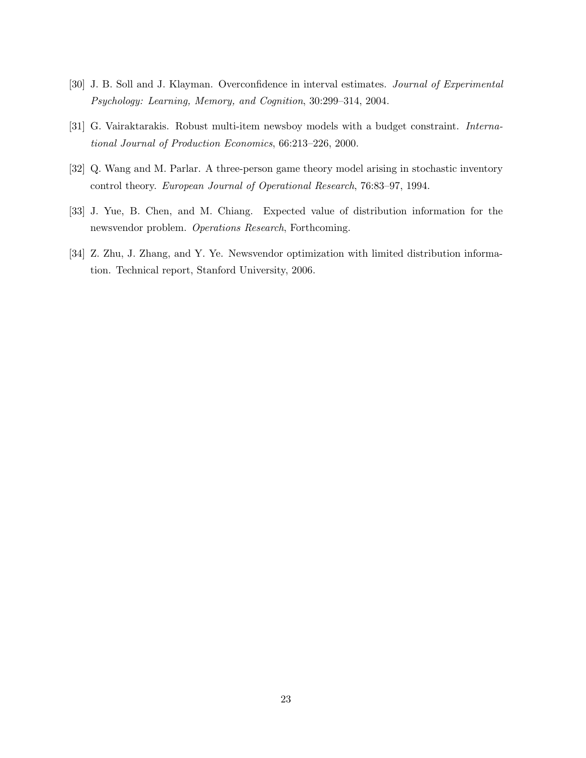[30] J. B. Soll and J. Klayman. Overconfidence in interval estimates. *Journal of Experimental Psychology: Learning, Memory, and Cognition*, 30:299–314, 2004.

[31] G. Vairaktarakis. Robust multi-item newsboy models with a budget constraint. *International Journal of Production Economics*, 66:213–226, 2000.

[32] Q. Wang and M. Parlar. A three-person game theory model arising in stochastic inventory control theory. *European Journal of Operational Research*, 76:83–97, 1994.

[33] J. Yue, B. Chen, and M. Chiang. Expected value of distribution information for the newsvendor problem. *Operations Research*, Forthcoming.

[34] Z. Zhu, J. Zhang, and Y. Ye. Newsvendor optimization with limited distribution information. Technical report, Stanford University, 2006.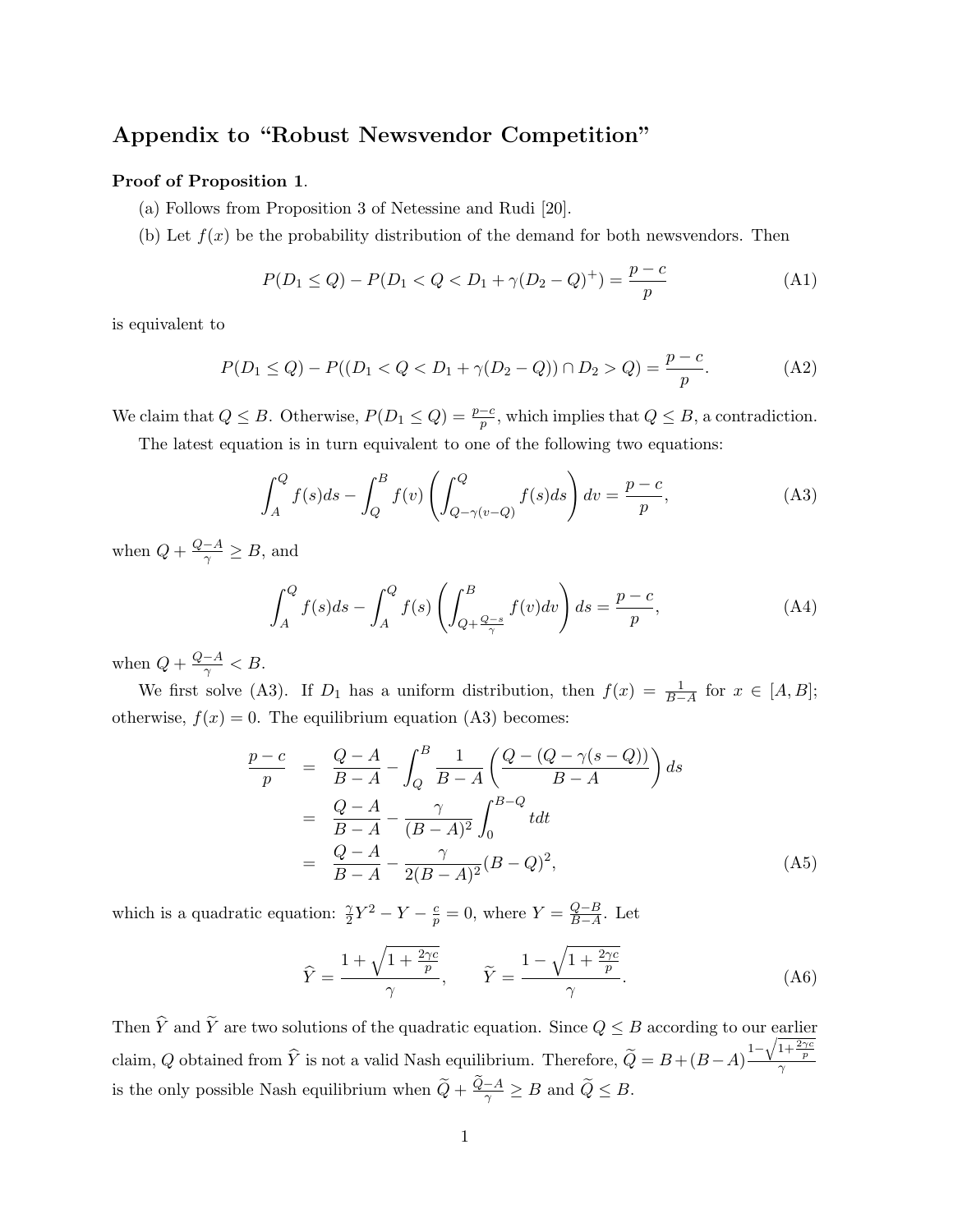# Appendix to "Robust Newsvendor Competition"

**Proof of Proposition 1**.

(a) Follows from Proposition 3 of Netessine and Rudi [20].

(b) Let $f(x)$ be the probability distribution of the demand for both newsvendors. Then

$$P(D_1 \leq Q) - P(D_1 < Q < D_1 + \gamma(D_2 - Q)^+) = \frac{p-c}{p} \tag{A1}$$

is equivalent to

$$P(D_1 \leq Q) - P((D_1 < Q < D_1 + \gamma(D_2 - Q)) \cap D_2 > Q) = \frac{p-c}{p}. \tag{A2}$$

We claim that $Q \leq B$. Otherwise, $P(D_1 \leq Q) = \frac{p-c}{p}$, which implies that $Q \leq B$, a contradiction.

The latest equation is in turn equivalent to one of the following two equations:

$$\int_A^Q f(s)ds - \int_Q^B f(v) \left( \int_{Q-\gamma(v-Q)}^Q f(s)ds \right) dv = \frac{p-c}{p}, \tag{A3}$$

when $Q + \frac{Q-A}{\gamma} \geq B$, and

$$\int_A^Q f(s)ds - \int_A^Q f(s) \left( \int_{Q+\frac{Q-s}{\gamma}}^B f(v)dv \right) ds = \frac{p-c}{p}, \tag{A4}$$

when $Q + \frac{Q-A}{\gamma} < B$.

We first solve (A3). If $D_1$ has a uniform distribution, then $f(x) = \frac{1}{B-A}$ for $x \in [A, B]$; otherwise, $f(x) = 0$. The equilibrium equation (A3) becomes:

$$\begin{aligned}
\frac{p-c}{p} &= \frac{Q-A}{B-A} - \int_Q^B \frac{1}{B-A} \left( \frac{Q-(Q-\gamma(s-Q))}{B-A} \right) ds \\
&= \frac{Q-A}{B-A} - \frac{\gamma}{(B-A)^2} \int_0^{B-Q} t dt \\
&= \frac{Q-A}{B-A} - \frac{\gamma}{2(B-A)^2}(B-Q)^2,
\end{aligned} \tag{A5}$$

which is a quadratic equation: $\frac{\gamma}{2}Y^2 - Y - \frac{c}{p} = 0$, where $Y = \frac{Q-B}{B-A}$. Let

$$\widehat{Y} = \frac{1 + \sqrt{1 + \frac{2\gamma c}{p}}}{\gamma}, \qquad \widetilde{Y} = \frac{1 - \sqrt{1 + \frac{2\gamma c}{p}}}{\gamma}. \tag{A6}$$

Then $\widehat{Y}$ and $\widetilde{Y}$ are two solutions of the quadratic equation. Since $Q \leq B$ according to our earlier claim, $Q$ obtained from $\widehat{Y}$ is not a valid Nash equilibrium. Therefore, $\widetilde{Q} = B + (B-A)\frac{1-\sqrt{1+\frac{2\gamma c}{p}}}{\gamma}$ is the only possible Nash equilibrium when $\widetilde{Q} + \frac{\widetilde{Q}-A}{\gamma} \geq B$ and $\widetilde{Q} \leq B$.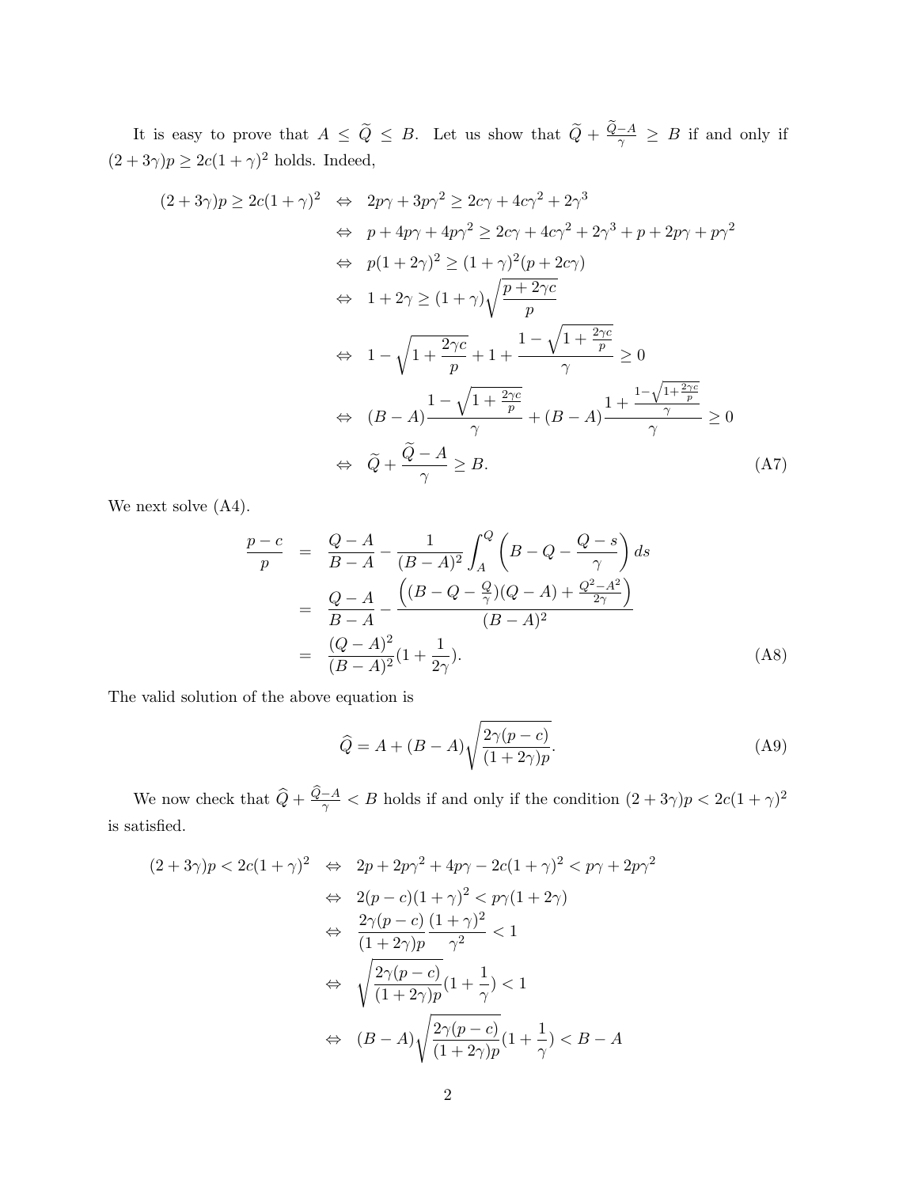It is easy to prove that $A \leq \widetilde{Q} \leq B$. Let us show that $\widetilde{Q} + \frac{\widetilde{Q}-A}{\gamma} \geq B$ if and only if $(2+3\gamma)p \geq 2c(1+\gamma)^2$ holds. Indeed,

$$
\begin{aligned}
(2+3\gamma)p \geq 2c(1+\gamma)^2 \quad &\Leftrightarrow \quad 2p\gamma + 3p\gamma^2 \geq 2c\gamma + 4c\gamma^2 + 2\gamma^3 \\
&\Leftrightarrow \quad p + 4p\gamma + 4p\gamma^2 \geq 2c\gamma + 4c\gamma^2 + 2\gamma^3 + p + 2p\gamma + p\gamma^2 \\
&\Leftrightarrow \quad p(1+2\gamma)^2 \geq (1+\gamma)^2(p + 2c\gamma) \\
&\Leftrightarrow \quad 1 + 2\gamma \geq (1+\gamma)\sqrt{\frac{p+2\gamma c}{p}} \\
&\Leftrightarrow \quad 1 - \sqrt{1 + \frac{2\gamma c}{p}} + 1 + \frac{1 - \sqrt{1+\frac{2\gamma c}{p}}}{\gamma} \geq 0 \\
&\Leftrightarrow \quad (B-A)\frac{1 - \sqrt{1+\frac{2\gamma c}{p}}}{\gamma} + (B-A)\frac{1 + \frac{1-\sqrt{1+\frac{2\gamma c}{p}}}{\gamma}}{\gamma} \geq 0 \\
&\Leftrightarrow \quad \widetilde{Q} + \frac{\widetilde{Q}-A}{\gamma} \geq B. \qquad \text{(A7)}
\end{aligned}
$$

We next solve (A4).

$$
\begin{aligned}
\frac{p-c}{p} &= \frac{Q-A}{B-A} - \frac{1}{(B-A)^2}\int_A^Q \left(B - Q - \frac{Q-s}{\gamma}\right) ds \\
&= \frac{Q-A}{B-A} - \frac{\left((B-Q-\frac{Q}{\gamma})(Q-A) + \frac{Q^2-A^2}{2\gamma}\right)}{(B-A)^2} \\
&= \frac{(Q-A)^2}{(B-A)^2}(1 + \frac{1}{2\gamma}). \qquad \text{(A8)}
\end{aligned}
$$

The valid solution of the above equation is

$$
\widehat{Q} = A + (B-A)\sqrt{\frac{2\gamma(p-c)}{(1+2\gamma)p}}. \qquad \text{(A9)}
$$

We now check that $\widehat{Q} + \frac{\widehat{Q}-A}{\gamma} < B$ holds if and only if the condition $(2+3\gamma)p < 2c(1+\gamma)^2$ is satisfied.

$$
\begin{aligned}
(2+3\gamma)p < 2c(1+\gamma)^2 \quad &\Leftrightarrow \quad 2p + 2p\gamma^2 + 4p\gamma - 2c(1+\gamma)^2 < p\gamma + 2p\gamma^2 \\
&\Leftrightarrow \quad 2(p-c)(1+\gamma)^2 < p\gamma(1+2\gamma) \\
&\Leftrightarrow \quad \frac{2\gamma(p-c)}{(1+2\gamma)p}\frac{(1+\gamma)^2}{\gamma^2} < 1 \\
&\Leftrightarrow \quad \sqrt{\frac{2\gamma(p-c)}{(1+2\gamma)p}}(1 + \frac{1}{\gamma}) < 1 \\
&\Leftrightarrow \quad (B-A)\sqrt{\frac{2\gamma(p-c)}{(1+2\gamma)p}}(1 + \frac{1}{\gamma}) < B - A
\end{aligned}
$$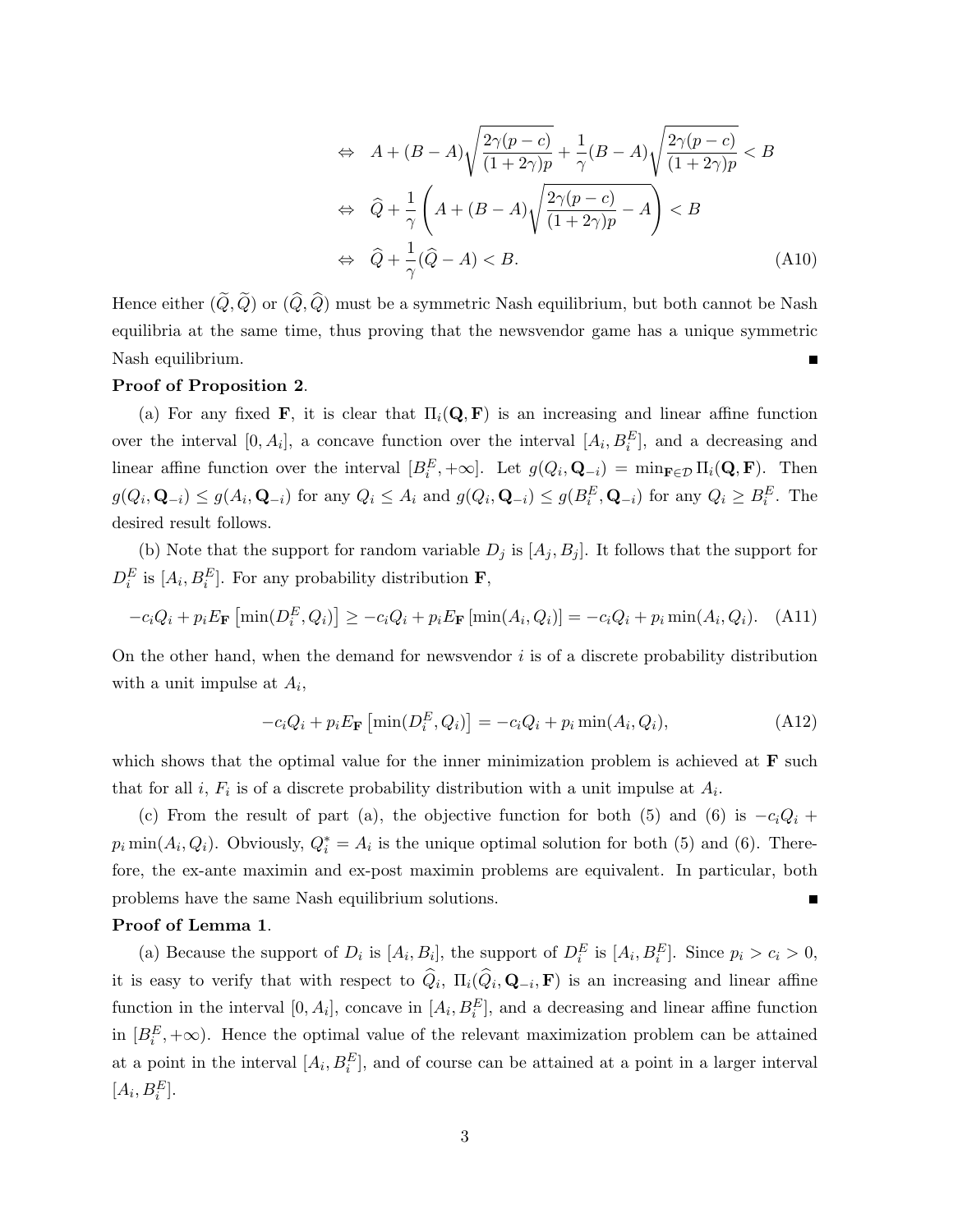$$
\begin{aligned}
&\Leftrightarrow \quad A + (B - A)\sqrt{\frac{2\gamma(p-c)}{(1+2\gamma)p}} + \frac{1}{\gamma}(B-A)\sqrt{\frac{2\gamma(p-c)}{(1+2\gamma)p}} < B \\
&\Leftrightarrow \quad \widehat{Q} + \frac{1}{\gamma}\left(A + (B-A)\sqrt{\frac{2\gamma(p-c)}{(1+2\gamma)p}} - A\right) < B \\
&\Leftrightarrow \quad \widehat{Q} + \frac{1}{\gamma}(\widehat{Q} - A) < B. \qquad \text{(A10)}
\end{aligned}
$$

Hence either $(\widetilde{Q}, \widetilde{Q})$ or $(\widehat{Q}, \widehat{Q})$ must be a symmetric Nash equilibrium, but both cannot be Nash equilibria at the same time, thus proving that the newsvendor game has a unique symmetric Nash equilibrium. ∎

**Proof of Proposition 2**.

(a) For any fixed $\mathbf{F}$, it is clear that $\Pi_i(\mathbf{Q}, \mathbf{F})$ is an increasing and linear affine function over the interval $[0, A_i]$, a concave function over the interval $[A_i, B_i^E]$, and a decreasing and linear affine function over the interval $[B_i^E, +\infty]$. Let $g(Q_i, \mathbf{Q}_{-i}) = \min_{\mathbf{F}\in\mathcal{D}} \Pi_i(\mathbf{Q}, \mathbf{F})$. Then $g(Q_i, \mathbf{Q}_{-i}) \leq g(A_i, \mathbf{Q}_{-i})$ for any $Q_i \leq A_i$ and $g(Q_i, \mathbf{Q}_{-i}) \leq g(B_i^E, \mathbf{Q}_{-i})$ for any $Q_i \geq B_i^E$. The desired result follows.

(b) Note that the support for random variable $D_j$ is $[A_j, B_j]$. It follows that the support for $D_i^E$ is $[A_i, B_i^E]$. For any probability distribution $\mathbf{F}$,

$$
-c_iQ_i + p_iE_{\mathbf{F}}\left[\min(D_i^E, Q_i)\right] \geq -c_iQ_i + p_iE_{\mathbf{F}}\left[\min(A_i, Q_i)\right] = -c_iQ_i + p_i\min(A_i, Q_i). \quad \text{(A11)}
$$

On the other hand, when the demand for newsvendor $i$ is of a discrete probability distribution with a unit impulse at $A_i$,

$$
-c_iQ_i + p_iE_{\mathbf{F}}\left[\min(D_i^E, Q_i)\right] = -c_iQ_i + p_i\min(A_i, Q_i), \quad \text{(A12)}
$$

which shows that the optimal value for the inner minimization problem is achieved at $\mathbf{F}$ such that for all $i$, $F_i$ is of a discrete probability distribution with a unit impulse at $A_i$.

(c) From the result of part (a), the objective function for both (5) and (6) is $-c_iQ_i + p_i\min(A_i, Q_i)$. Obviously, $Q_i^* = A_i$ is the unique optimal solution for both (5) and (6). Therefore, the ex-ante maximin and ex-post maximin problems are equivalent. In particular, both problems have the same Nash equilibrium solutions. ∎

**Proof of Lemma 1**.

(a) Because the support of $D_i$ is $[A_i, B_i]$, the support of $D_i^E$ is $[A_i, B_i^E]$. Since $p_i > c_i > 0$, it is easy to verify that with respect to $\widehat{Q}_i$, $\Pi_i(\widehat{Q}_i, \mathbf{Q}_{-i}, \mathbf{F})$ is an increasing and linear affine function in the interval $[0, A_i]$, concave in $[A_i, B_i^E]$, and a decreasing and linear affine function in $[B_i^E, +\infty)$. Hence the optimal value of the relevant maximization problem can be attained at a point in the interval $[A_i, B_i^E]$, and of course can be attained at a point in a larger interval $[A_i, B_i^E]$.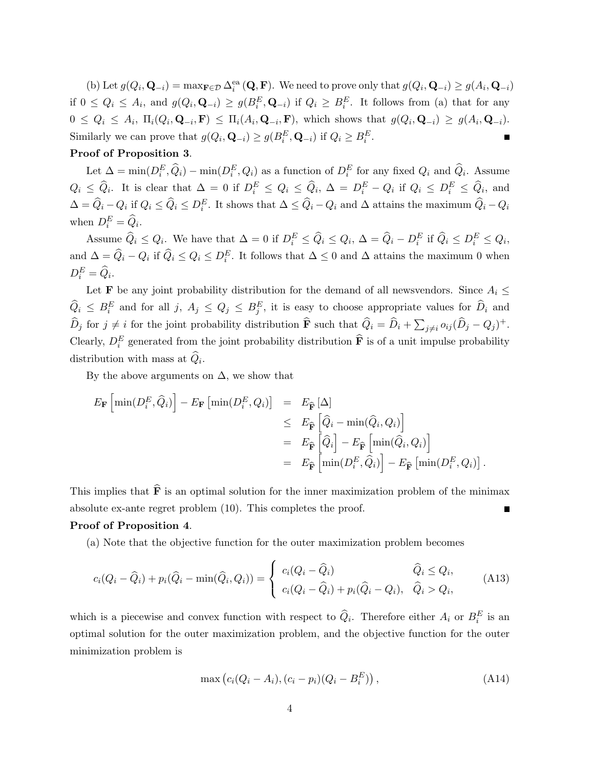(b) Let $g(Q_i, \mathbf{Q}_{-i}) = \max_{\mathbf{F}\in\mathcal{D}} \Delta_i^{\text{ea}}(\mathbf{Q}, \mathbf{F})$. We need to prove only that $g(Q_i, \mathbf{Q}_{-i}) \geq g(A_i, \mathbf{Q}_{-i})$ if $0 \leq Q_i \leq A_i$, and $g(Q_i, \mathbf{Q}_{-i}) \geq g(B_i^E, \mathbf{Q}_{-i})$ if $Q_i \geq B_i^E$. It follows from (a) that for any $0 \leq Q_i \leq A_i$, $\Pi_i(Q_i, \mathbf{Q}_{-i}, \mathbf{F}) \leq \Pi_i(A_i, \mathbf{Q}_{-i}, \mathbf{F})$, which shows that $g(Q_i, \mathbf{Q}_{-i}) \geq g(A_i, \mathbf{Q}_{-i})$. Similarly we can prove that $g(Q_i, \mathbf{Q}_{-i}) \geq g(B_i^E, \mathbf{Q}_{-i})$ if $Q_i \geq B_i^E$. ∎

**Proof of Proposition 3**.

Let $\Delta = \min(D_i^E, \widehat{Q}_i) - \min(D_i^E, Q_i)$ as a function of $D_i^E$ for any fixed $Q_i$ and $\widehat{Q}_i$. Assume $Q_i \leq \widehat{Q}_i$. It is clear that $\Delta = 0$ if $D_i^E \leq Q_i \leq \widehat{Q}_i$, $\Delta = D_i^E - Q_i$ if $Q_i \leq D_i^E \leq \widehat{Q}_i$, and $\Delta = \widehat{Q}_i - Q_i$ if $Q_i \leq \widehat{Q}_i \leq D_i^E$. It shows that $\Delta \leq \widehat{Q}_i - Q_i$ and $\Delta$ attains the maximum $\widehat{Q}_i - Q_i$ when $D_i^E = \widehat{Q}_i$.

Assume $\widehat{Q}_i \leq Q_i$. We have that $\Delta = 0$ if $D_i^E \leq \widehat{Q}_i \leq Q_i$, $\Delta = \widehat{Q}_i - D_i^E$ if $\widehat{Q}_i \leq D_i^E \leq Q_i$, and $\Delta = \widehat{Q}_i - Q_i$ if $\widehat{Q}_i \leq Q_i \leq D_i^E$. It follows that $\Delta \leq 0$ and $\Delta$ attains the maximum 0 when $D_i^E = \widehat{Q}_i$.

Let $\mathbf{F}$ be any joint probability distribution for the demand of all newsvendors. Since $A_i \leq \widehat{Q}_i \leq B_i^E$ and for all $j$, $A_j \leq Q_j \leq B_j^E$, it is easy to choose appropriate values for $\widehat{D}_i$ and $\widehat{D}_j$ for $j \neq i$ for the joint probability distribution $\widehat{\mathbf{F}}$ such that $\widehat{Q}_i = \widehat{D}_i + \sum_{j\neq i} o_{ij}(\widehat{D}_j - Q_j)^+$. Clearly, $D_i^E$ generated from the joint probability distribution $\widehat{\mathbf{F}}$ is of a unit impulse probability distribution with mass at $\widehat{Q}_i$.

By the above arguments on $\Delta$, we show that

$$
\begin{aligned}
E_{\mathbf{F}}\left[\min(D_i^E, \widehat{Q}_i)\right] - E_{\mathbf{F}}\left[\min(D_i^E, Q_i)\right] &= E_{\widehat{\mathbf{F}}}\left[\Delta\right] \\
&\leq E_{\widehat{\mathbf{F}}}\left[\widehat{Q}_i - \min(\widehat{Q}_i, Q_i)\right] \\
&= E_{\widehat{\mathbf{F}}}\left[\widehat{Q}_i\right] - E_{\widehat{\mathbf{F}}}\left[\min(\widehat{Q}_i, Q_i)\right] \\
&= E_{\widehat{\mathbf{F}}}\left[\min(D_i^E, \widehat{Q}_i)\right] - E_{\widehat{\mathbf{F}}}\left[\min(D_i^E, Q_i)\right].
\end{aligned}
$$

This implies that $\widehat{\mathbf{F}}$ is an optimal solution for the inner maximization problem of the minimax absolute ex-ante regret problem (10). This completes the proof. ∎

**Proof of Proposition 4**.

(a) Note that the objective function for the outer maximization problem becomes

$$
c_i(Q_i - \widehat{Q}_i) + p_i(\widehat{Q}_i - \min(\widehat{Q}_i, Q_i)) = \begin{cases} c_i(Q_i - \widehat{Q}_i) & \widehat{Q}_i \leq Q_i, \\ c_i(Q_i - \widehat{Q}_i) + p_i(\widehat{Q}_i - Q_i), & \widehat{Q}_i > Q_i, \end{cases} \tag{A13}
$$

which is a piecewise and convex function with respect to $\widehat{Q}_i$. Therefore either $A_i$ or $B_i^E$ is an optimal solution for the outer maximization problem, and the objective function for the outer minimization problem is

$$
\max\left(c_i(Q_i - A_i), (c_i - p_i)(Q_i - B_i^E)\right), \tag{A14}
$$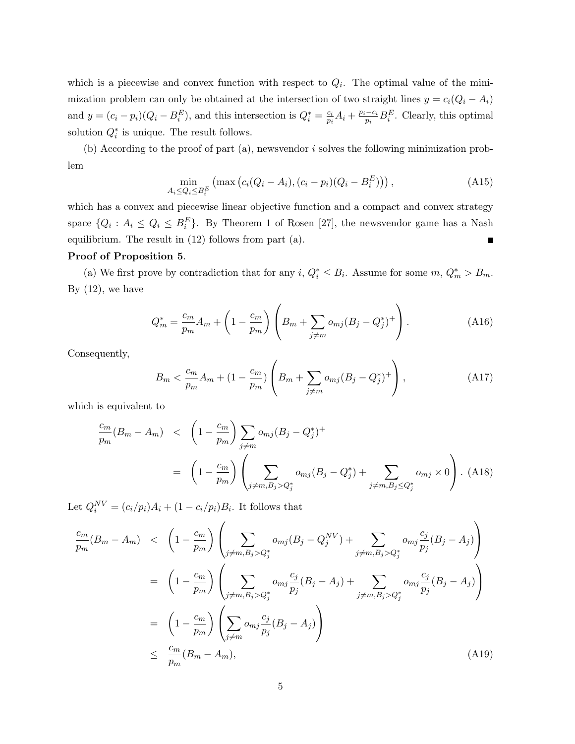which is a piecewise and convex function with respect to $Q_i$. The optimal value of the minimization problem can only be obtained at the intersection of two straight lines $y = c_i(Q_i - A_i)$ and $y = (c_i - p_i)(Q_i - B_i^E)$, and this intersection is $Q_i^* = \frac{c_i}{p_i} A_i + \frac{p_i - c_i}{p_i} B_i^E$. Clearly, this optimal solution $Q_i^*$ is unique. The result follows.

(b) According to the proof of part (a), newsvendor $i$ solves the following minimization problem

$$\min_{A_i \le Q_i \le B_i^E} \left( \max \left( c_i(Q_i - A_i), (c_i - p_i)(Q_i - B_i^E) \right) \right), \tag{A15}$$

which has a convex and piecewise linear objective function and a compact and convex strategy space $\{Q_i : A_i \le Q_i \le B_i^E\}$. By Theorem 1 of Rosen [27], the newsvendor game has a Nash equilibrium. The result in (12) follows from part (a). ■

**Proof of Proposition 5**.

(a) We first prove by contradiction that for any $i$, $Q_i^* \le B_i$. Assume for some $m$, $Q_m^* > B_m$. By (12), we have

$$Q_m^* = \frac{c_m}{p_m} A_m + \left(1 - \frac{c_m}{p_m}\right) \left( B_m + \sum_{j \ne m} o_{mj} (B_j - Q_j^*)^+ \right). \tag{A16}$$

Consequently,

$$B_m < \frac{c_m}{p_m} A_m + (1 - \frac{c_m}{p_m}) \left( B_m + \sum_{j \ne m} o_{mj} (B_j - Q_j^*)^+ \right), \tag{A17}$$

which is equivalent to

$$\begin{aligned} \frac{c_m}{p_m}(B_m - A_m) &< \left(1 - \frac{c_m}{p_m}\right) \sum_{j \ne m} o_{mj} (B_j - Q_j^*)^+ \\ &= \left(1 - \frac{c_m}{p_m}\right) \left( \sum_{j \ne m, B_j > Q_j^*} o_{mj} (B_j - Q_j^*) + \sum_{j \ne m, B_j \le Q_j^*} o_{mj} \times 0 \right). \end{aligned} \tag{A18}$$

Let $Q_i^{NV} = (c_i/p_i) A_i + (1 - c_i/p_i) B_i$. It follows that

$$\begin{aligned} \frac{c_m}{p_m}(B_m - A_m) &< \left(1 - \frac{c_m}{p_m}\right) \left( \sum_{j \ne m, B_j > Q_j^*} o_{mj} (B_j - Q_j^{NV}) + \sum_{j \ne m, B_j > Q_j^*} o_{mj} \frac{c_j}{p_j} (B_j - A_j) \right) \\ &= \left(1 - \frac{c_m}{p_m}\right) \left( \sum_{j \ne m, B_j > Q_j^*} o_{mj} \frac{c_j}{p_j} (B_j - A_j) + \sum_{j \ne m, B_j > Q_j^*} o_{mj} \frac{c_j}{p_j} (B_j - A_j) \right) \\ &= \left(1 - \frac{c_m}{p_m}\right) \left( \sum_{j \ne m} o_{mj} \frac{c_j}{p_j} (B_j - A_j) \right) \\ &\le \frac{c_m}{p_m}(B_m - A_m), \end{aligned} \tag{A19}$$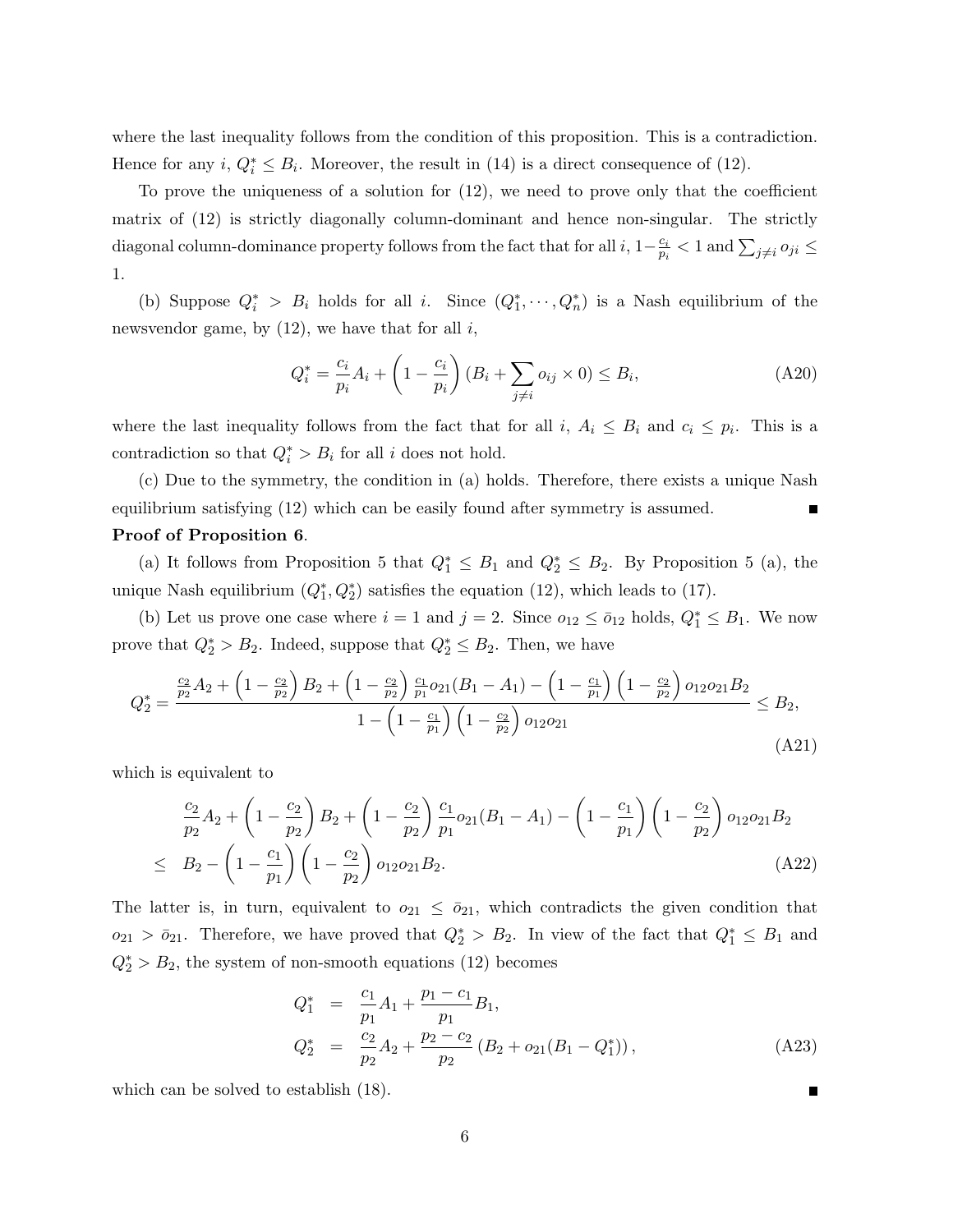where the last inequality follows from the condition of this proposition. This is a contradiction. Hence for any $i$, $Q_i^* \le B_i$. Moreover, the result in (14) is a direct consequence of (12).

To prove the uniqueness of a solution for (12), we need to prove only that the coefficient matrix of (12) is strictly diagonally column-dominant and hence non-singular. The strictly diagonal column-dominance property follows from the fact that for all $i$, $1-\frac{c_i}{p_i} < 1$ and $\sum_{j \neq i} o_{ji} \le 1$.

(b) Suppose $Q_i^* > B_i$ holds for all $i$. Since $(Q_1^*, \cdots, Q_n^*)$ is a Nash equilibrium of the newsvendor game, by (12), we have that for all $i$,

$$Q_i^* = \frac{c_i}{p_i} A_i + \left(1 - \frac{c_i}{p_i}\right)(B_i + \sum_{j \neq i} o_{ij} \times 0) \le B_i, \tag{A20}$$

where the last inequality follows from the fact that for all $i$, $A_i \le B_i$ and $c_i \le p_i$. This is a contradiction so that $Q_i^* > B_i$ for all $i$ does not hold.

(c) Due to the symmetry, the condition in (a) holds. Therefore, there exists a unique Nash equilibrium satisfying (12) which can be easily found after symmetry is assumed. ■

**Proof of Proposition 6**.

(a) It follows from Proposition 5 that $Q_1^* \le B_1$ and $Q_2^* \le B_2$. By Proposition 5 (a), the unique Nash equilibrium $(Q_1^*, Q_2^*)$ satisfies the equation (12), which leads to (17).

(b) Let us prove one case where $i = 1$ and $j = 2$. Since $o_{12} \le \bar{o}_{12}$ holds, $Q_1^* \le B_1$. We now prove that $Q_2^* > B_2$. Indeed, suppose that $Q_2^* \le B_2$. Then, we have

$$Q_2^* = \frac{\frac{c_2}{p_2} A_2 + \left(1 - \frac{c_2}{p_2}\right) B_2 + \left(1 - \frac{c_2}{p_2}\right) \frac{c_1}{p_1} o_{21}(B_1 - A_1) - \left(1 - \frac{c_1}{p_1}\right)\left(1 - \frac{c_2}{p_2}\right) o_{12} o_{21} B_2}{1 - \left(1 - \frac{c_1}{p_1}\right)\left(1 - \frac{c_2}{p_2}\right) o_{12} o_{21}} \le B_2, \tag{A21}$$

which is equivalent to

$$\begin{aligned} & \frac{c_2}{p_2} A_2 + \left(1 - \frac{c_2}{p_2}\right) B_2 + \left(1 - \frac{c_2}{p_2}\right) \frac{c_1}{p_1} o_{21}(B_1 - A_1) - \left(1 - \frac{c_1}{p_1}\right)\left(1 - \frac{c_2}{p_2}\right) o_{12} o_{21} B_2 \\ \le \ & B_2 - \left(1 - \frac{c_1}{p_1}\right)\left(1 - \frac{c_2}{p_2}\right) o_{12} o_{21} B_2. \end{aligned} \tag{A22}$$

The latter is, in turn, equivalent to $o_{21} \le \bar{o}_{21}$, which contradicts the given condition that $o_{21} > \bar{o}_{21}$. Therefore, we have proved that $Q_2^* > B_2$. In view of the fact that $Q_1^* \le B_1$ and $Q_2^* > B_2$, the system of non-smooth equations (12) becomes

$$\begin{aligned} Q_1^* &= \frac{c_1}{p_1} A_1 + \frac{p_1 - c_1}{p_1} B_1, \\ Q_2^* &= \frac{c_2}{p_2} A_2 + \frac{p_2 - c_2}{p_2} \left(B_2 + o_{21}(B_1 - Q_1^*)\right), \end{aligned} \tag{A23}$$

which can be solved to establish (18). ■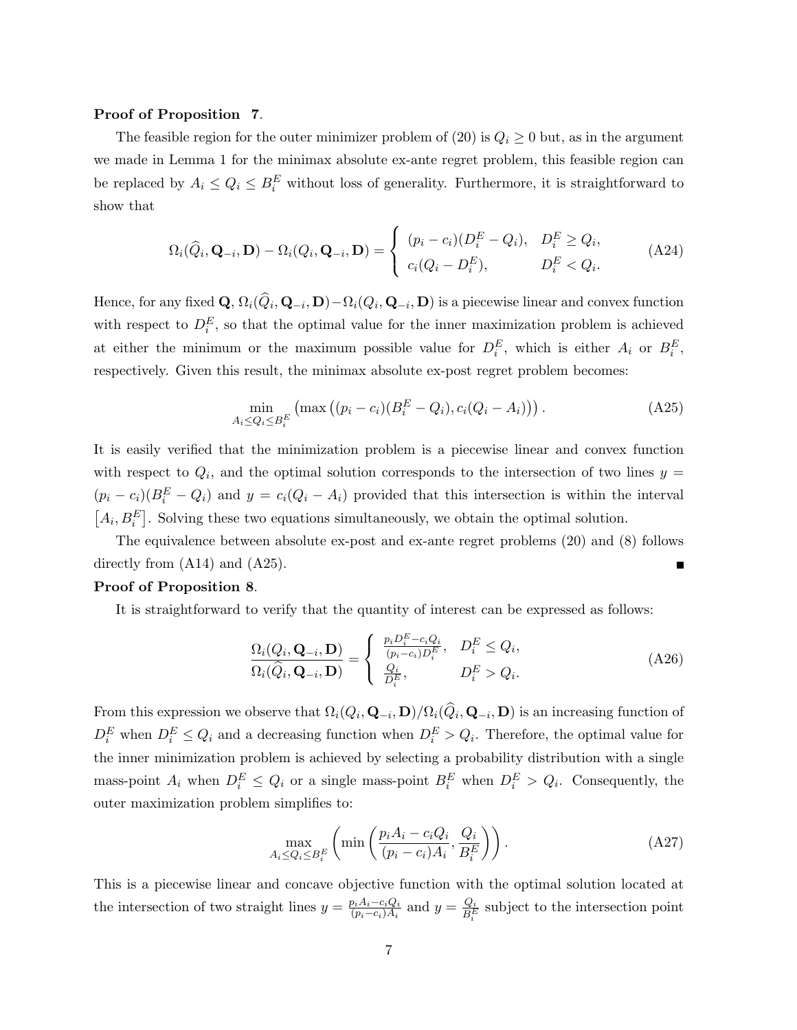**Proof of Proposition 7.**

The feasible region for the outer minimizer problem of (20) is $Q_i \geq 0$ but, as in the argument we made in Lemma 1 for the minimax absolute ex-ante regret problem, this feasible region can be replaced by $A_i \leq Q_i \leq B_i^E$ without loss of generality. Furthermore, it is straightforward to show that

$$\Omega_i(\widehat{Q}_i, \mathbf{Q}_{-i}, \mathbf{D}) - \Omega_i(Q_i, \mathbf{Q}_{-i}, \mathbf{D}) = \begin{cases} (p_i - c_i)(D_i^E - Q_i), & D_i^E \geq Q_i, \\ c_i(Q_i - D_i^E), & D_i^E < Q_i. \end{cases} \tag{A24}$$

Hence, for any fixed $\mathbf{Q}$, $\Omega_i(\widehat{Q}_i, \mathbf{Q}_{-i}, \mathbf{D}) - \Omega_i(Q_i, \mathbf{Q}_{-i}, \mathbf{D})$ is a piecewise linear and convex function with respect to $D_i^E$, so that the optimal value for the inner maximization problem is achieved at either the minimum or the maximum possible value for $D_i^E$, which is either $A_i$ or $B_i^E$, respectively. Given this result, the minimax absolute ex-post regret problem becomes:

$$\min_{A_i \leq Q_i \leq B_i^E} \left( \max \left( (p_i - c_i)(B_i^E - Q_i), c_i(Q_i - A_i) \right) \right). \tag{A25}$$

It is easily verified that the minimization problem is a piecewise linear and convex function with respect to $Q_i$, and the optimal solution corresponds to the intersection of two lines $y = (p_i - c_i)(B_i^E - Q_i)$ and $y = c_i(Q_i - A_i)$ provided that this intersection is within the interval $\left[A_i, B_i^E\right]$. Solving these two equations simultaneously, we obtain the optimal solution.

The equivalence between absolute ex-post and ex-ante regret problems (20) and (8) follows directly from (A14) and (A25). ∎

**Proof of Proposition 8.**

It is straightforward to verify that the quantity of interest can be expressed as follows:

$$\frac{\Omega_i(Q_i, \mathbf{Q}_{-i}, \mathbf{D})}{\Omega_i(\widehat{Q}_i, \mathbf{Q}_{-i}, \mathbf{D})} = \begin{cases} \frac{p_i D_i^E - c_i Q_i}{(p_i - c_i) D_i^E}, & D_i^E \leq Q_i, \\ \frac{Q_i}{D_i^E}, & D_i^E > Q_i. \end{cases} \tag{A26}$$

From this expression we observe that $\Omega_i(Q_i, \mathbf{Q}_{-i}, \mathbf{D})/\Omega_i(\widehat{Q}_i, \mathbf{Q}_{-i}, \mathbf{D})$ is an increasing function of $D_i^E$ when $D_i^E \leq Q_i$ and a decreasing function when $D_i^E > Q_i$. Therefore, the optimal value for the inner minimization problem is achieved by selecting a probability distribution with a single mass-point $A_i$ when $D_i^E \leq Q_i$ or a single mass-point $B_i^E$ when $D_i^E > Q_i$. Consequently, the outer maximization problem simplifies to:

$$\max_{A_i \leq Q_i \leq B_i^E} \left( \min \left( \frac{p_i A_i - c_i Q_i}{(p_i - c_i) A_i}, \frac{Q_i}{B_i^E} \right) \right). \tag{A27}$$

This is a piecewise linear and concave objective function with the optimal solution located at the intersection of two straight lines $y = \frac{p_i A_i - c_i Q_i}{(p_i - c_i) A_i}$ and $y = \frac{Q_i}{B_i^E}$ subject to the intersection point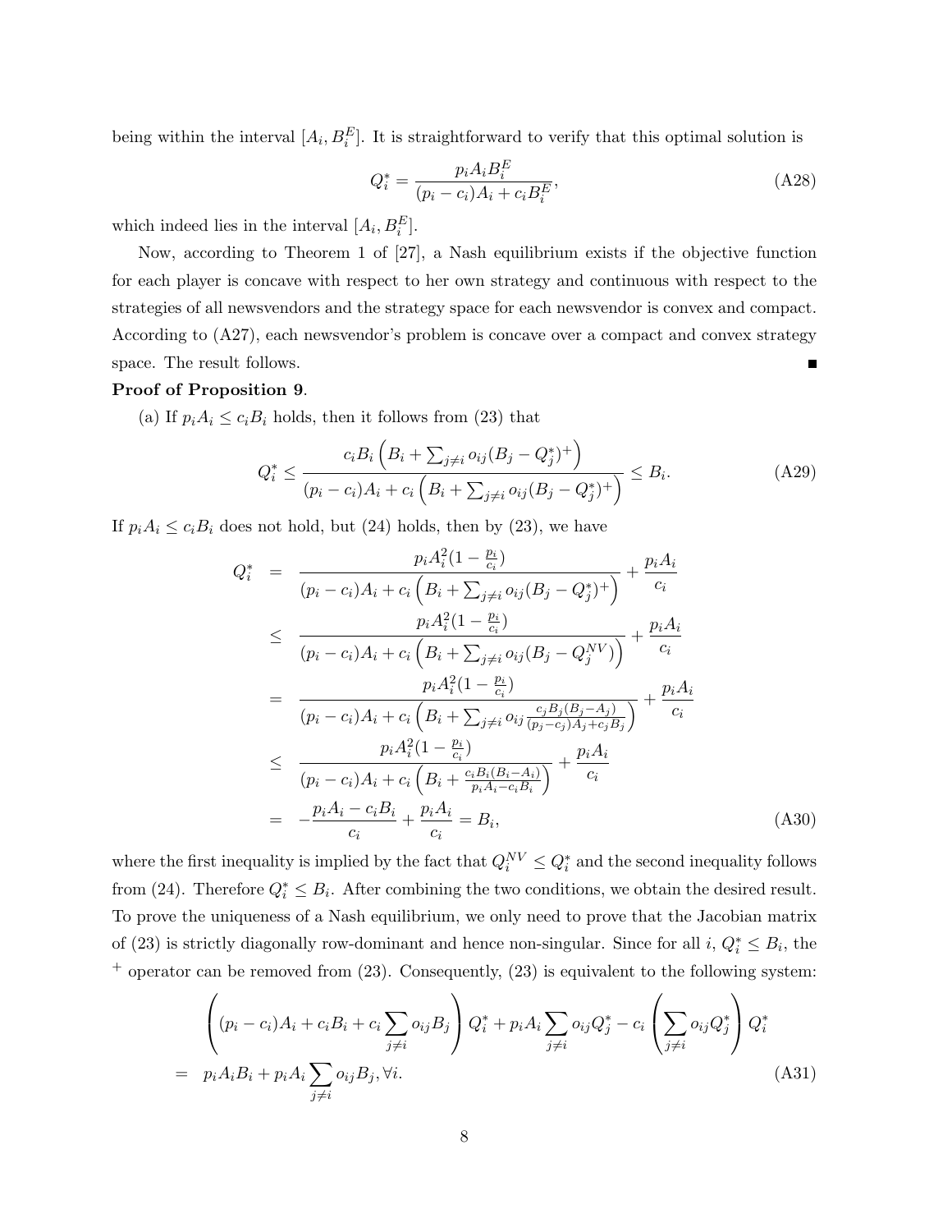being within the interval $[A_i, B_i^E]$. It is straightforward to verify that this optimal solution is

$$Q_i^* = \frac{p_i A_i B_i^E}{(p_i - c_i)A_i + c_i B_i^E}, \tag{A28}$$

which indeed lies in the interval $[A_i, B_i^E]$.

Now, according to Theorem 1 of [27], a Nash equilibrium exists if the objective function for each player is concave with respect to her own strategy and continuous with respect to the strategies of all newsvendors and the strategy space for each newsvendor is convex and compact. According to (A27), each newsvendor's problem is concave over a compact and convex strategy space. The result follows. ∎

**Proof of Proposition 9**.

(a) If $p_i A_i \le c_i B_i$ holds, then it follows from (23) that

$$Q_i^* \le \frac{c_i B_i \left(B_i + \sum_{j \ne i} o_{ij}(B_j - Q_j^*)^+\right)}{(p_i - c_i)A_i + c_i \left(B_i + \sum_{j \ne i} o_{ij}(B_j - Q_j^*)^+\right)} \le B_i. \tag{A29}$$

If $p_i A_i \le c_i B_i$ does not hold, but (24) holds, then by (23), we have

$$\begin{aligned}
Q_i^* &= \frac{p_i A_i^2 (1 - \frac{p_i}{c_i})}{(p_i - c_i)A_i + c_i \left(B_i + \sum_{j \ne i} o_{ij}(B_j - Q_j^*)^+\right)} + \frac{p_i A_i}{c_i} \\
&\le \frac{p_i A_i^2 (1 - \frac{p_i}{c_i})}{(p_i - c_i)A_i + c_i \left(B_i + \sum_{j \ne i} o_{ij}(B_j - Q_j^{NV})\right)} + \frac{p_i A_i}{c_i} \\
&= \frac{p_i A_i^2 (1 - \frac{p_i}{c_i})}{(p_i - c_i)A_i + c_i \left(B_i + \sum_{j \ne i} o_{ij} \frac{c_j B_j (B_j - A_j)}{(p_j - c_j)A_j + c_j B_j}\right)} + \frac{p_i A_i}{c_i} \\
&\le \frac{p_i A_i^2 (1 - \frac{p_i}{c_i})}{(p_i - c_i)A_i + c_i \left(B_i + \frac{c_i B_i (B_i - A_i)}{p_i A_i - c_i B_i}\right)} + \frac{p_i A_i}{c_i} \\
&= -\frac{p_i A_i - c_i B_i}{c_i} + \frac{p_i A_i}{c_i} = B_i,
\end{aligned} \tag{A30}$$

where the first inequality is implied by the fact that $Q_i^{NV} \le Q_i^*$ and the second inequality follows from (24). Therefore $Q_i^* \le B_i$. After combining the two conditions, we obtain the desired result. To prove the uniqueness of a Nash equilibrium, we only need to prove that the Jacobian matrix of (23) is strictly diagonally row-dominant and hence non-singular. Since for all $i$, $Q_i^* \le B_i$, the $^+$ operator can be removed from (23). Consequently, (23) is equivalent to the following system:

$$\begin{aligned}
&\left((p_i - c_i)A_i + c_i B_i + c_i \sum_{j \ne i} o_{ij} B_j\right) Q_i^* + p_i A_i \sum_{j \ne i} o_{ij} Q_j^* - c_i \left(\sum_{j \ne i} o_{ij} Q_j^*\right) Q_i^* \\
= \;& p_i A_i B_i + p_i A_i \sum_{j \ne i} o_{ij} B_j, \forall i.
\end{aligned} \tag{A31}$$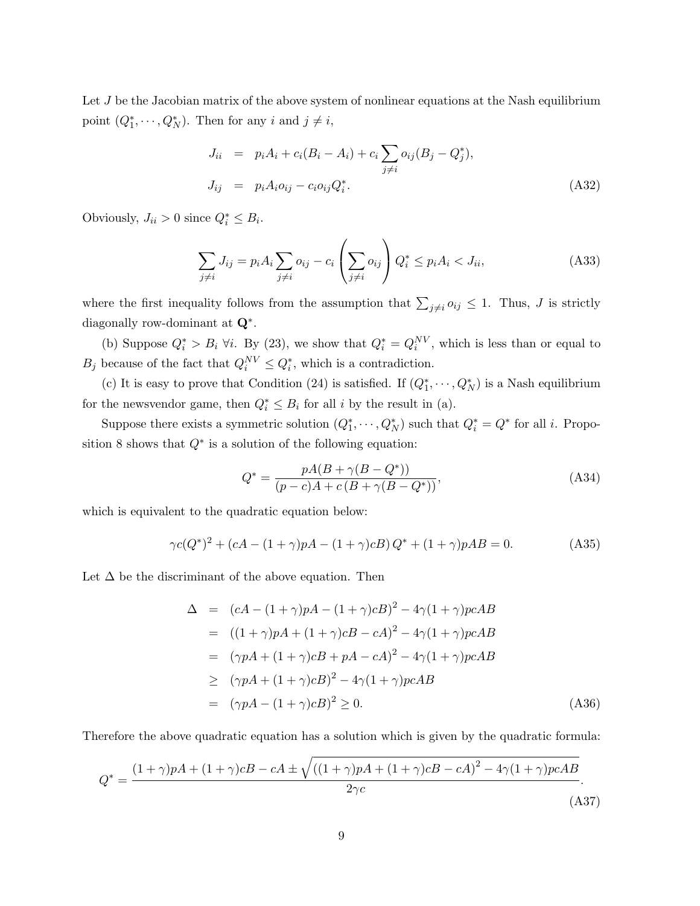Let $J$ be the Jacobian matrix of the above system of nonlinear equations at the Nash equilibrium point $(Q_1^*, \cdots, Q_N^*)$. Then for any $i$ and $j \neq i$,

$$
\begin{aligned}
J_{ii} &= p_i A_i + c_i(B_i - A_i) + c_i \sum_{j \neq i} o_{ij}(B_j - Q_j^*), \\
J_{ij} &= p_i A_i o_{ij} - c_i o_{ij} Q_i^*.
\end{aligned}
\tag{A32}
$$

Obviously, $J_{ii} > 0$ since $Q_i^* \leq B_i$.

$$
\sum_{j \neq i} J_{ij} = p_i A_i \sum_{j \neq i} o_{ij} - c_i \left( \sum_{j \neq i} o_{ij} \right) Q_i^* \leq p_i A_i < J_{ii}, \tag{A33}
$$

where the first inequality follows from the assumption that $\sum_{j \neq i} o_{ij} \leq 1$. Thus, $J$ is strictly diagonally row-dominant at $\mathbf{Q}^*$.

(b) Suppose $Q_i^* > B_i \ \forall i$. By (23), we show that $Q_i^* = Q_i^{NV}$, which is less than or equal to $B_j$ because of the fact that $Q_i^{NV} \leq Q_i^*$, which is a contradiction.

(c) It is easy to prove that Condition (24) is satisfied. If $(Q_1^*, \cdots, Q_N^*)$ is a Nash equilibrium for the newsvendor game, then $Q_i^* \leq B_i$ for all $i$ by the result in (a).

Suppose there exists a symmetric solution $(Q_1^*, \cdots, Q_N^*)$ such that $Q_i^* = Q^*$ for all $i$. Proposition 8 shows that $Q^*$ is a solution of the following equation:

$$
Q^* = \frac{pA(B + \gamma(B - Q^*))}{(p-c)A + c\,(B + \gamma(B - Q^*))}, \tag{A34}
$$

which is equivalent to the quadratic equation below:

$$
\gamma c (Q^*)^2 + (cA - (1+\gamma)pA - (1+\gamma)cB)\, Q^* + (1+\gamma)pAB = 0. \tag{A35}
$$

Let $\Delta$ be the discriminant of the above equation. Then

$$
\begin{aligned}
\Delta &= (cA - (1+\gamma)pA - (1+\gamma)cB)^2 - 4\gamma(1+\gamma)pcAB \\
&= ((1+\gamma)pA + (1+\gamma)cB - cA)^2 - 4\gamma(1+\gamma)pcAB \\
&= (\gamma pA + (1+\gamma)cB + pA - cA)^2 - 4\gamma(1+\gamma)pcAB \\
&\geq (\gamma pA + (1+\gamma)cB)^2 - 4\gamma(1+\gamma)pcAB \\
&= (\gamma pA - (1+\gamma)cB)^2 \geq 0.
\end{aligned}
\tag{A36}
$$

Therefore the above quadratic equation has a solution which is given by the quadratic formula:

$$
Q^* = \frac{(1+\gamma)pA + (1+\gamma)cB - cA \pm \sqrt{((1+\gamma)pA + (1+\gamma)cB - cA)^2 - 4\gamma(1+\gamma)pcAB}}{2\gamma c}. \tag{A37}
$$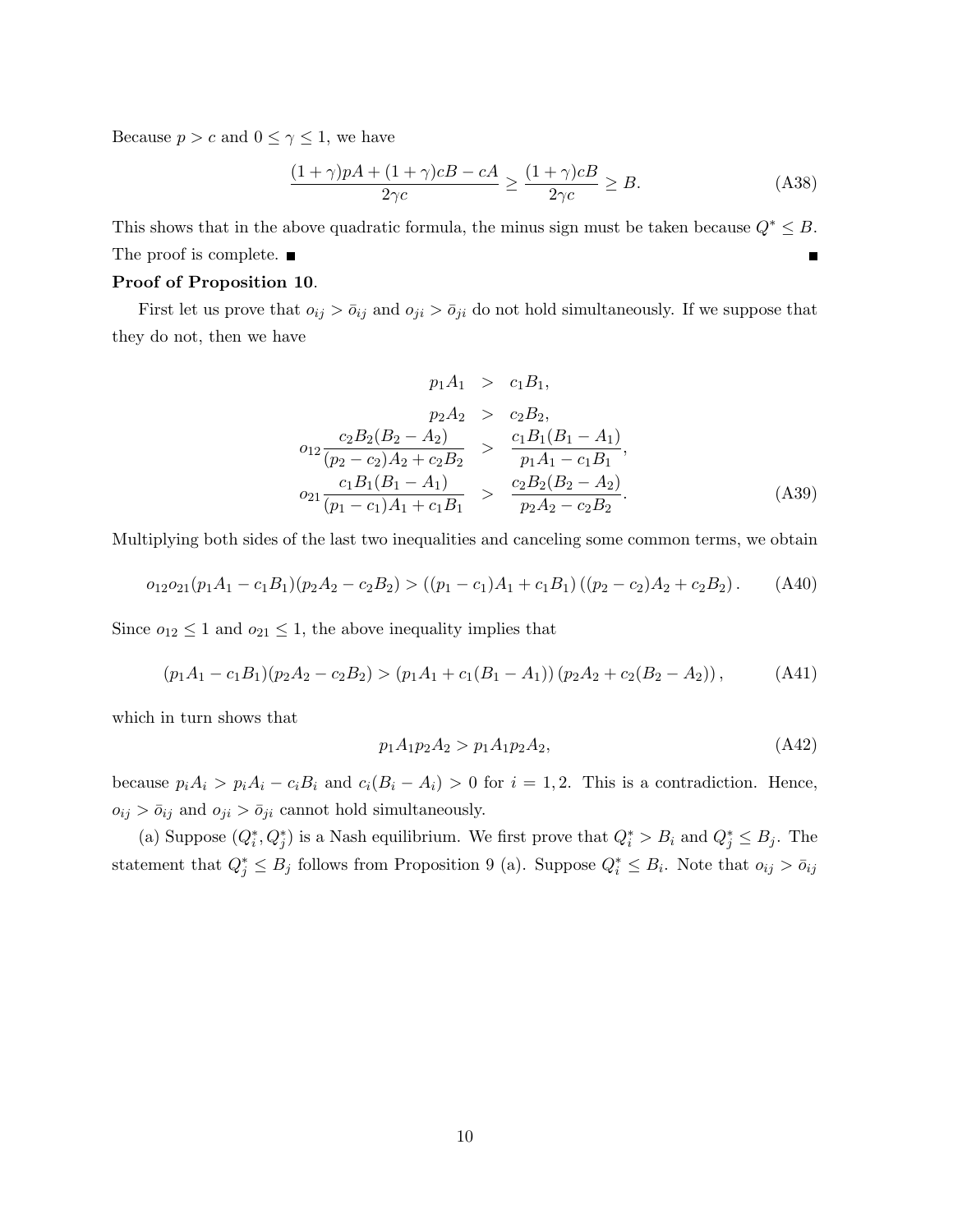Because $p > c$ and $0 \leq \gamma \leq 1$, we have

$$\frac{(1+\gamma)pA + (1+\gamma)cB - cA}{2\gamma c} \geq \frac{(1+\gamma)cB}{2\gamma c} \geq B. \tag{A38}$$

This shows that in the above quadratic formula, the minus sign must be taken because $Q^* \leq B$. The proof is complete. ■ ■

**Proof of Proposition 10**.

First let us prove that $o_{ij} > \bar{o}_{ij}$ and $o_{ji} > \bar{o}_{ji}$ do not hold simultaneously. If we suppose that they do not, then we have

$$\begin{aligned}
p_1 A_1 &> c_1 B_1, \\
p_2 A_2 &> c_2 B_2, \\
o_{12} \frac{c_2 B_2 (B_2 - A_2)}{(p_2 - c_2)A_2 + c_2 B_2} &> \frac{c_1 B_1 (B_1 - A_1)}{p_1 A_1 - c_1 B_1}, \\
o_{21} \frac{c_1 B_1 (B_1 - A_1)}{(p_1 - c_1)A_1 + c_1 B_1} &> \frac{c_2 B_2 (B_2 - A_2)}{p_2 A_2 - c_2 B_2}.
\end{aligned} \tag{A39}$$

Multiplying both sides of the last two inequalities and canceling some common terms, we obtain

$$o_{12} o_{21} (p_1 A_1 - c_1 B_1)(p_2 A_2 - c_2 B_2) > \left((p_1 - c_1)A_1 + c_1 B_1\right)\left((p_2 - c_2)A_2 + c_2 B_2\right). \tag{A40}$$

Since $o_{12} \leq 1$ and $o_{21} \leq 1$, the above inequality implies that

$$(p_1 A_1 - c_1 B_1)(p_2 A_2 - c_2 B_2) > \left(p_1 A_1 + c_1(B_1 - A_1)\right)\left(p_2 A_2 + c_2(B_2 - A_2)\right), \tag{A41}$$

which in turn shows that

$$p_1 A_1 p_2 A_2 > p_1 A_1 p_2 A_2, \tag{A42}$$

because $p_i A_i > p_i A_i - c_i B_i$ and $c_i(B_i - A_i) > 0$ for $i = 1, 2$. This is a contradiction. Hence, $o_{ij} > \bar{o}_{ij}$ and $o_{ji} > \bar{o}_{ji}$ cannot hold simultaneously.

(a) Suppose $(Q_i^*, Q_j^*)$ is a Nash equilibrium. We first prove that $Q_i^* > B_i$ and $Q_j^* \leq B_j$. The statement that $Q_j^* \leq B_j$ follows from Proposition 9 (a). Suppose $Q_i^* \leq B_i$. Note that $o_{ij} > \bar{o}_{ij}$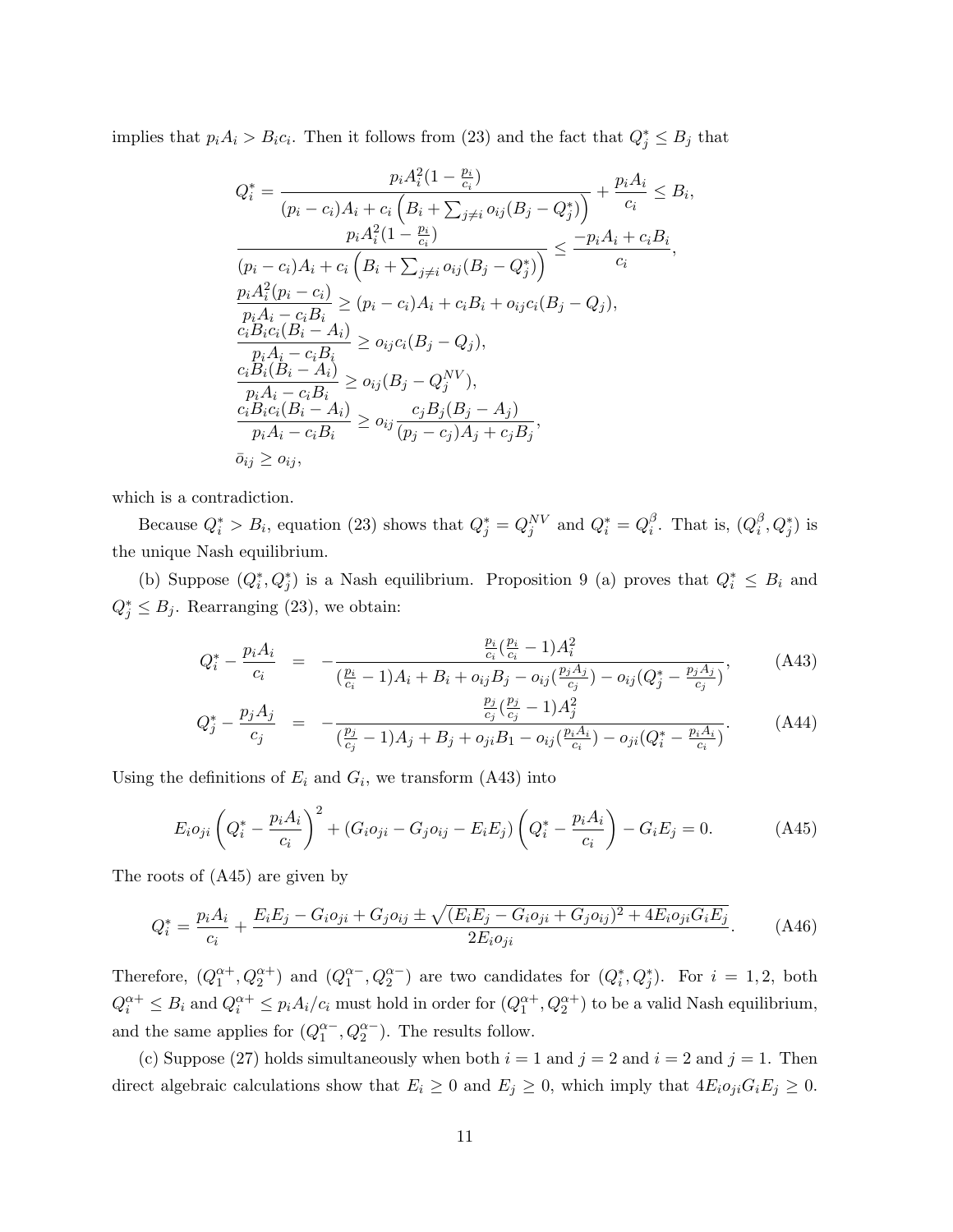implies that $p_iA_i > B_ic_i$. Then it follows from (23) and the fact that $Q_j^* \leq B_j$ that

$$
\begin{aligned}
&Q_i^* = \frac{p_iA_i^2(1-\frac{p_i}{c_i})}{(p_i-c_i)A_i + c_i\left(B_i + \sum_{j\neq i} o_{ij}(B_j - Q_j^*)\right)} + \frac{p_iA_i}{c_i} \leq B_i,\\
&\frac{p_iA_i^2(1-\frac{p_i}{c_i})}{(p_i-c_i)A_i + c_i\left(B_i + \sum_{j\neq i} o_{ij}(B_j - Q_j^*)\right)} \leq \frac{-p_iA_i + c_iB_i}{c_i},\\
&\frac{p_iA_i^2(p_i-c_i)}{p_iA_i - c_iB_i} \geq (p_i-c_i)A_i + c_iB_i + o_{ij}c_i(B_j - Q_j),\\
&\frac{c_iB_ic_i(B_i-A_i)}{p_iA_i - c_iB_i} \geq o_{ij}c_i(B_j - Q_j),\\
&\frac{c_iB_i(B_i-A_i)}{p_iA_i - c_iB_i} \geq o_{ij}(B_j - Q_j^{NV}),\\
&\frac{c_iB_ic_i(B_i-A_i)}{p_iA_i - c_iB_i} \geq o_{ij}\frac{c_jB_j(B_j-A_j)}{(p_j-c_j)A_j + c_jB_j},\\
&\bar{o}_{ij} \geq o_{ij},
\end{aligned}
$$

which is a contradiction.

Because $Q_i^* > B_i$, equation (23) shows that $Q_j^* = Q_j^{NV}$ and $Q_i^* = Q_i^\beta$. That is, $(Q_i^\beta, Q_j^*)$ is the unique Nash equilibrium.

(b) Suppose $(Q_i^*, Q_j^*)$ is a Nash equilibrium. Proposition 9 (a) proves that $Q_i^* \leq B_i$ and $Q_j^* \leq B_j$. Rearranging (23), we obtain:

$$
Q_i^* - \frac{p_iA_i}{c_i} = -\frac{\frac{p_i}{c_i}(\frac{p_i}{c_i}-1)A_i^2}{(\frac{p_i}{c_i}-1)A_i + B_i + o_{ij}B_j - o_{ij}(\frac{p_jA_j}{c_j}) - o_{ij}(Q_j^* - \frac{p_jA_j}{c_j})}, \tag{A43}
$$

$$
Q_j^* - \frac{p_jA_j}{c_j} = -\frac{\frac{p_j}{c_j}(\frac{p_j}{c_j}-1)A_j^2}{(\frac{p_j}{c_j}-1)A_j + B_j + o_{ji}B_1 - o_{ij}(\frac{p_iA_i}{c_i}) - o_{ji}(Q_i^* - \frac{p_iA_i}{c_i})}. \tag{A44}
$$

Using the definitions of $E_i$ and $G_i$, we transform (A43) into

$$
E_io_{ji}\left(Q_i^* - \frac{p_iA_i}{c_i}\right)^2 + (G_io_{ji} - G_jo_{ij} - E_iE_j)\left(Q_i^* - \frac{p_iA_i}{c_i}\right) - G_iE_j = 0. \tag{A45}
$$

The roots of (A45) are given by

$$
Q_i^* = \frac{p_iA_i}{c_i} + \frac{E_iE_j - G_io_{ji} + G_jo_{ij} \pm \sqrt{(E_iE_j - G_io_{ji} + G_jo_{ij})^2 + 4E_io_{ji}G_iE_j}}{2E_io_{ji}}. \tag{A46}
$$

Therefore, $(Q_1^{\alpha+}, Q_2^{\alpha+})$ and $(Q_1^{\alpha-}, Q_2^{\alpha-})$ are two candidates for $(Q_i^*, Q_j^*)$. For $i = 1, 2$, both $Q_i^{\alpha+} \leq B_i$ and $Q_i^{\alpha+} \leq p_iA_i/c_i$ must hold in order for $(Q_1^{\alpha+}, Q_2^{\alpha+})$ to be a valid Nash equilibrium, and the same applies for $(Q_1^{\alpha-}, Q_2^{\alpha-})$. The results follow.

(c) Suppose (27) holds simultaneously when both $i = 1$ and $j = 2$ and $i = 2$ and $j = 1$. Then direct algebraic calculations show that $E_i \geq 0$ and $E_j \geq 0$, which imply that $4E_io_{ji}G_iE_j \geq 0$.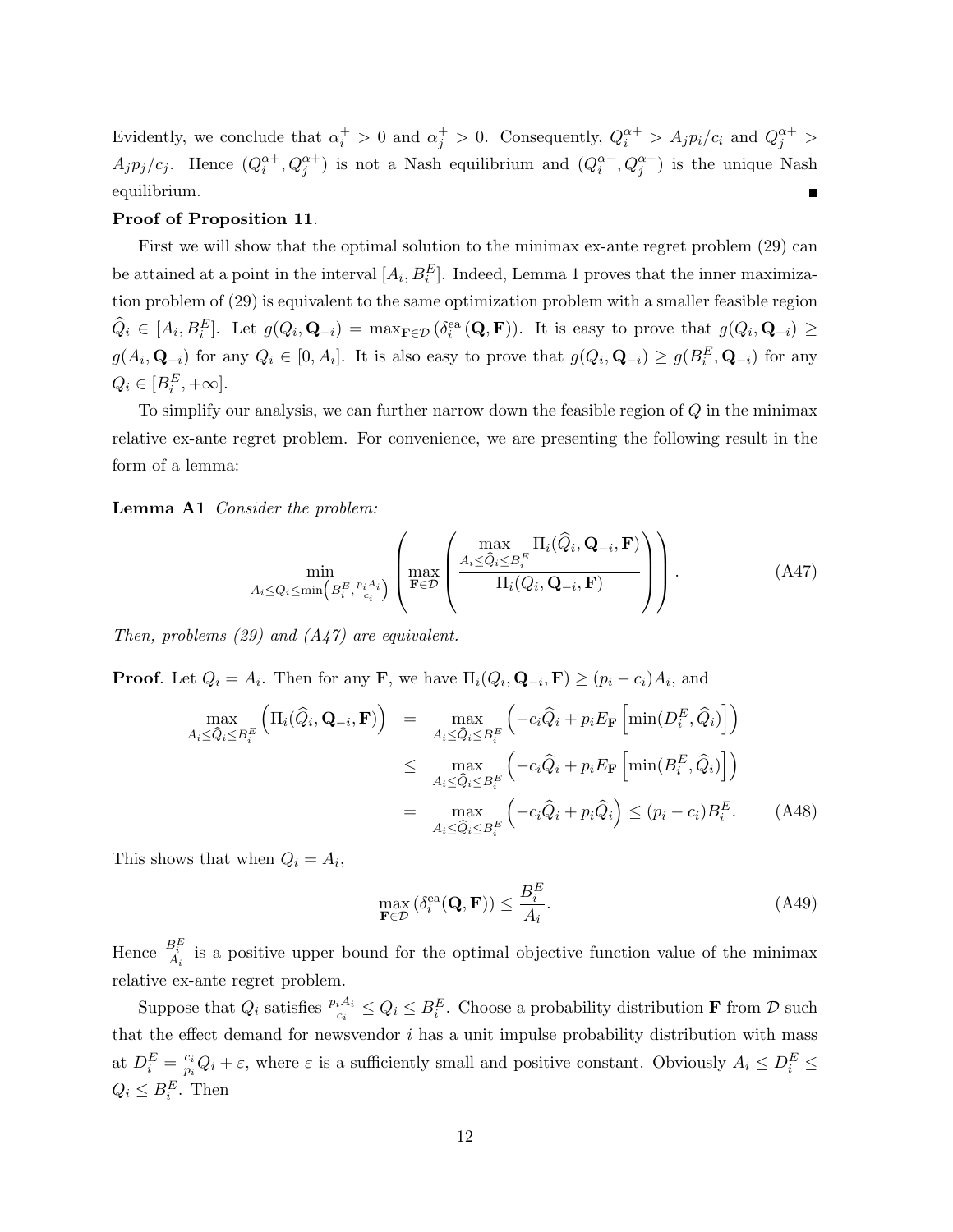Evidently, we conclude that $\alpha_i^+ > 0$ and $\alpha_j^+ > 0$. Consequently, $Q_i^{\alpha+} > A_j p_i / c_i$ and $Q_j^{\alpha+} > A_j p_j / c_j$. Hence $(Q_i^{\alpha+}, Q_j^{\alpha+})$ is not a Nash equilibrium and $(Q_i^{\alpha-}, Q_j^{\alpha-})$ is the unique Nash equilibrium. ■

**Proof of Proposition 11**.

First we will show that the optimal solution to the minimax ex-ante regret problem (29) can be attained at a point in the interval $[A_i, B_i^E]$. Indeed, Lemma 1 proves that the inner maximization problem of (29) is equivalent to the same optimization problem with a smaller feasible region $\widehat{Q}_i \in [A_i, B_i^E]$. Let $g(Q_i, \mathbf{Q}_{-i}) = \max_{\mathbf{F} \in \mathcal{D}} (\delta_i^{\text{ea}}(\mathbf{Q}, \mathbf{F}))$. It is easy to prove that $g(Q_i, \mathbf{Q}_{-i}) \geq g(A_i, \mathbf{Q}_{-i})$ for any $Q_i \in [0, A_i]$. It is also easy to prove that $g(Q_i, \mathbf{Q}_{-i}) \geq g(B_i^E, \mathbf{Q}_{-i})$ for any $Q_i \in [B_i^E, +\infty]$.

To simplify our analysis, we can further narrow down the feasible region of $Q$ in the minimax relative ex-ante regret problem. For convenience, we are presenting the following result in the form of a lemma:

**Lemma A1** *Consider the problem:*

$$\min_{A_i \leq Q_i \leq \min\left(B_i^E, \frac{p_i A_i}{c_i}\right)} \left( \max_{\mathbf{F} \in \mathcal{D}} \left( \frac{\max\limits_{A_i \leq \widehat{Q}_i \leq B_i^E} \Pi_i(\widehat{Q}_i, \mathbf{Q}_{-i}, \mathbf{F})}{\Pi_i(Q_i, \mathbf{Q}_{-i}, \mathbf{F})} \right) \right). \tag{A47}$$

*Then, problems (29) and (A47) are equivalent.*

**Proof**. Let $Q_i = A_i$. Then for any $\mathbf{F}$, we have $\Pi_i(Q_i, \mathbf{Q}_{-i}, \mathbf{F}) \geq (p_i - c_i)A_i$, and

$$\begin{aligned}
\max_{A_i \leq \widehat{Q}_i \leq B_i^E} \left( \Pi_i(\widehat{Q}_i, \mathbf{Q}_{-i}, \mathbf{F}) \right) &= \max_{A_i \leq \widehat{Q}_i \leq B_i^E} \left( -c_i \widehat{Q}_i + p_i E_{\mathbf{F}} \left[ \min(D_i^E, \widehat{Q}_i) \right] \right) \\
&\leq \max_{A_i \leq \widehat{Q}_i \leq B_i^E} \left( -c_i \widehat{Q}_i + p_i E_{\mathbf{F}} \left[ \min(B_i^E, \widehat{Q}_i) \right] \right) \\
&= \max_{A_i \leq \widehat{Q}_i \leq B_i^E} \left( -c_i \widehat{Q}_i + p_i \widehat{Q}_i \right) \leq (p_i - c_i) B_i^E. \qquad \text{(A48)}
\end{aligned}$$

This shows that when $Q_i = A_i$,

$$\max_{\mathbf{F} \in \mathcal{D}} (\delta_i^{\text{ea}}(\mathbf{Q}, \mathbf{F})) \leq \frac{B_i^E}{A_i}. \tag{A49}$$

Hence $\frac{B_i^E}{A_i}$ is a positive upper bound for the optimal objective function value of the minimax relative ex-ante regret problem.

Suppose that $Q_i$ satisfies $\frac{p_i A_i}{c_i} \leq Q_i \leq B_i^E$. Choose a probability distribution $\mathbf{F}$ from $\mathcal{D}$ such that the effect demand for newsvendor $i$ has a unit impulse probability distribution with mass at $D_i^E = \frac{c_i}{p_i} Q_i + \varepsilon$, where $\varepsilon$ is a sufficiently small and positive constant. Obviously $A_i \leq D_i^E \leq Q_i \leq B_i^E$. Then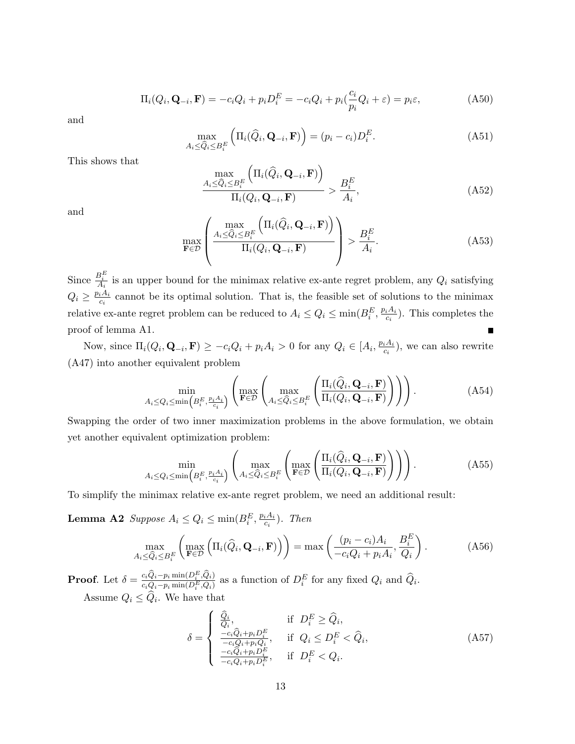$$\Pi_i(Q_i, \mathbf{Q}_{-i}, \mathbf{F}) = -c_iQ_i + p_iD_i^E = -c_iQ_i + p_i(\frac{c_i}{p_i}Q_i + \varepsilon) = p_i\varepsilon, \tag{A50}$$

and

$$\max_{A_i \leq \widehat{Q}_i \leq B_i^E} \Big(\Pi_i(\widehat{Q}_i, \mathbf{Q}_{-i}, \mathbf{F})\Big) = (p_i - c_i)D_i^E. \tag{A51}$$

This shows that

$$\frac{\max_{A_i \leq \widehat{Q}_i \leq B_i^E} \Big(\Pi_i(\widehat{Q}_i, \mathbf{Q}_{-i}, \mathbf{F})\Big)}{\Pi_i(Q_i, \mathbf{Q}_{-i}, \mathbf{F})} > \frac{B_i^E}{A_i}, \tag{A52}$$

and

$$\max_{\mathbf{F} \in \mathcal{D}} \left( \frac{\max_{A_i \leq \widehat{Q}_i \leq B_i^E} \Big(\Pi_i(\widehat{Q}_i, \mathbf{Q}_{-i}, \mathbf{F})\Big)}{\Pi_i(Q_i, \mathbf{Q}_{-i}, \mathbf{F})} \right) > \frac{B_i^E}{A_i}. \tag{A53}$$

Since $\frac{B_i^E}{A_i}$ is an upper bound for the minimax relative ex-ante regret problem, any $Q_i$ satisfying $Q_i \geq \frac{p_iA_i}{c_i}$ cannot be its optimal solution. That is, the feasible set of solutions to the minimax relative ex-ante regret problem can be reduced to $A_i \leq Q_i \leq \min(B_i^E, \frac{p_iA_i}{c_i})$. This completes the proof of lemma A1. ∎

Now, since $\Pi_i(Q_i, \mathbf{Q}_{-i}, \mathbf{F}) \geq -c_iQ_i + p_iA_i > 0$ for any $Q_i \in [A_i, \frac{p_iA_i}{c_i})$, we can also rewrite (A47) into another equivalent problem

$$\min_{A_i \leq Q_i \leq \min\left(B_i^E, \frac{p_iA_i}{c_i}\right)} \left( \max_{\mathbf{F} \in \mathcal{D}} \left( \max_{A_i \leq \widehat{Q}_i \leq B_i^E} \left( \frac{\Pi_i(\widehat{Q}_i, \mathbf{Q}_{-i}, \mathbf{F})}{\Pi_i(Q_i, \mathbf{Q}_{-i}, \mathbf{F})} \right) \right) \right). \tag{A54}$$

Swapping the order of two inner maximization problems in the above formulation, we obtain yet another equivalent optimization problem:

$$\min_{A_i \leq Q_i \leq \min\left(B_i^E, \frac{p_iA_i}{c_i}\right)} \left( \max_{A_i \leq \widehat{Q}_i \leq B_i^E} \left( \max_{\mathbf{F} \in \mathcal{D}} \left( \frac{\Pi_i(\widehat{Q}_i, \mathbf{Q}_{-i}, \mathbf{F})}{\Pi_i(Q_i, \mathbf{Q}_{-i}, \mathbf{F})} \right) \right) \right). \tag{A55}$$

To simplify the minimax relative ex-ante regret problem, we need an additional result:

**Lemma A2** *Suppose $A_i \leq Q_i \leq \min(B_i^E, \frac{p_iA_i}{c_i})$. Then*

$$\max_{A_i \leq \widehat{Q}_i \leq B_i^E} \left( \max_{\mathbf{F} \in \mathcal{D}} \Big(\Pi_i(\widehat{Q}_i, \mathbf{Q}_{-i}, \mathbf{F})\Big) \right) = \max\left( \frac{(p_i - c_i)A_i}{-c_iQ_i + p_iA_i}, \frac{B_i^E}{Q_i} \right). \tag{A56}$$

**Proof**. Let $\delta = \frac{c_i\widehat{Q}_i - p_i \min(D_i^E, \widehat{Q}_i)}{c_iQ_i - p_i \min(D_i^E, Q_i)}$ as a function of $D_i^E$ for any fixed $Q_i$ and $\widehat{Q}_i$.

Assume $Q_i \leq \widehat{Q}_i$. We have that

$$\delta = \begin{cases} \frac{\widehat{Q}_i}{Q_i}, & \text{if } D_i^E \geq \widehat{Q}_i, \\ \frac{-c_i\widehat{Q}_i + p_iD_i^E}{-c_iQ_i + p_iQ_i}, & \text{if } Q_i \leq D_i^E < \widehat{Q}_i, \\ \frac{-c_i\widehat{Q}_i + p_iD_i^E}{-c_iQ_i + p_iD_i^E}, & \text{if } D_i^E < Q_i. \end{cases} \tag{A57}$$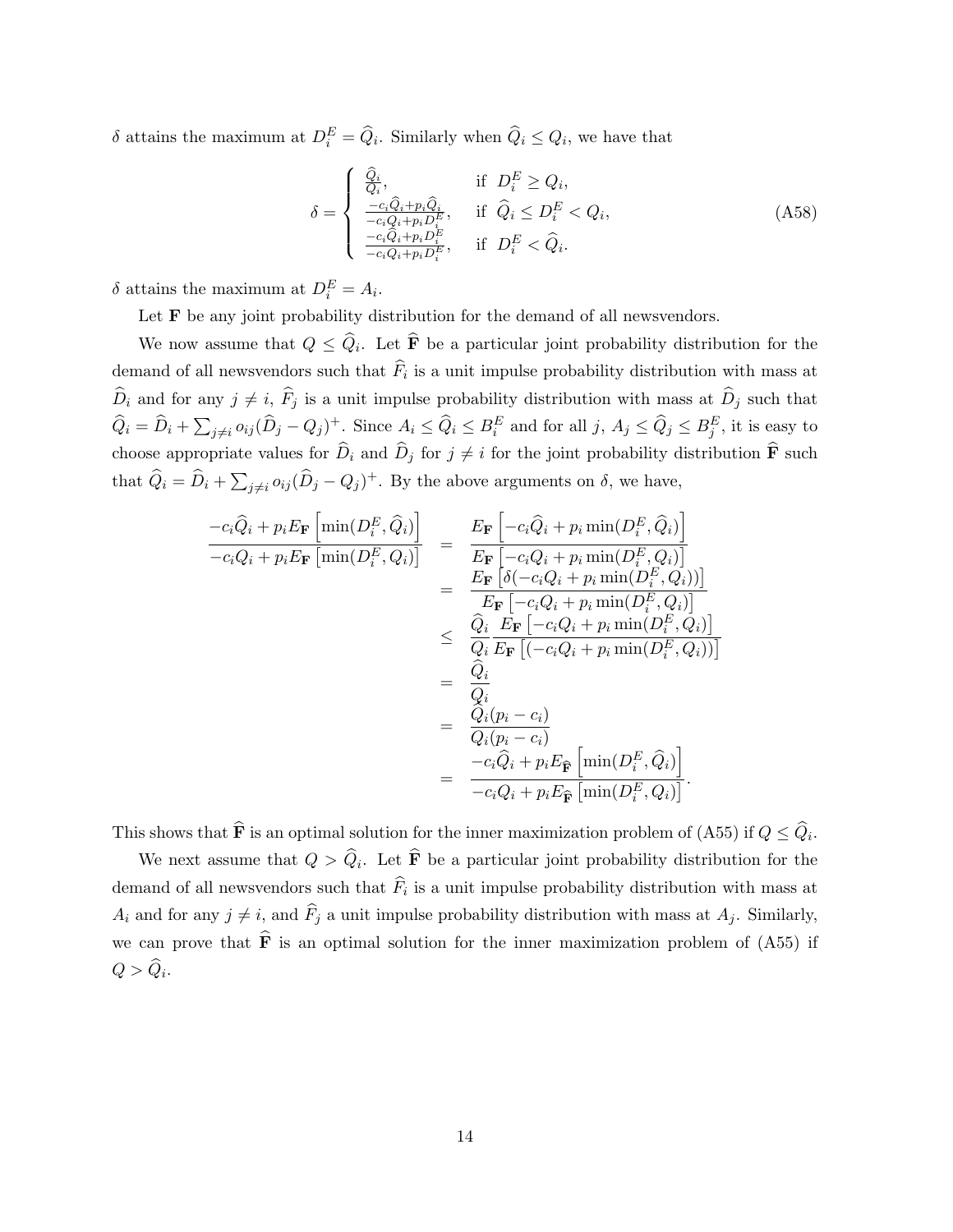$\delta$ attains the maximum at $D_i^E = \widehat{Q}_i$. Similarly when $\widehat{Q}_i \le Q_i$, we have that

$$
\delta = \begin{cases} \frac{\widehat{Q}_i}{Q_i}, & \text{if } D_i^E \ge Q_i, \\ \frac{-c_i\widehat{Q}_i + p_i\widehat{Q}_i}{-c_iQ_i + p_iD_i^E}, & \text{if } \widehat{Q}_i \le D_i^E < Q_i, \\ \frac{-c_i\widehat{Q}_i + p_iD_i^E}{-c_iQ_i + p_iD_i^E}, & \text{if } D_i^E < \widehat{Q}_i. \end{cases} \tag{A58}
$$

$\delta$ attains the maximum at $D_i^E = A_i$.

Let $\mathbf{F}$ be any joint probability distribution for the demand of all newsvendors.

We now assume that $Q \le \widehat{Q}_i$. Let $\widehat{\mathbf{F}}$ be a particular joint probability distribution for the demand of all newsvendors such that $\widehat{F}_i$ is a unit impulse probability distribution with mass at $\widehat{D}_i$ and for any $j \ne i$, $\widehat{F}_j$ is a unit impulse probability distribution with mass at $\widehat{D}_j$ such that $\widehat{Q}_i = \widehat{D}_i + \sum_{j\ne i} o_{ij}(\widehat{D}_j - Q_j)^+$. Since $A_i \le \widehat{Q}_i \le B_i^E$ and for all $j$, $A_j \le \widehat{Q}_j \le B_j^E$, it is easy to choose appropriate values for $\widehat{D}_i$ and $\widehat{D}_j$ for $j \ne i$ for the joint probability distribution $\widehat{\mathbf{F}}$ such that $\widehat{Q}_i = \widehat{D}_i + \sum_{j\ne i} o_{ij}(\widehat{D}_j - Q_j)^+$. By the above arguments on $\delta$, we have,

$$
\begin{aligned}
\frac{-c_i\widehat{Q}_i + p_iE_{\mathbf{F}}\left[\min(D_i^E, \widehat{Q}_i)\right]}{-c_iQ_i + p_iE_{\mathbf{F}}\left[\min(D_i^E, Q_i)\right]} &= \frac{E_{\mathbf{F}}\left[-c_i\widehat{Q}_i + p_i\min(D_i^E, \widehat{Q}_i)\right]}{E_{\mathbf{F}}\left[-c_iQ_i + p_i\min(D_i^E, Q_i)\right]} \\
&= \frac{E_{\mathbf{F}}\left[\delta(-c_iQ_i + p_i\min(D_i^E, Q_i))\right]}{E_{\mathbf{F}}\left[-c_iQ_i + p_i\min(D_i^E, Q_i)\right]} \\
&\le \frac{\widehat{Q}_i}{Q_i}\frac{E_{\mathbf{F}}\left[-c_iQ_i + p_i\min(D_i^E, Q_i)\right]}{E_{\mathbf{F}}\left[(-c_iQ_i + p_i\min(D_i^E, Q_i))\right]} \\
&= \frac{\widehat{Q}_i}{Q_i} \\
&= \frac{\widehat{Q}_i(p_i - c_i)}{Q_i(p_i - c_i)} \\
&= \frac{-c_i\widehat{Q}_i + p_iE_{\widehat{\mathbf{F}}}\left[\min(D_i^E, \widehat{Q}_i)\right]}{-c_iQ_i + p_iE_{\widehat{\mathbf{F}}}\left[\min(D_i^E, Q_i)\right]}.
\end{aligned}
$$

This shows that $\widehat{\mathbf{F}}$ is an optimal solution for the inner maximization problem of (A55) if $Q \le \widehat{Q}_i$.

We next assume that $Q > \widehat{Q}_i$. Let $\widehat{\mathbf{F}}$ be a particular joint probability distribution for the demand of all newsvendors such that $\widehat{F}_i$ is a unit impulse probability distribution with mass at $A_i$ and for any $j \ne i$, and $\widehat{F}_j$ a unit impulse probability distribution with mass at $A_j$. Similarly, we can prove that $\widehat{\mathbf{F}}$ is an optimal solution for the inner maximization problem of (A55) if $Q > \widehat{Q}_i$.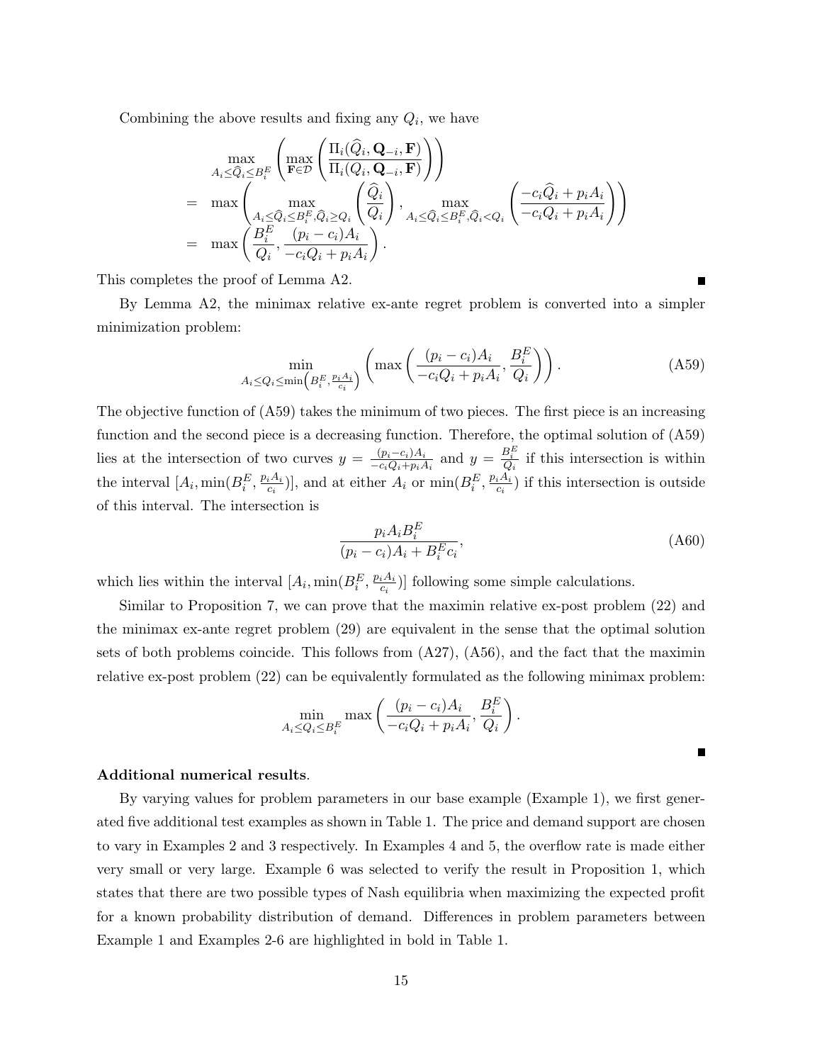Combining the above results and fixing any $Q_i$, we have

$$
\begin{aligned}
& \max_{A_i \le \widehat{Q}_i \le B_i^E} \left( \max_{\mathbf{F} \in \mathcal{D}} \left( \frac{\Pi_i(\widehat{Q}_i, \mathbf{Q}_{-i}, \mathbf{F})}{\Pi_i(Q_i, \mathbf{Q}_{-i}, \mathbf{F})} \right) \right) \\
= & \max \left( \max_{A_i \le \widehat{Q}_i \le B_i^E, \widehat{Q}_i \ge Q_i} \left( \frac{\widehat{Q}_i}{Q_i} \right), \max_{A_i \le \widehat{Q}_i \le B_i^E, \widehat{Q}_i < Q_i} \left( \frac{-c_i \widehat{Q}_i + p_i A_i}{-c_i Q_i + p_i A_i} \right) \right) \\
= & \max \left( \frac{B_i^E}{Q_i}, \frac{(p_i - c_i) A_i}{-c_i Q_i + p_i A_i} \right).
\end{aligned}
$$

This completes the proof of Lemma A2. ∎

By Lemma A2, the minimax relative ex-ante regret problem is converted into a simpler minimization problem:

$$
\min_{A_i \le Q_i \le \min\left(B_i^E, \frac{p_i A_i}{c_i}\right)} \left( \max \left( \frac{(p_i - c_i) A_i}{-c_i Q_i + p_i A_i}, \frac{B_i^E}{Q_i} \right) \right). \tag{A59}
$$

The objective function of (A59) takes the minimum of two pieces. The first piece is an increasing function and the second piece is a decreasing function. Therefore, the optimal solution of (A59) lies at the intersection of two curves $y = \frac{(p_i - c_i) A_i}{-c_i Q_i + p_i A_i}$ and $y = \frac{B_i^E}{Q_i}$ if this intersection is within the interval $[A_i, \min(B_i^E, \frac{p_i A_i}{c_i})]$, and at either $A_i$ or $\min(B_i^E, \frac{p_i A_i}{c_i})$ if this intersection is outside of this interval. The intersection is

$$
\frac{p_i A_i B_i^E}{(p_i - c_i) A_i + B_i^E c_i}, \tag{A60}
$$

which lies within the interval $[A_i, \min(B_i^E, \frac{p_i A_i}{c_i})]$ following some simple calculations.

Similar to Proposition 7, we can prove that the maximin relative ex-post problem (22) and the minimax ex-ante regret problem (29) are equivalent in the sense that the optimal solution sets of both problems coincide. This follows from (A27), (A56), and the fact that the maximin relative ex-post problem (22) can be equivalently formulated as the following minimax problem:

$$
\min_{A_i \le Q_i \le B_i^E} \max \left( \frac{(p_i - c_i) A_i}{-c_i Q_i + p_i A_i}, \frac{B_i^E}{Q_i} \right).
$$

∎

**Additional numerical results**.

By varying values for problem parameters in our base example (Example 1), we first generated five additional test examples as shown in Table 1. The price and demand support are chosen to vary in Examples 2 and 3 respectively. In Examples 4 and 5, the overflow rate is made either very small or very large. Example 6 was selected to verify the result in Proposition 1, which states that there are two possible types of Nash equilibria when maximizing the expected profit for a known probability distribution of demand. Differences in problem parameters between Example 1 and Examples 2-6 are highlighted in bold in Table 1.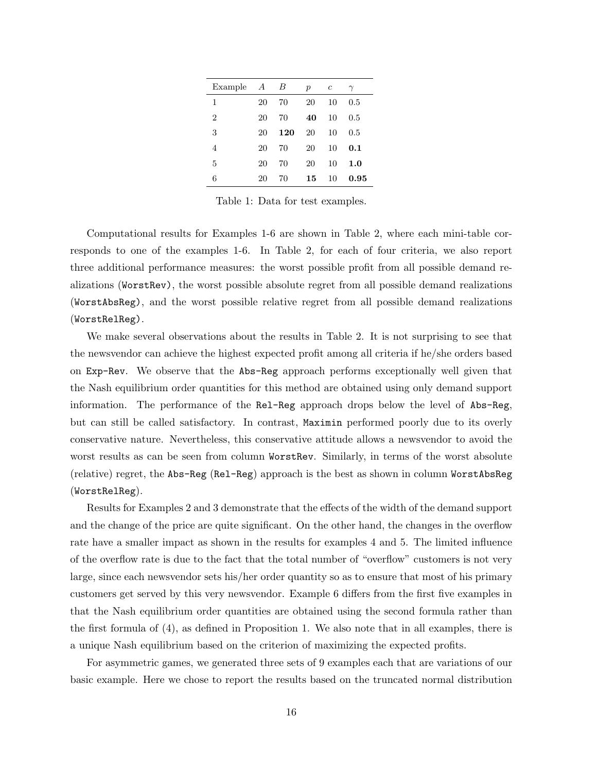| Example | $A$ | $B$ | $p$ | $c$ | $\gamma$ |
|---|---|---|---|---|---|
| 1 | 20 | 70 | 20 | 10 | 0.5 |
| 2 | 20 | 70 | **40** | 10 | 0.5 |
| 3 | 20 | **120** | 20 | 10 | 0.5 |
| 4 | 20 | 70 | 20 | 10 | **0.1** |
| 5 | 20 | 70 | 20 | 10 | **1.0** |
| 6 | 20 | 70 | **15** | 10 | **0.95** |

Table 1: Data for test examples.

Computational results for Examples 1-6 are shown in Table 2, where each mini-table corresponds to one of the examples 1-6. In Table 2, for each of four criteria, we also report three additional performance measures: the worst possible profit from all possible demand realizations (`WorstRev`), the worst possible absolute regret from all possible demand realizations (`WorstAbsReg`), and the worst possible relative regret from all possible demand realizations (`WorstRelReg`).

We make several observations about the results in Table 2. It is not surprising to see that the newsvendor can achieve the highest expected profit among all criteria if he/she orders based on `Exp-Rev`. We observe that the `Abs-Reg` approach performs exceptionally well given that the Nash equilibrium order quantities for this method are obtained using only demand support information. The performance of the `Rel-Reg` approach drops below the level of `Abs-Reg`, but can still be called satisfactory. In contrast, `Maximin` performed poorly due to its overly conservative nature. Nevertheless, this conservative attitude allows a newsvendor to avoid the worst results as can be seen from column `WorstRev`. Similarly, in terms of the worst absolute (relative) regret, the `Abs-Reg` (`Rel-Reg`) approach is the best as shown in column `WorstAbsReg` (`WorstRelReg`).

Results for Examples 2 and 3 demonstrate that the effects of the width of the demand support and the change of the price are quite significant. On the other hand, the changes in the overflow rate have a smaller impact as shown in the results for examples 4 and 5. The limited influence of the overflow rate is due to the fact that the total number of "overflow" customers is not very large, since each newsvendor sets his/her order quantity so as to ensure that most of his primary customers get served by this very newsvendor. Example 6 differs from the first five examples in that the Nash equilibrium order quantities are obtained using the second formula rather than the first formula of (4), as defined in Proposition 1. We also note that in all examples, there is a unique Nash equilibrium based on the criterion of maximizing the expected profits.

For asymmetric games, we generated three sets of 9 examples each that are variations of our basic example. Here we chose to report the results based on the truncated normal distribution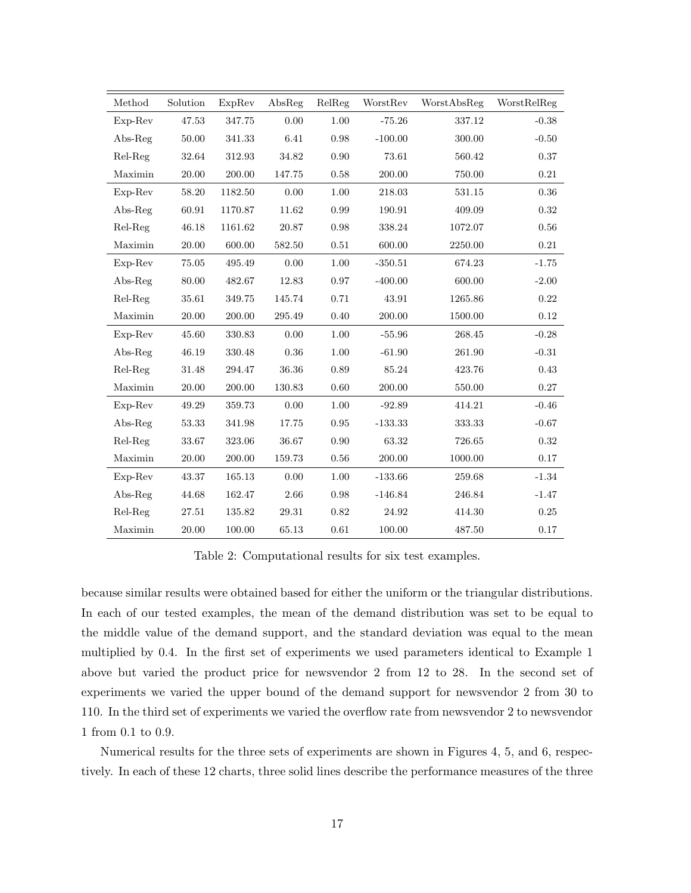| Method | Solution | ExpRev | AbsReg | RelReg | WorstRev | WorstAbsReg | WorstRelReg |
|---|---|---|---|---|---|---|---|
| Exp-Rev | 47.53 | 347.75 | 0.00 | 1.00 | -75.26 | 337.12 | -0.38 |
| Abs-Reg | 50.00 | 341.33 | 6.41 | 0.98 | -100.00 | 300.00 | -0.50 |
| Rel-Reg | 32.64 | 312.93 | 34.82 | 0.90 | 73.61 | 560.42 | 0.37 |
| Maximin | 20.00 | 200.00 | 147.75 | 0.58 | 200.00 | 750.00 | 0.21 |
| Exp-Rev | 58.20 | 1182.50 | 0.00 | 1.00 | 218.03 | 531.15 | 0.36 |
| Abs-Reg | 60.91 | 1170.87 | 11.62 | 0.99 | 190.91 | 409.09 | 0.32 |
| Rel-Reg | 46.18 | 1161.62 | 20.87 | 0.98 | 338.24 | 1072.07 | 0.56 |
| Maximin | 20.00 | 600.00 | 582.50 | 0.51 | 600.00 | 2250.00 | 0.21 |
| Exp-Rev | 75.05 | 495.49 | 0.00 | 1.00 | -350.51 | 674.23 | -1.75 |
| Abs-Reg | 80.00 | 482.67 | 12.83 | 0.97 | -400.00 | 600.00 | -2.00 |
| Rel-Reg | 35.61 | 349.75 | 145.74 | 0.71 | 43.91 | 1265.86 | 0.22 |
| Maximin | 20.00 | 200.00 | 295.49 | 0.40 | 200.00 | 1500.00 | 0.12 |
| Exp-Rev | 45.60 | 330.83 | 0.00 | 1.00 | -55.96 | 268.45 | -0.28 |
| Abs-Reg | 46.19 | 330.48 | 0.36 | 1.00 | -61.90 | 261.90 | -0.31 |
| Rel-Reg | 31.48 | 294.47 | 36.36 | 0.89 | 85.24 | 423.76 | 0.43 |
| Maximin | 20.00 | 200.00 | 130.83 | 0.60 | 200.00 | 550.00 | 0.27 |
| Exp-Rev | 49.29 | 359.73 | 0.00 | 1.00 | -92.89 | 414.21 | -0.46 |
| Abs-Reg | 53.33 | 341.98 | 17.75 | 0.95 | -133.33 | 333.33 | -0.67 |
| Rel-Reg | 33.67 | 323.06 | 36.67 | 0.90 | 63.32 | 726.65 | 0.32 |
| Maximin | 20.00 | 200.00 | 159.73 | 0.56 | 200.00 | 1000.00 | 0.17 |
| Exp-Rev | 43.37 | 165.13 | 0.00 | 1.00 | -133.66 | 259.68 | -1.34 |
| Abs-Reg | 44.68 | 162.47 | 2.66 | 0.98 | -146.84 | 246.84 | -1.47 |
| Rel-Reg | 27.51 | 135.82 | 29.31 | 0.82 | 24.92 | 414.30 | 0.25 |
| Maximin | 20.00 | 100.00 | 65.13 | 0.61 | 100.00 | 487.50 | 0.17 |

Table 2: Computational results for six test examples.

because similar results were obtained based for either the uniform or the triangular distributions. In each of our tested examples, the mean of the demand distribution was set to be equal to the middle value of the demand support, and the standard deviation was equal to the mean multiplied by 0.4. In the first set of experiments we used parameters identical to Example 1 above but varied the product price for newsvendor 2 from 12 to 28. In the second set of experiments we varied the upper bound of the demand support for newsvendor 2 from 30 to 110. In the third set of experiments we varied the overflow rate from newsvendor 2 to newsvendor 1 from 0.1 to 0.9.

Numerical results for the three sets of experiments are shown in Figures 4, 5, and 6, respectively. In each of these 12 charts, three solid lines describe the performance measures of the three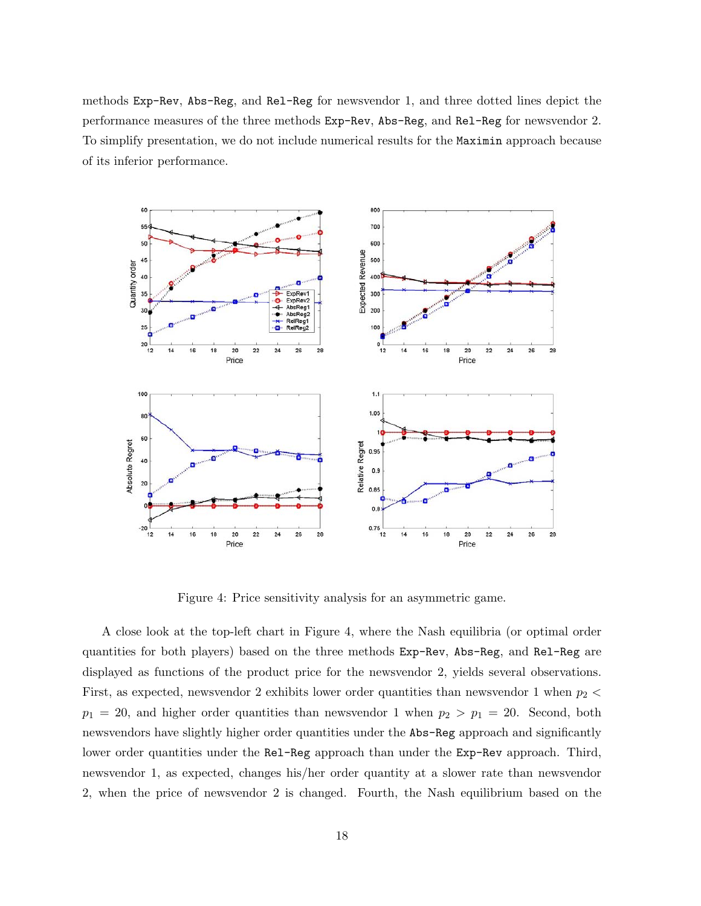methods Exp-Rev, Abs-Reg, and Rel-Reg for newsvendor 1, and three dotted lines depict the performance measures of the three methods Exp-Rev, Abs-Reg, and Rel-Reg for newsvendor 2. To simplify presentation, we do not include numerical results for the Maximin approach because of its inferior performance.

Figure 4: Price sensitivity analysis for an asymmetric game.

A close look at the top-left chart in Figure 4, where the Nash equilibria (or optimal order quantities for both players) based on the three methods Exp-Rev, Abs-Reg, and Rel-Reg are displayed as functions of the product price for the newsvendor 2, yields several observations. First, as expected, newsvendor 2 exhibits lower order quantities than newsvendor 1 when $p_2 < p_1 = 20$, and higher order quantities than newsvendor 1 when $p_2 > p_1 = 20$. Second, both newsvendors have slightly higher order quantities under the Abs-Reg approach and significantly lower order quantities under the Rel-Reg approach than under the Exp-Rev approach. Third, newsvendor 1, as expected, changes his/her order quantity at a slower rate than newsvendor 2, when the price of newsvendor 2 is changed. Fourth, the Nash equilibrium based on the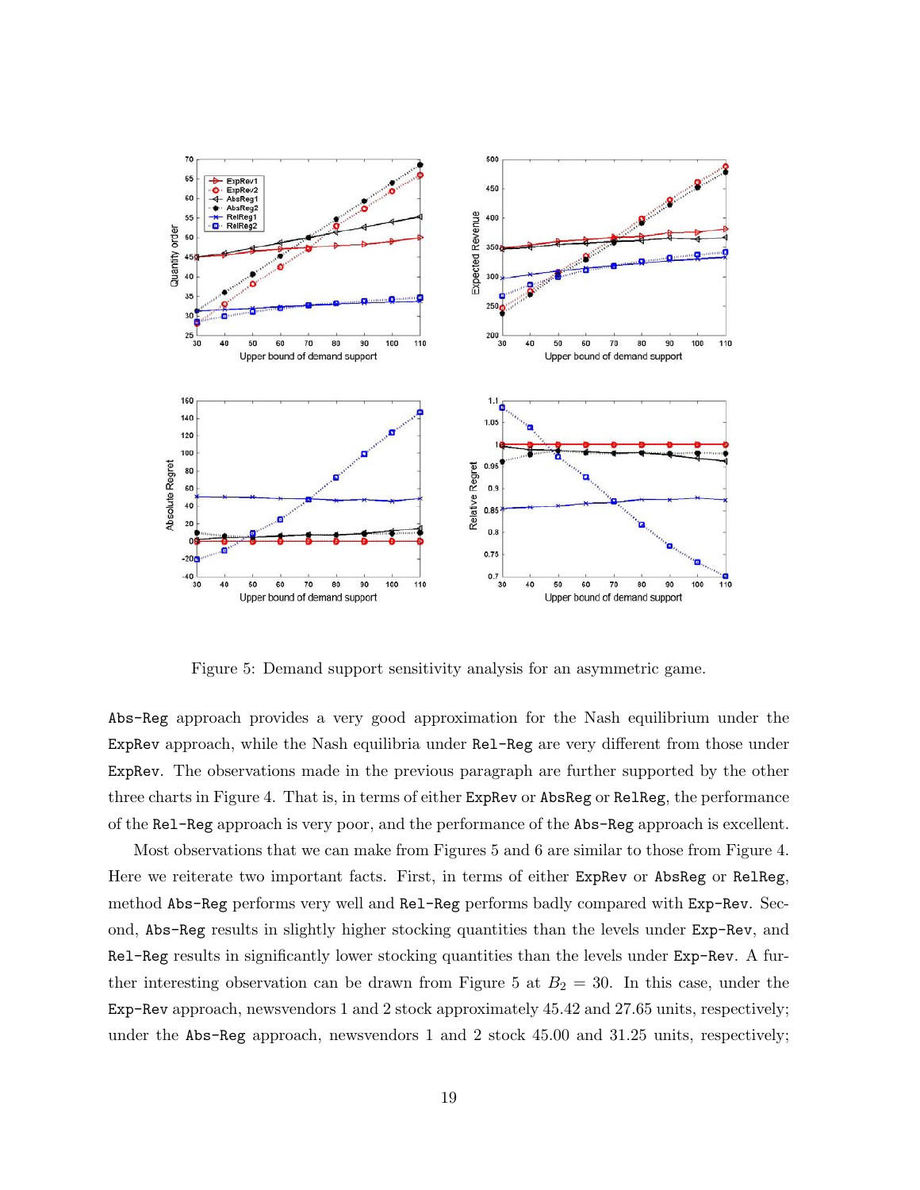Figure 5: Demand support sensitivity analysis for an asymmetric game.

Abs-Reg approach provides a very good approximation for the Nash equilibrium under the ExpRev approach, while the Nash equilibria under Rel-Reg are very different from those under ExpRev. The observations made in the previous paragraph are further supported by the other three charts in Figure 4. That is, in terms of either ExpRev or AbsReg or RelReg, the performance of the Rel-Reg approach is very poor, and the performance of the Abs-Reg approach is excellent.

Most observations that we can make from Figures 5 and 6 are similar to those from Figure 4. Here we reiterate two important facts. First, in terms of either ExpRev or AbsReg or RelReg, method Abs-Reg performs very well and Rel-Reg performs badly compared with Exp-Rev. Second, Abs-Reg results in slightly higher stocking quantities than the levels under Exp-Rev, and Rel-Reg results in significantly lower stocking quantities than the levels under Exp-Rev. A further interesting observation can be drawn from Figure 5 at $B_2 = 30$. In this case, under the Exp-Rev approach, newsvendors 1 and 2 stock approximately 45.42 and 27.65 units, respectively; under the Abs-Reg approach, newsvendors 1 and 2 stock 45.00 and 31.25 units, respectively;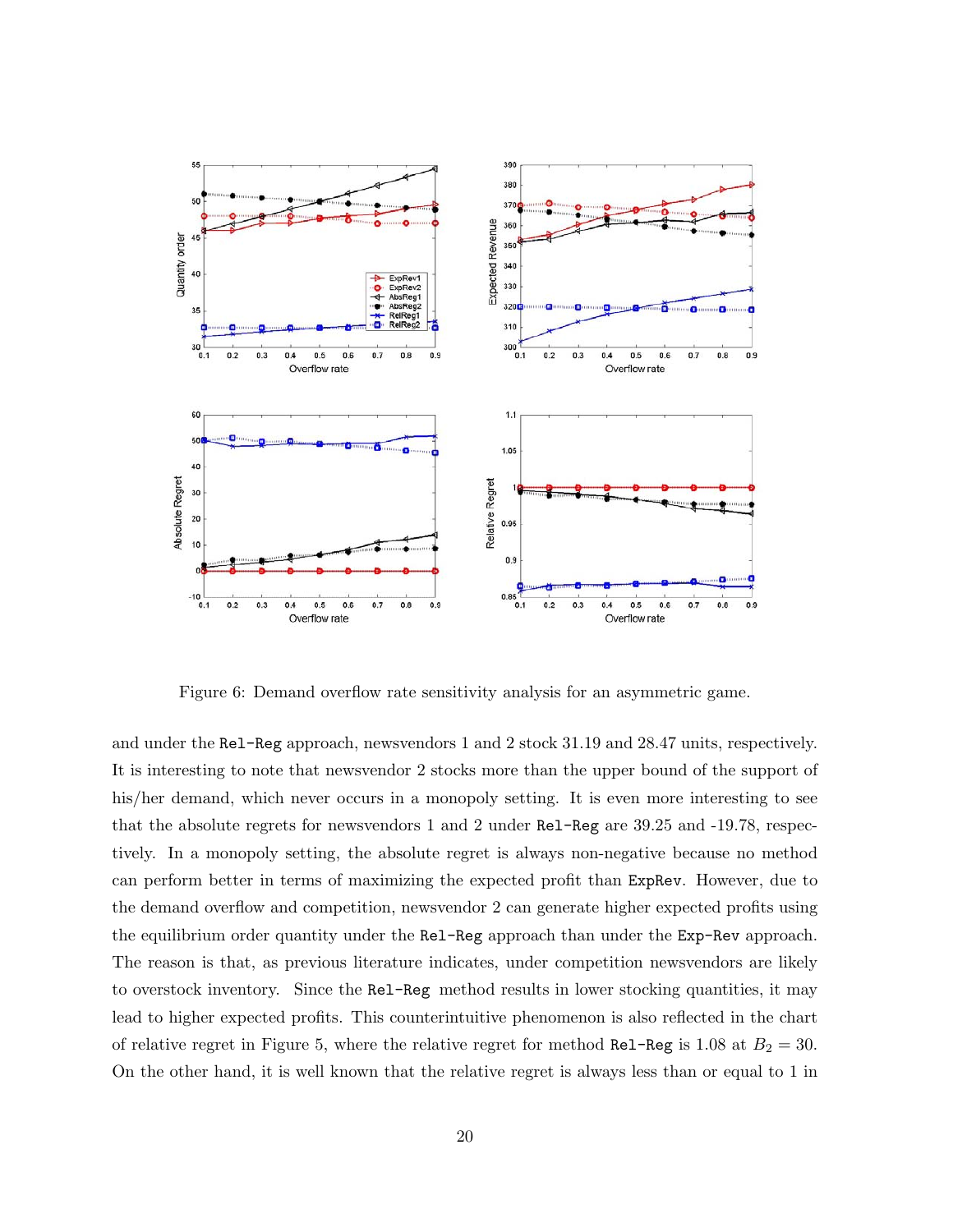Figure 6: Demand overflow rate sensitivity analysis for an asymmetric game.

and under the `Rel-Reg` approach, newsvendors 1 and 2 stock 31.19 and 28.47 units, respectively. It is interesting to note that newsvendor 2 stocks more than the upper bound of the support of his/her demand, which never occurs in a monopoly setting. It is even more interesting to see that the absolute regrets for newsvendors 1 and 2 under `Rel-Reg` are 39.25 and -19.78, respectively. In a monopoly setting, the absolute regret is always non-negative because no method can perform better in terms of maximizing the expected profit than `ExpRev`. However, due to the demand overflow and competition, newsvendor 2 can generate higher expected profits using the equilibrium order quantity under the `Rel-Reg` approach than under the `Exp-Rev` approach. The reason is that, as previous literature indicates, under competition newsvendors are likely to overstock inventory. Since the `Rel-Reg` method results in lower stocking quantities, it may lead to higher expected profits. This counterintuitive phenomenon is also reflected in the chart of relative regret in Figure 5, where the relative regret for method `Rel-Reg` is 1.08 at $B_2 = 30$. On the other hand, it is well known that the relative regret is always less than or equal to 1 in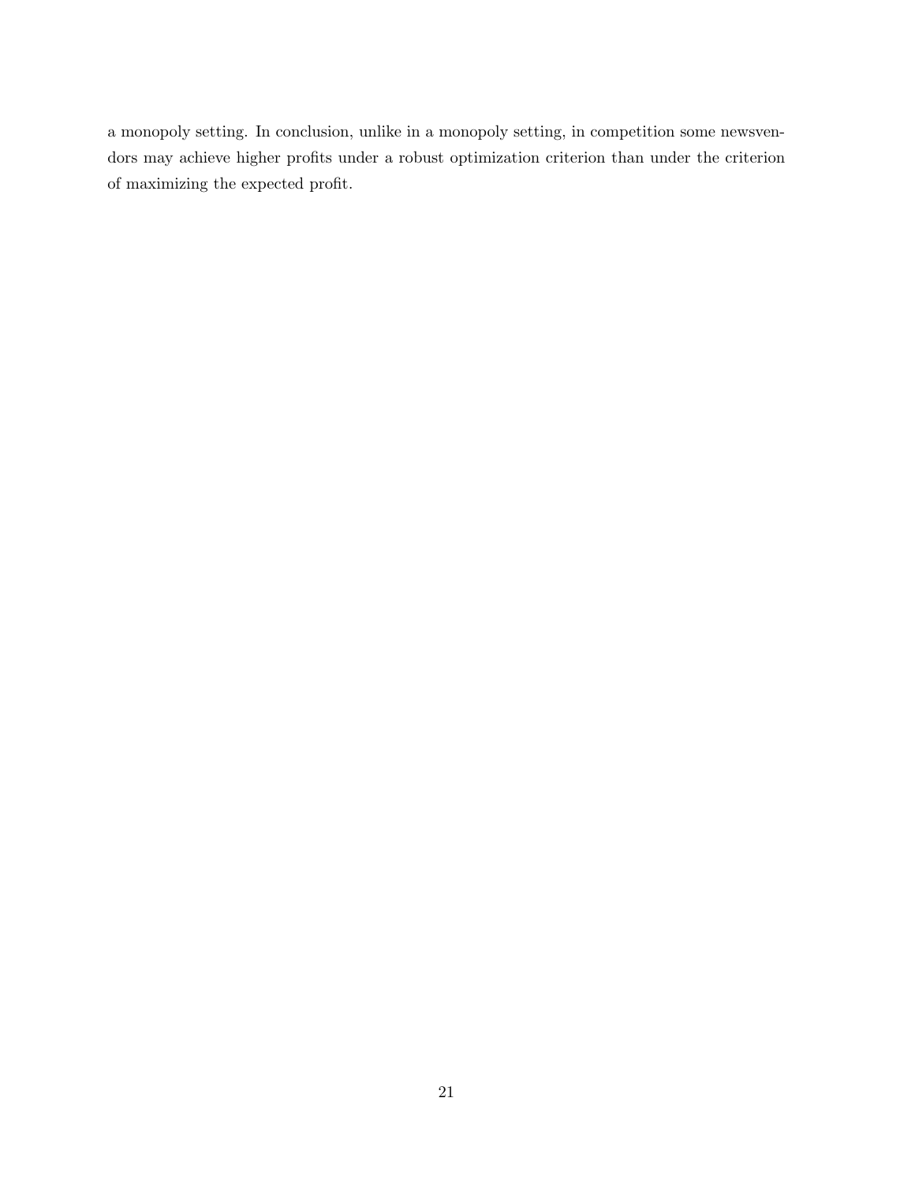a monopoly setting. In conclusion, unlike in a monopoly setting, in competition some newsvendors may achieve higher profits under a robust optimization criterion than under the criterion of maximizing the expected profit.